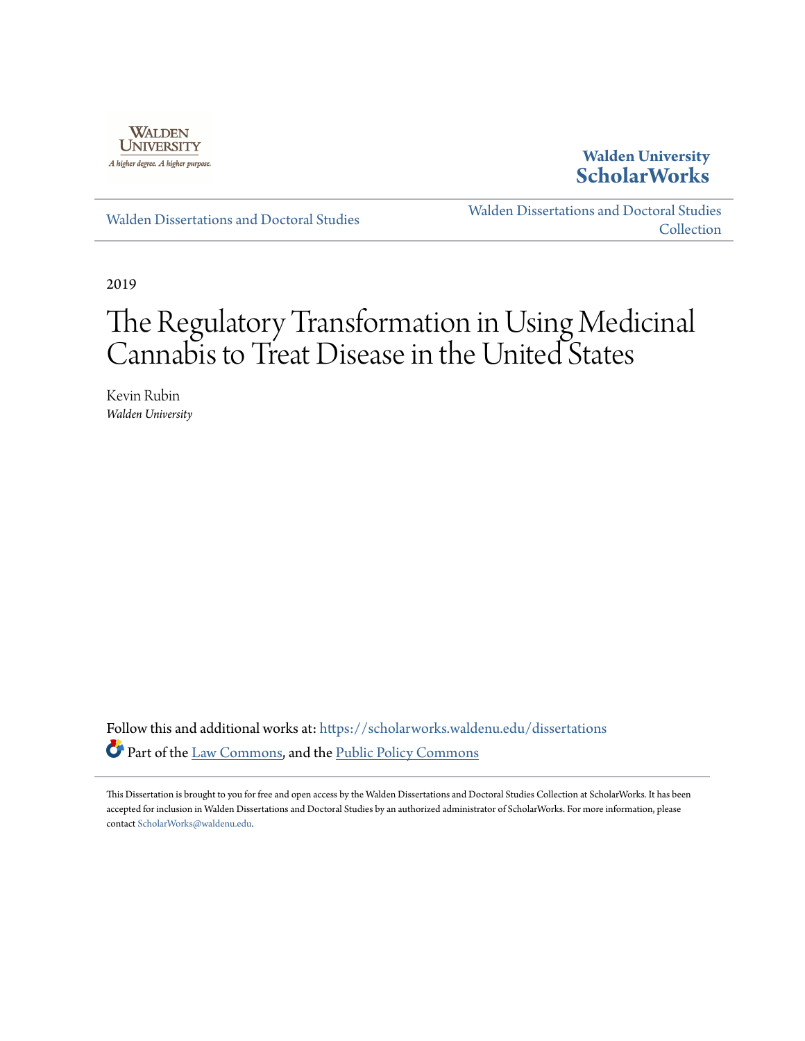Walden University
A higher degree. A higher purpose.

**Walden University ScholarWorks**

Walden Dissertations and Doctoral Studies

Walden Dissertations and Doctoral Studies Collection

2019

# The Regulatory Transformation in Using Medicinal Cannabis to Treat Disease in the United States

Kevin Rubin
*Walden University*

Follow this and additional works at: https://scholarworks.waldenu.edu/dissertations

Part of the Law Commons, and the Public Policy Commons

This Dissertation is brought to you for free and open access by the Walden Dissertations and Doctoral Studies Collection at ScholarWorks. It has been accepted for inclusion in Walden Dissertations and Doctoral Studies by an authorized administrator of ScholarWorks. For more information, please contact ScholarWorks@waldenu.edu.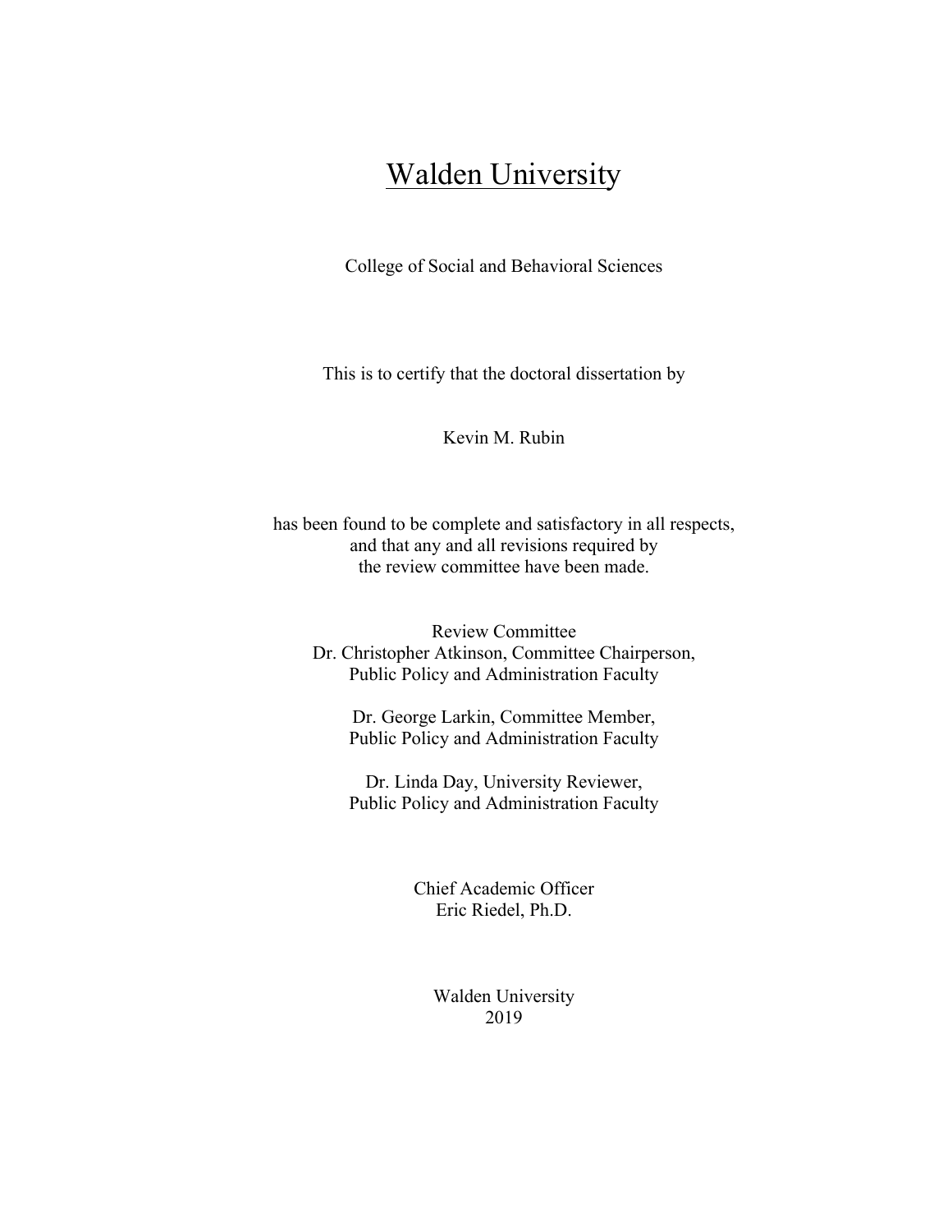# Walden University

College of Social and Behavioral Sciences

This is to certify that the doctoral dissertation by

Kevin M. Rubin

has been found to be complete and satisfactory in all respects,
and that any and all revisions required by
the review committee have been made.

Review Committee
Dr. Christopher Atkinson, Committee Chairperson,
Public Policy and Administration Faculty

Dr. George Larkin, Committee Member,
Public Policy and Administration Faculty

Dr. Linda Day, University Reviewer,
Public Policy and Administration Faculty

Chief Academic Officer
Eric Riedel, Ph.D.

Walden University
2019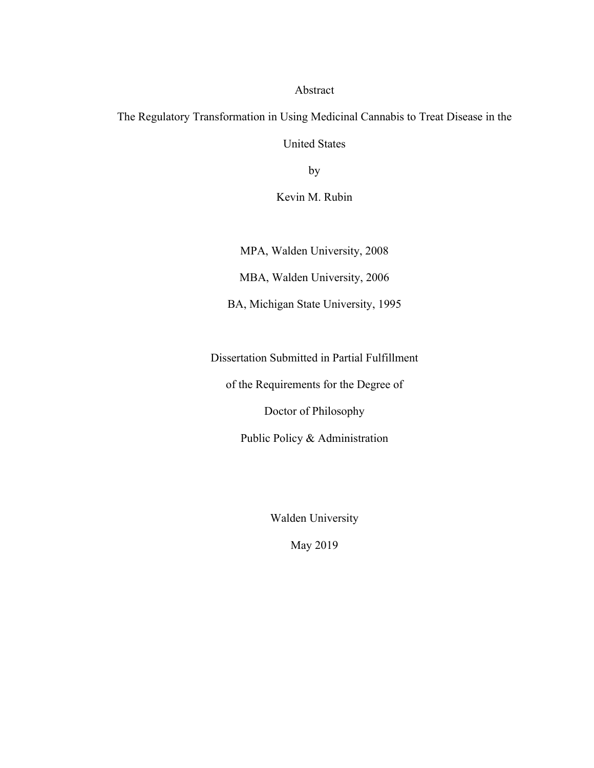Abstract

The Regulatory Transformation in Using Medicinal Cannabis to Treat Disease in the United States

by

Kevin M. Rubin

MPA, Walden University, 2008

MBA, Walden University, 2006

BA, Michigan State University, 1995

Dissertation Submitted in Partial Fulfillment

of the Requirements for the Degree of

Doctor of Philosophy

Public Policy & Administration

Walden University

May 2019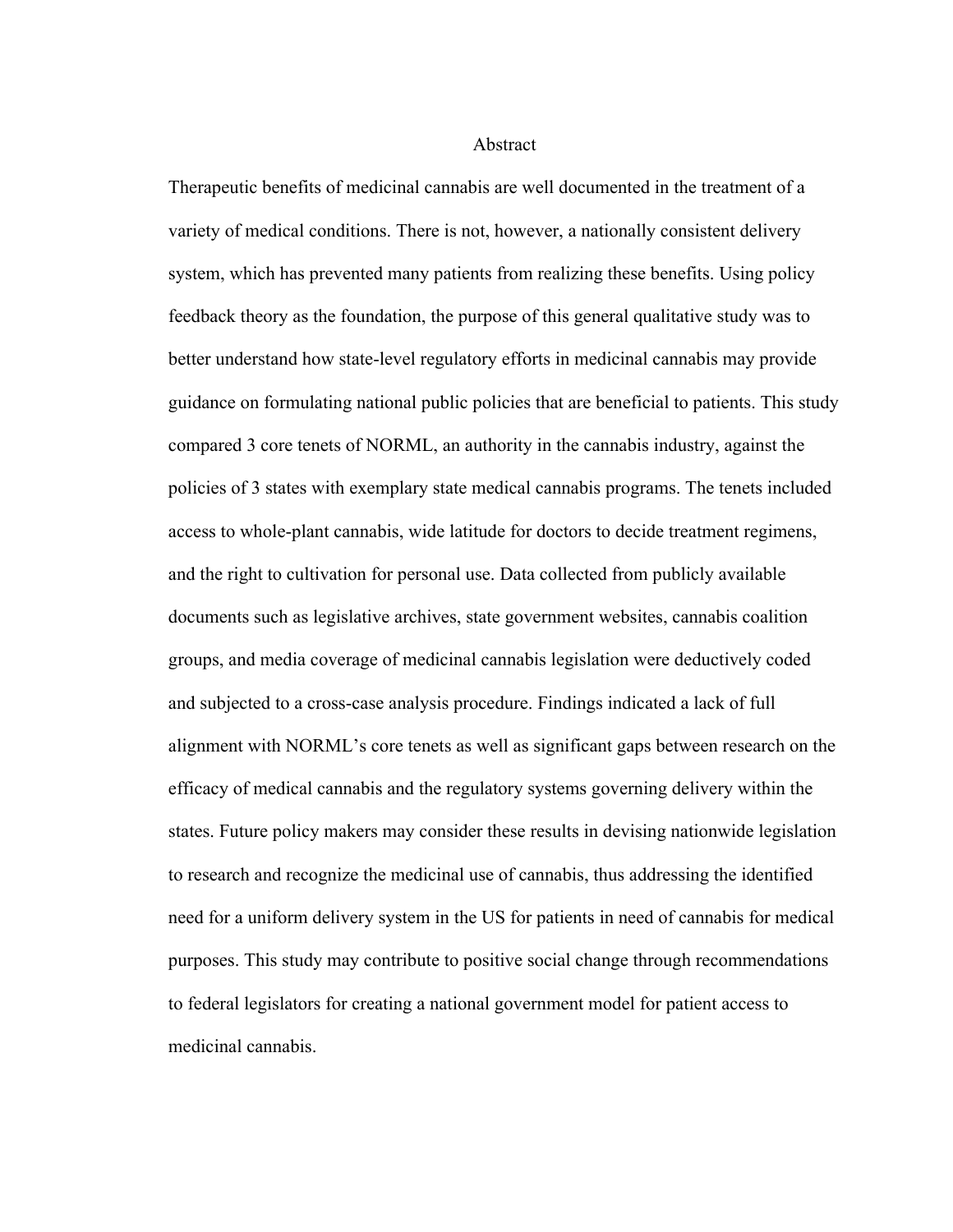# Abstract

Therapeutic benefits of medicinal cannabis are well documented in the treatment of a variety of medical conditions. There is not, however, a nationally consistent delivery system, which has prevented many patients from realizing these benefits. Using policy feedback theory as the foundation, the purpose of this general qualitative study was to better understand how state-level regulatory efforts in medicinal cannabis may provide guidance on formulating national public policies that are beneficial to patients. This study compared 3 core tenets of NORML, an authority in the cannabis industry, against the policies of 3 states with exemplary state medical cannabis programs. The tenets included access to whole-plant cannabis, wide latitude for doctors to decide treatment regimens, and the right to cultivation for personal use. Data collected from publicly available documents such as legislative archives, state government websites, cannabis coalition groups, and media coverage of medicinal cannabis legislation were deductively coded and subjected to a cross-case analysis procedure. Findings indicated a lack of full alignment with NORML's core tenets as well as significant gaps between research on the efficacy of medical cannabis and the regulatory systems governing delivery within the states. Future policy makers may consider these results in devising nationwide legislation to research and recognize the medicinal use of cannabis, thus addressing the identified need for a uniform delivery system in the US for patients in need of cannabis for medical purposes. This study may contribute to positive social change through recommendations to federal legislators for creating a national government model for patient access to medicinal cannabis.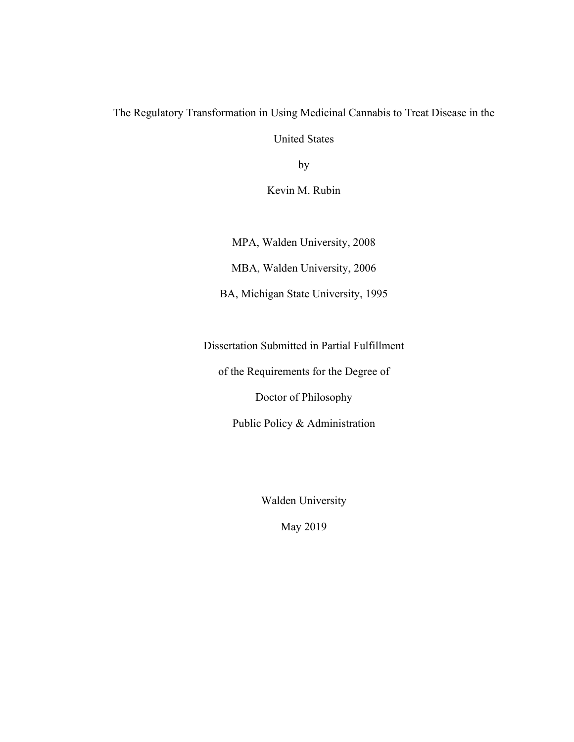The Regulatory Transformation in Using Medicinal Cannabis to Treat Disease in the United States

by

Kevin M. Rubin

MPA, Walden University, 2008

MBA, Walden University, 2006

BA, Michigan State University, 1995

Dissertation Submitted in Partial Fulfillment

of the Requirements for the Degree of

Doctor of Philosophy

Public Policy & Administration

Walden University

May 2019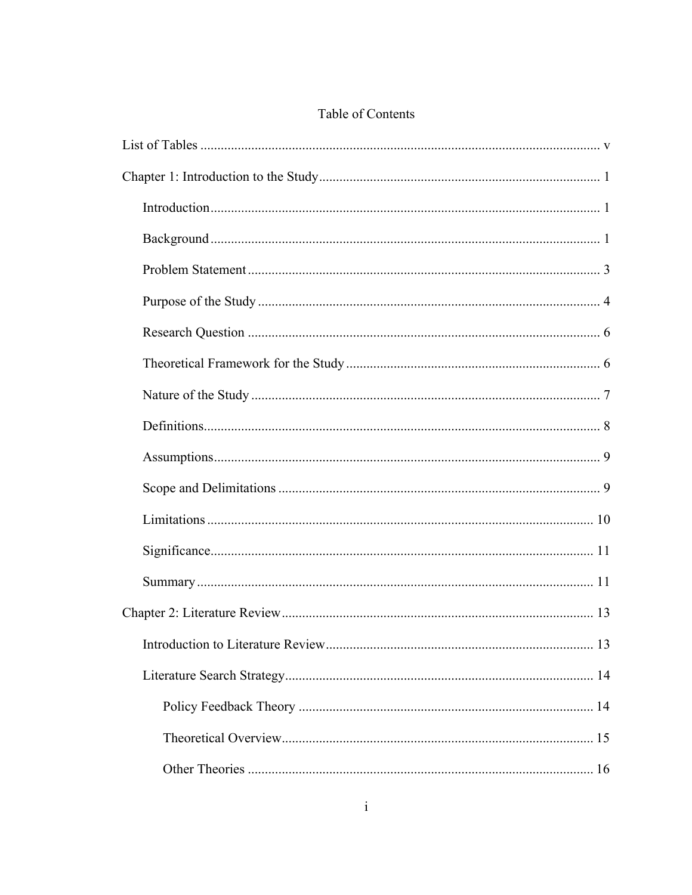# Table of Contents

List of Tables ..................................................................................................... v

Chapter 1: Introduction to the Study .................................................................... 1

- Introduction ................................................................................................. 1
- Background ................................................................................................. 1
- Problem Statement ...................................................................................... 3
- Purpose of the Study ................................................................................... 4
- Research Question ...................................................................................... 6
- Theoretical Framework for the Study .......................................................... 6
- Nature of the Study ..................................................................................... 7
- Definitions ................................................................................................... 8
- Assumptions ................................................................................................ 9
- Scope and Delimitations ............................................................................. 9
- Limitations ................................................................................................. 10
- Significance ............................................................................................... 11
- Summary .................................................................................................... 11

Chapter 2: Literature Review ............................................................................. 13

- Introduction to Literature Review .............................................................. 13
- Literature Search Strategy .......................................................................... 14
  - Policy Feedback Theory ....................................................................... 14
  - Theoretical Overview ............................................................................ 15
  - Other Theories ...................................................................................... 16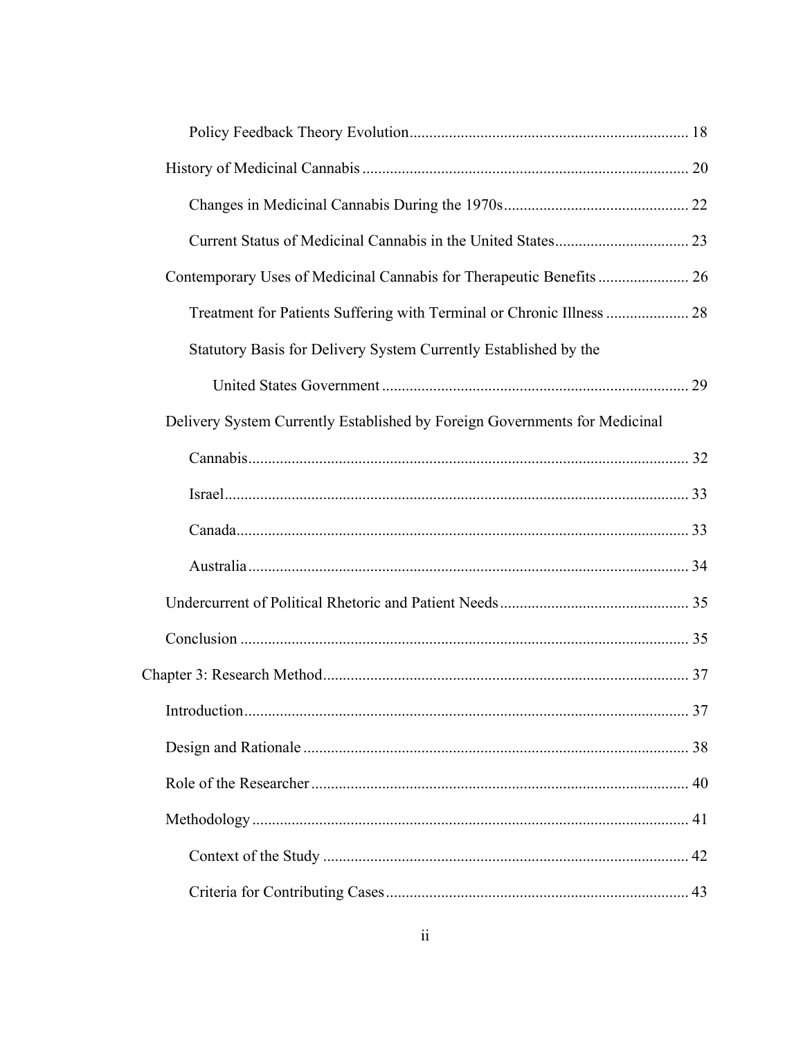Policy Feedback Theory Evolution ........................................................................ 18

History of Medicinal Cannabis .................................................................................. 20

Changes in Medicinal Cannabis During the 1970s ............................................... 22

Current Status of Medicinal Cannabis in the United States .................................. 23

Contemporary Uses of Medicinal Cannabis for Therapeutic Benefits ....................... 26

Treatment for Patients Suffering with Terminal or Chronic Illness ..................... 28

Statutory Basis for Delivery System Currently Established by the United States Government ............................................................................. 29

Delivery System Currently Established by Foreign Governments for Medicinal Cannabis ................................................................................................................ 32

Israel ..................................................................................................................... 33

Canada .................................................................................................................. 33

Australia ............................................................................................................... 34

Undercurrent of Political Rhetoric and Patient Needs ................................................ 35

Conclusion ................................................................................................................. 35

Chapter 3: Research Method ............................................................................................ 37

Introduction ................................................................................................................ 37

Design and Rationale ................................................................................................. 38

Role of the Researcher ............................................................................................... 40

Methodology .............................................................................................................. 41

Context of the Study ............................................................................................. 42

Criteria for Contributing Cases ............................................................................. 43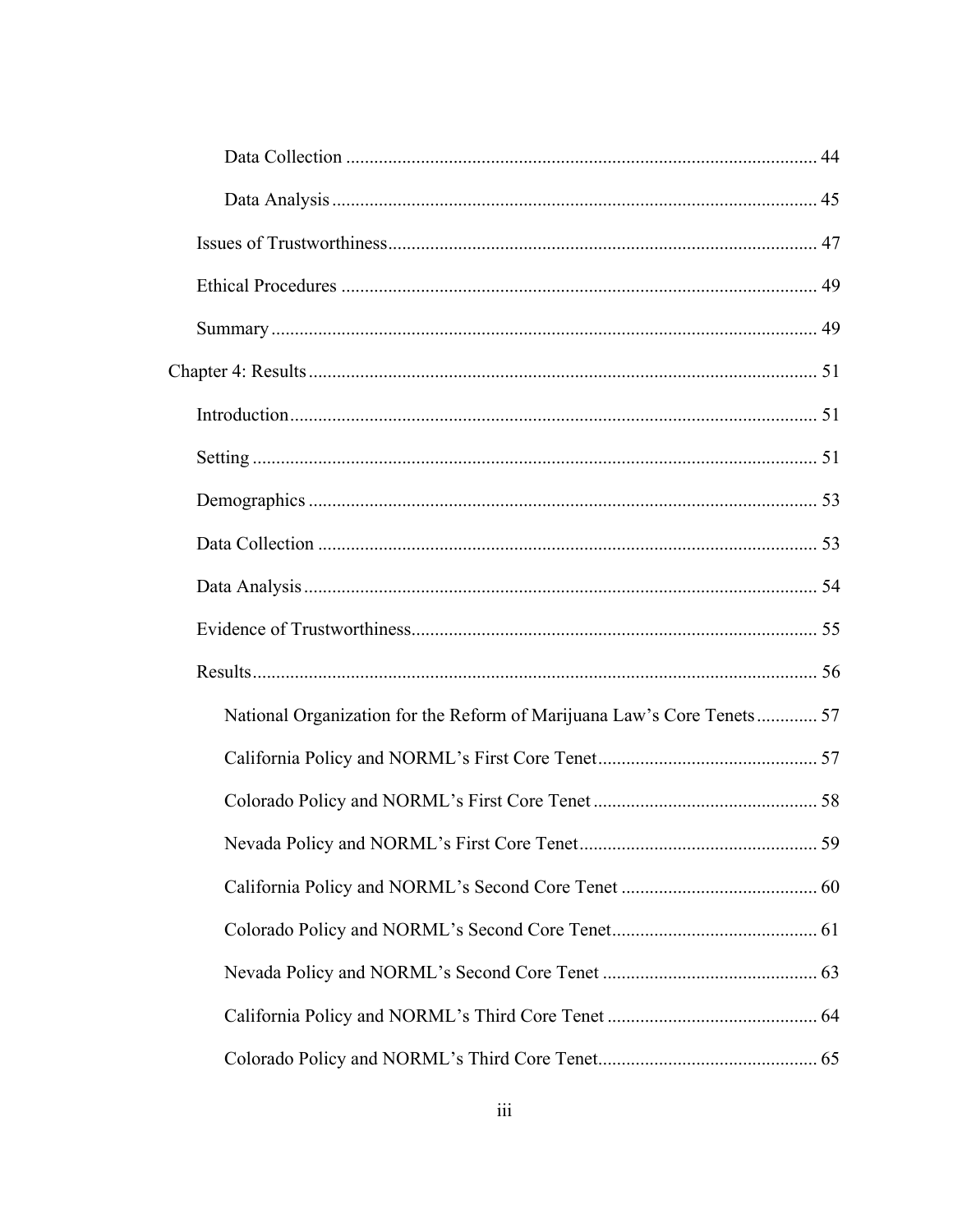Data Collection .................................................................................................... 44

Data Analysis ....................................................................................................... 45

Issues of Trustworthiness ........................................................................................... 47

Ethical Procedures ..................................................................................................... 49

Summary .................................................................................................................... 49

Chapter 4: Results ............................................................................................................ 51

Introduction ................................................................................................................ 51

Setting ........................................................................................................................ 51

Demographics ............................................................................................................ 53

Data Collection .......................................................................................................... 53

Data Analysis ............................................................................................................. 54

Evidence of Trustworthiness...................................................................................... 55

Results ........................................................................................................................ 56

National Organization for the Reform of Marijuana Law's Core Tenets ............. 57

California Policy and NORML's First Core Tenet ............................................... 57

Colorado Policy and NORML's First Core Tenet ................................................ 58

Nevada Policy and NORML's First Core Tenet ................................................... 59

California Policy and NORML's Second Core Tenet .......................................... 60

Colorado Policy and NORML's Second Core Tenet ............................................ 61

Nevada Policy and NORML's Second Core Tenet .............................................. 63

California Policy and NORML's Third Core Tenet ............................................. 64

Colorado Policy and NORML's Third Core Tenet ............................................... 65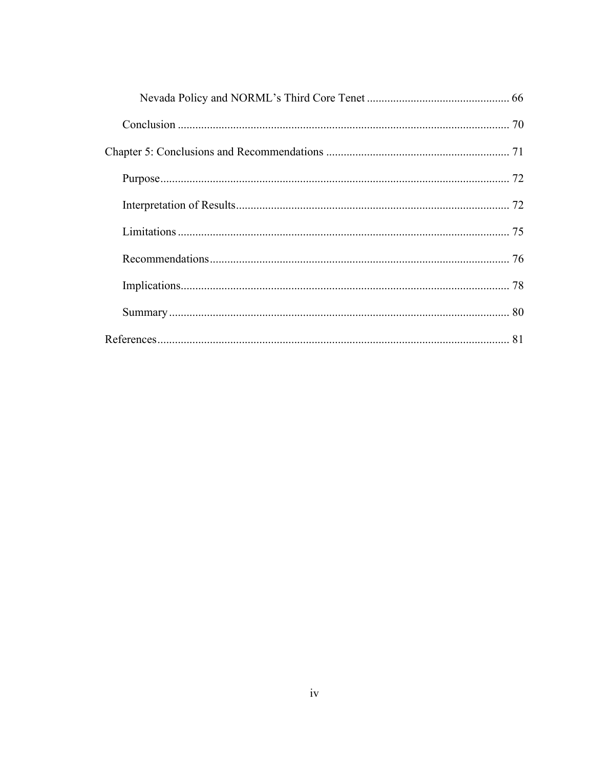Nevada Policy and NORML's Third Core Tenet ................................................ 66

Conclusion ................................................................................................ 70

Chapter 5: Conclusions and Recommendations .............................................................. 71

Purpose...................................................................................................... 72

Interpretation of Results............................................................................ 72

Limitations ................................................................................................ 75

Recommendations..................................................................................... 76

Implications............................................................................................... 78

Summary ................................................................................................... 80

References....................................................................................................................... 81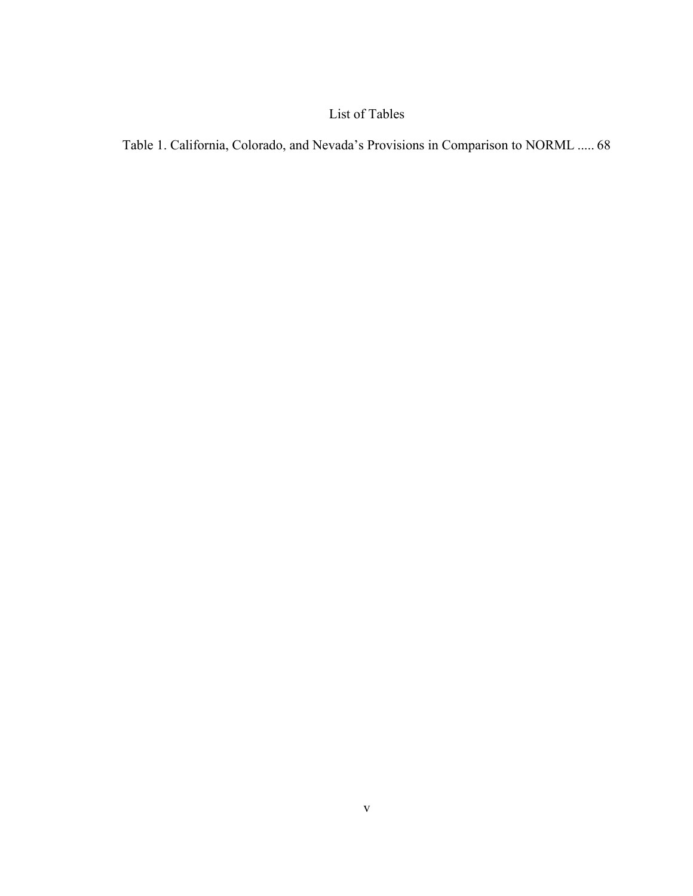# List of Tables

Table 1. California, Colorado, and Nevada’s Provisions in Comparison to NORML ..... 68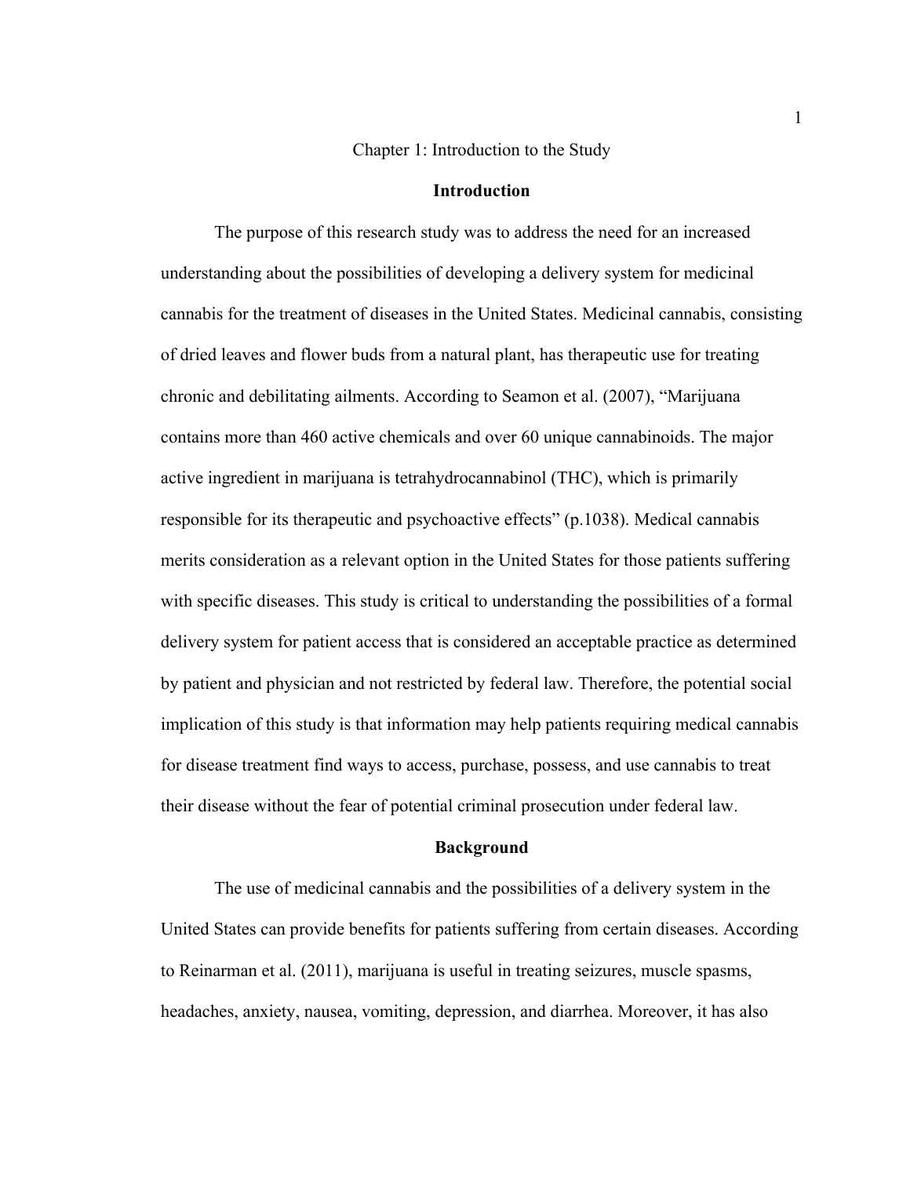# Chapter 1: Introduction to the Study

## Introduction

The purpose of this research study was to address the need for an increased understanding about the possibilities of developing a delivery system for medicinal cannabis for the treatment of diseases in the United States. Medicinal cannabis, consisting of dried leaves and flower buds from a natural plant, has therapeutic use for treating chronic and debilitating ailments. According to Seamon et al. (2007), "Marijuana contains more than 460 active chemicals and over 60 unique cannabinoids. The major active ingredient in marijuana is tetrahydrocannabinol (THC), which is primarily responsible for its therapeutic and psychoactive effects" (p.1038). Medical cannabis merits consideration as a relevant option in the United States for those patients suffering with specific diseases. This study is critical to understanding the possibilities of a formal delivery system for patient access that is considered an acceptable practice as determined by patient and physician and not restricted by federal law. Therefore, the potential social implication of this study is that information may help patients requiring medical cannabis for disease treatment find ways to access, purchase, possess, and use cannabis to treat their disease without the fear of potential criminal prosecution under federal law.

## Background

The use of medicinal cannabis and the possibilities of a delivery system in the United States can provide benefits for patients suffering from certain diseases. According to Reinarman et al. (2011), marijuana is useful in treating seizures, muscle spasms, headaches, anxiety, nausea, vomiting, depression, and diarrhea. Moreover, it has also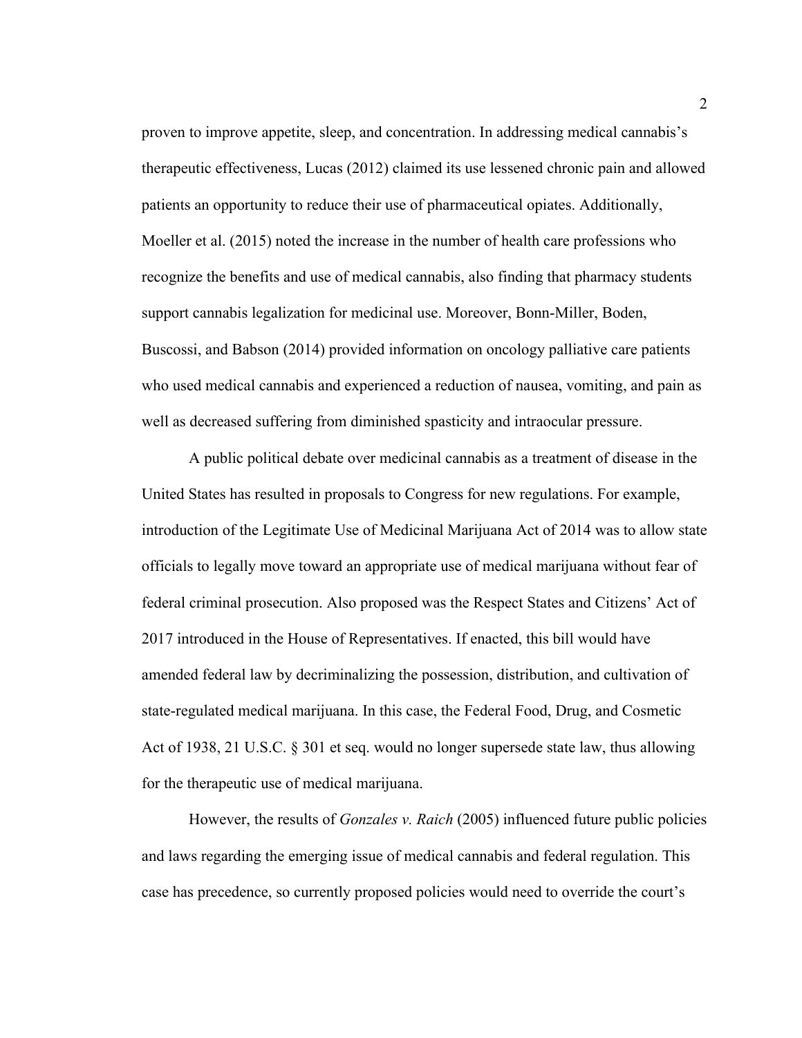proven to improve appetite, sleep, and concentration. In addressing medical cannabis's therapeutic effectiveness, Lucas (2012) claimed its use lessened chronic pain and allowed patients an opportunity to reduce their use of pharmaceutical opiates. Additionally, Moeller et al. (2015) noted the increase in the number of health care professions who recognize the benefits and use of medical cannabis, also finding that pharmacy students support cannabis legalization for medicinal use. Moreover, Bonn-Miller, Boden, Buscossi, and Babson (2014) provided information on oncology palliative care patients who used medical cannabis and experienced a reduction of nausea, vomiting, and pain as well as decreased suffering from diminished spasticity and intraocular pressure.

A public political debate over medicinal cannabis as a treatment of disease in the United States has resulted in proposals to Congress for new regulations. For example, introduction of the Legitimate Use of Medicinal Marijuana Act of 2014 was to allow state officials to legally move toward an appropriate use of medical marijuana without fear of federal criminal prosecution. Also proposed was the Respect States and Citizens' Act of 2017 introduced in the House of Representatives. If enacted, this bill would have amended federal law by decriminalizing the possession, distribution, and cultivation of state-regulated medical marijuana. In this case, the Federal Food, Drug, and Cosmetic Act of 1938, 21 U.S.C. § 301 et seq. would no longer supersede state law, thus allowing for the therapeutic use of medical marijuana.

However, the results of *Gonzales v. Raich* (2005) influenced future public policies and laws regarding the emerging issue of medical cannabis and federal regulation. This case has precedence, so currently proposed policies would need to override the court's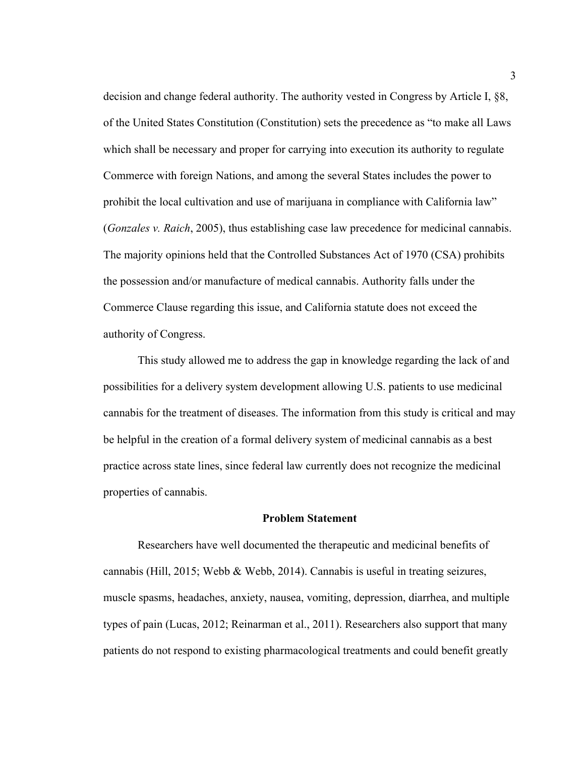decision and change federal authority. The authority vested in Congress by Article I, §8, of the United States Constitution (Constitution) sets the precedence as "to make all Laws which shall be necessary and proper for carrying into execution its authority to regulate Commerce with foreign Nations, and among the several States includes the power to prohibit the local cultivation and use of marijuana in compliance with California law" (*Gonzales v. Raich*, 2005), thus establishing case law precedence for medicinal cannabis. The majority opinions held that the Controlled Substances Act of 1970 (CSA) prohibits the possession and/or manufacture of medical cannabis. Authority falls under the Commerce Clause regarding this issue, and California statute does not exceed the authority of Congress.

This study allowed me to address the gap in knowledge regarding the lack of and possibilities for a delivery system development allowing U.S. patients to use medicinal cannabis for the treatment of diseases. The information from this study is critical and may be helpful in the creation of a formal delivery system of medicinal cannabis as a best practice across state lines, since federal law currently does not recognize the medicinal properties of cannabis.

## Problem Statement

Researchers have well documented the therapeutic and medicinal benefits of cannabis (Hill, 2015; Webb & Webb, 2014). Cannabis is useful in treating seizures, muscle spasms, headaches, anxiety, nausea, vomiting, depression, diarrhea, and multiple types of pain (Lucas, 2012; Reinarman et al., 2011). Researchers also support that many patients do not respond to existing pharmacological treatments and could benefit greatly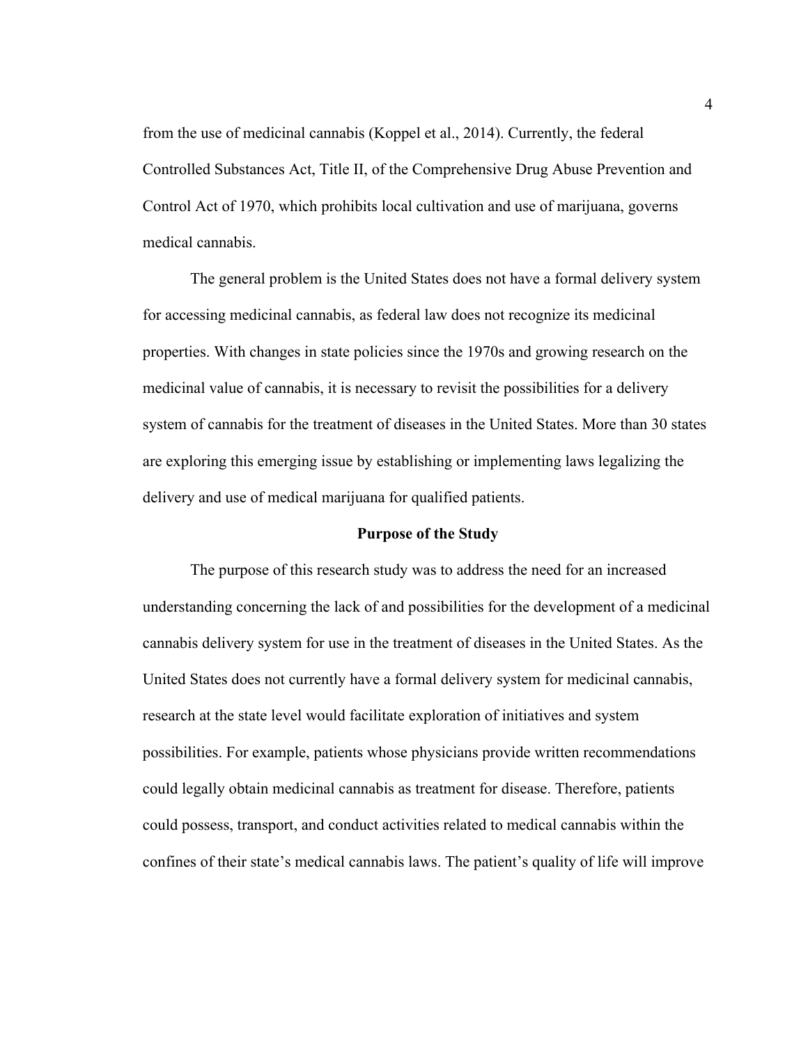from the use of medicinal cannabis (Koppel et al., 2014). Currently, the federal Controlled Substances Act, Title II, of the Comprehensive Drug Abuse Prevention and Control Act of 1970, which prohibits local cultivation and use of marijuana, governs medical cannabis.

The general problem is the United States does not have a formal delivery system for accessing medicinal cannabis, as federal law does not recognize its medicinal properties. With changes in state policies since the 1970s and growing research on the medicinal value of cannabis, it is necessary to revisit the possibilities for a delivery system of cannabis for the treatment of diseases in the United States. More than 30 states are exploring this emerging issue by establishing or implementing laws legalizing the delivery and use of medical marijuana for qualified patients.

## Purpose of the Study

The purpose of this research study was to address the need for an increased understanding concerning the lack of and possibilities for the development of a medicinal cannabis delivery system for use in the treatment of diseases in the United States. As the United States does not currently have a formal delivery system for medicinal cannabis, research at the state level would facilitate exploration of initiatives and system possibilities. For example, patients whose physicians provide written recommendations could legally obtain medicinal cannabis as treatment for disease. Therefore, patients could possess, transport, and conduct activities related to medical cannabis within the confines of their state's medical cannabis laws. The patient's quality of life will improve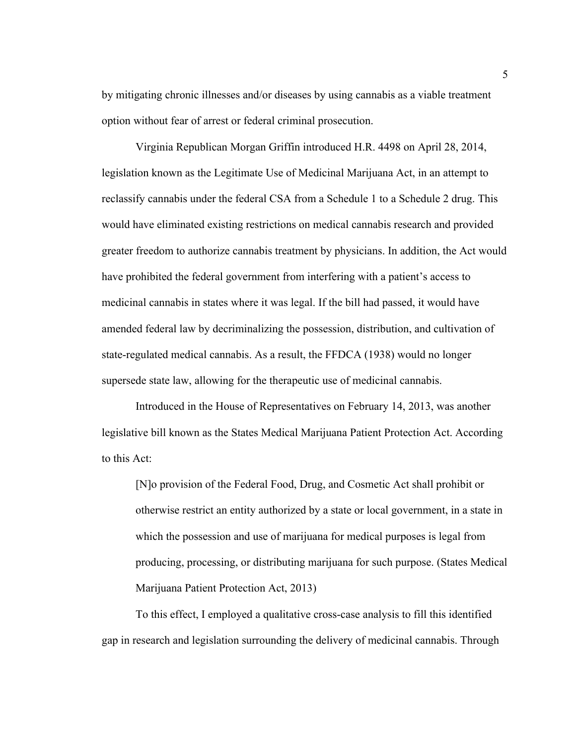by mitigating chronic illnesses and/or diseases by using cannabis as a viable treatment option without fear of arrest or federal criminal prosecution.

Virginia Republican Morgan Griffin introduced H.R. 4498 on April 28, 2014, legislation known as the Legitimate Use of Medicinal Marijuana Act, in an attempt to reclassify cannabis under the federal CSA from a Schedule 1 to a Schedule 2 drug. This would have eliminated existing restrictions on medical cannabis research and provided greater freedom to authorize cannabis treatment by physicians. In addition, the Act would have prohibited the federal government from interfering with a patient's access to medicinal cannabis in states where it was legal. If the bill had passed, it would have amended federal law by decriminalizing the possession, distribution, and cultivation of state-regulated medical cannabis. As a result, the FFDCA (1938) would no longer supersede state law, allowing for the therapeutic use of medicinal cannabis.

Introduced in the House of Representatives on February 14, 2013, was another legislative bill known as the States Medical Marijuana Patient Protection Act. According to this Act:

> [N]o provision of the Federal Food, Drug, and Cosmetic Act shall prohibit or otherwise restrict an entity authorized by a state or local government, in a state in which the possession and use of marijuana for medical purposes is legal from producing, processing, or distributing marijuana for such purpose. (States Medical Marijuana Patient Protection Act, 2013)

To this effect, I employed a qualitative cross-case analysis to fill this identified gap in research and legislation surrounding the delivery of medicinal cannabis. Through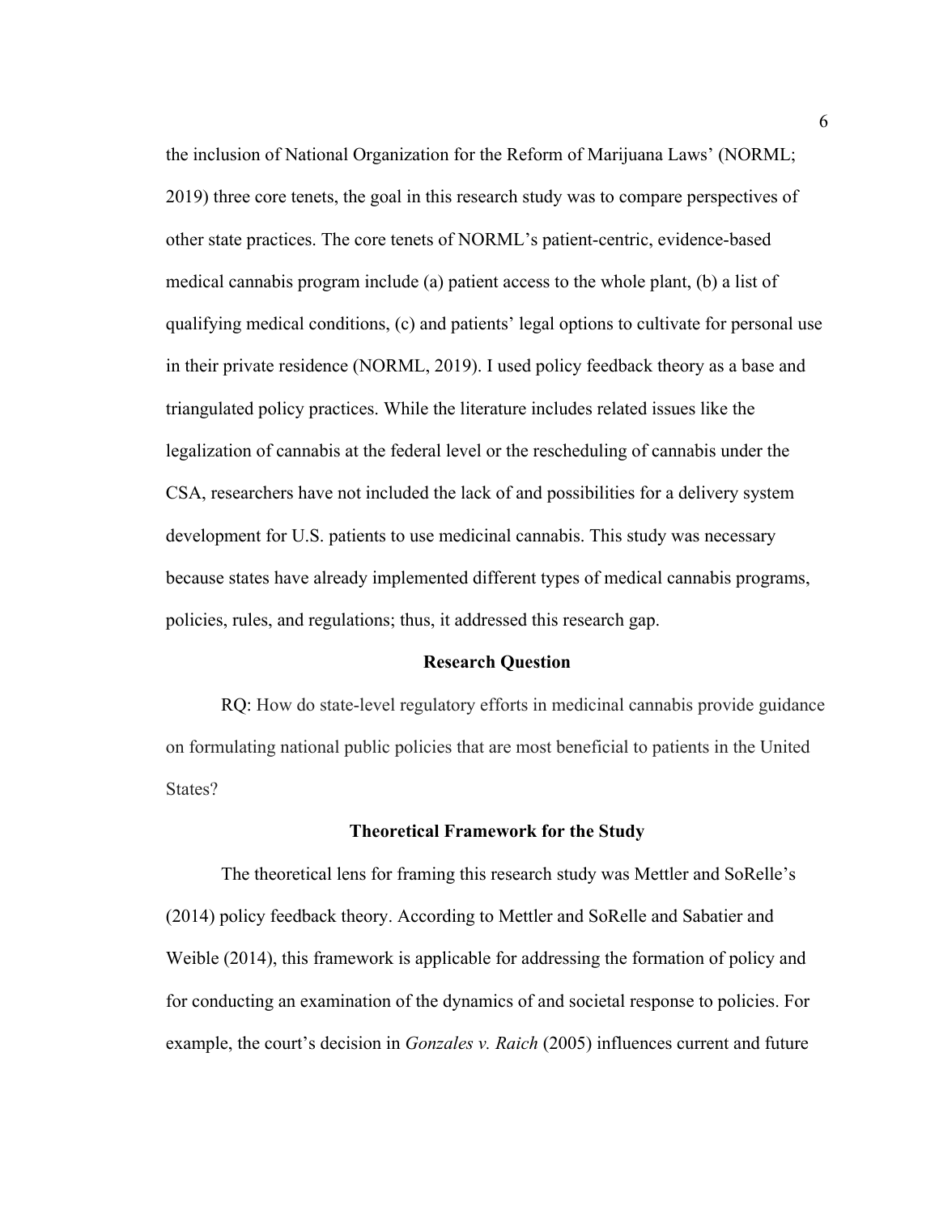the inclusion of National Organization for the Reform of Marijuana Laws' (NORML; 2019) three core tenets, the goal in this research study was to compare perspectives of other state practices. The core tenets of NORML's patient-centric, evidence-based medical cannabis program include (a) patient access to the whole plant, (b) a list of qualifying medical conditions, (c) and patients' legal options to cultivate for personal use in their private residence (NORML, 2019). I used policy feedback theory as a base and triangulated policy practices. While the literature includes related issues like the legalization of cannabis at the federal level or the rescheduling of cannabis under the CSA, researchers have not included the lack of and possibilities for a delivery system development for U.S. patients to use medicinal cannabis. This study was necessary because states have already implemented different types of medical cannabis programs, policies, rules, and regulations; thus, it addressed this research gap.

## Research Question

RQ: How do state-level regulatory efforts in medicinal cannabis provide guidance on formulating national public policies that are most beneficial to patients in the United States?

## Theoretical Framework for the Study

The theoretical lens for framing this research study was Mettler and SoRelle's (2014) policy feedback theory. According to Mettler and SoRelle and Sabatier and Weible (2014), this framework is applicable for addressing the formation of policy and for conducting an examination of the dynamics of and societal response to policies. For example, the court's decision in *Gonzales v. Raich* (2005) influences current and future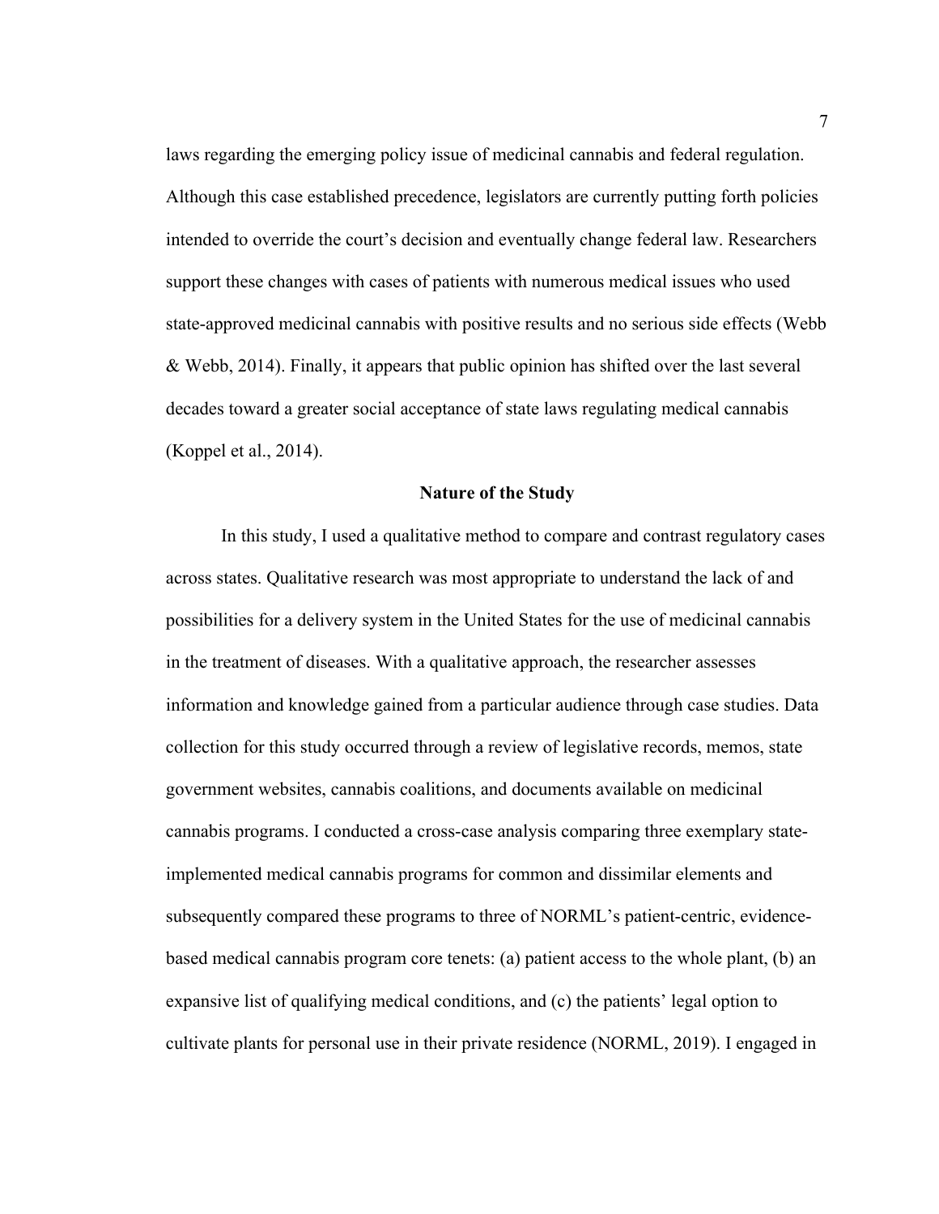laws regarding the emerging policy issue of medicinal cannabis and federal regulation. Although this case established precedence, legislators are currently putting forth policies intended to override the court's decision and eventually change federal law. Researchers support these changes with cases of patients with numerous medical issues who used state-approved medicinal cannabis with positive results and no serious side effects (Webb & Webb, 2014). Finally, it appears that public opinion has shifted over the last several decades toward a greater social acceptance of state laws regulating medical cannabis (Koppel et al., 2014).

## Nature of the Study

In this study, I used a qualitative method to compare and contrast regulatory cases across states. Qualitative research was most appropriate to understand the lack of and possibilities for a delivery system in the United States for the use of medicinal cannabis in the treatment of diseases. With a qualitative approach, the researcher assesses information and knowledge gained from a particular audience through case studies. Data collection for this study occurred through a review of legislative records, memos, state government websites, cannabis coalitions, and documents available on medicinal cannabis programs. I conducted a cross-case analysis comparing three exemplary state-implemented medical cannabis programs for common and dissimilar elements and subsequently compared these programs to three of NORML's patient-centric, evidence-based medical cannabis program core tenets: (a) patient access to the whole plant, (b) an expansive list of qualifying medical conditions, and (c) the patients' legal option to cultivate plants for personal use in their private residence (NORML, 2019). I engaged in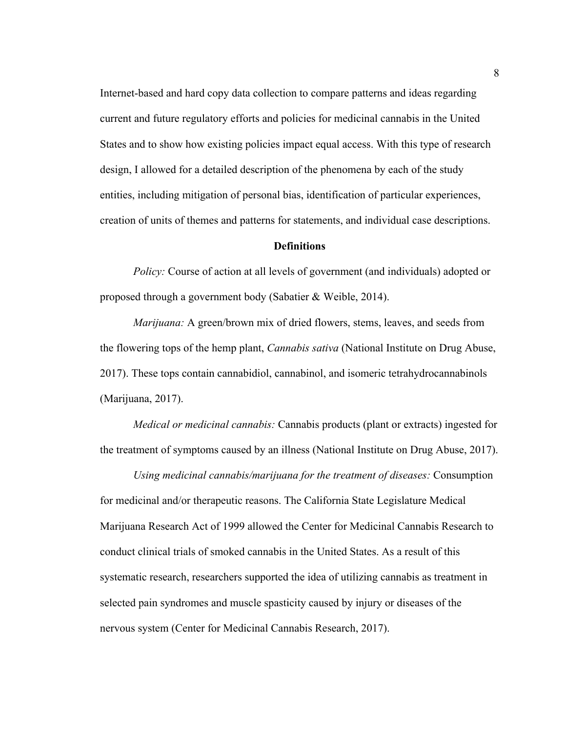Internet-based and hard copy data collection to compare patterns and ideas regarding current and future regulatory efforts and policies for medicinal cannabis in the United States and to show how existing policies impact equal access. With this type of research design, I allowed for a detailed description of the phenomena by each of the study entities, including mitigation of personal bias, identification of particular experiences, creation of units of themes and patterns for statements, and individual case descriptions.

## Definitions

*Policy:* Course of action at all levels of government (and individuals) adopted or proposed through a government body (Sabatier & Weible, 2014).

*Marijuana:* A green/brown mix of dried flowers, stems, leaves, and seeds from the flowering tops of the hemp plant, *Cannabis sativa* (National Institute on Drug Abuse, 2017). These tops contain cannabidiol, cannabinol, and isomeric tetrahydrocannabinols (Marijuana, 2017).

*Medical or medicinal cannabis:* Cannabis products (plant or extracts) ingested for the treatment of symptoms caused by an illness (National Institute on Drug Abuse, 2017).

*Using medicinal cannabis/marijuana for the treatment of diseases:* Consumption for medicinal and/or therapeutic reasons. The California State Legislature Medical Marijuana Research Act of 1999 allowed the Center for Medicinal Cannabis Research to conduct clinical trials of smoked cannabis in the United States. As a result of this systematic research, researchers supported the idea of utilizing cannabis as treatment in selected pain syndromes and muscle spasticity caused by injury or diseases of the nervous system (Center for Medicinal Cannabis Research, 2017).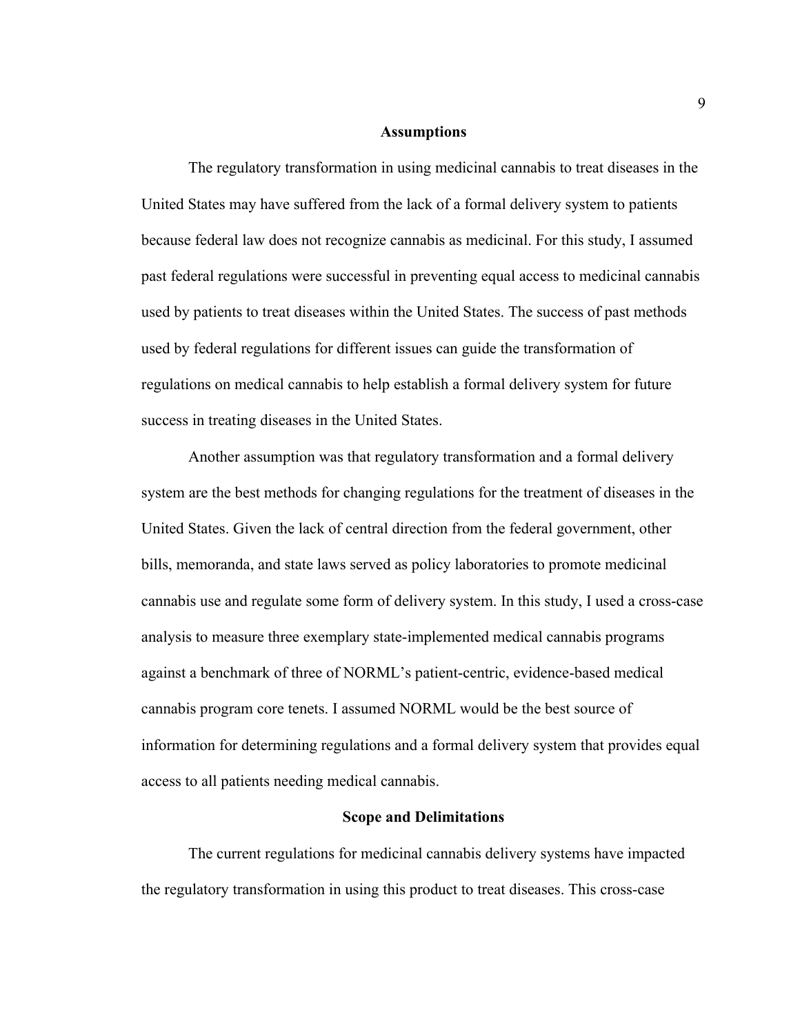## Assumptions

The regulatory transformation in using medicinal cannabis to treat diseases in the United States may have suffered from the lack of a formal delivery system to patients because federal law does not recognize cannabis as medicinal. For this study, I assumed past federal regulations were successful in preventing equal access to medicinal cannabis used by patients to treat diseases within the United States. The success of past methods used by federal regulations for different issues can guide the transformation of regulations on medical cannabis to help establish a formal delivery system for future success in treating diseases in the United States.

Another assumption was that regulatory transformation and a formal delivery system are the best methods for changing regulations for the treatment of diseases in the United States. Given the lack of central direction from the federal government, other bills, memoranda, and state laws served as policy laboratories to promote medicinal cannabis use and regulate some form of delivery system. In this study, I used a cross-case analysis to measure three exemplary state-implemented medical cannabis programs against a benchmark of three of NORML's patient-centric, evidence-based medical cannabis program core tenets. I assumed NORML would be the best source of information for determining regulations and a formal delivery system that provides equal access to all patients needing medical cannabis.

## Scope and Delimitations

The current regulations for medicinal cannabis delivery systems have impacted the regulatory transformation in using this product to treat diseases. This cross-case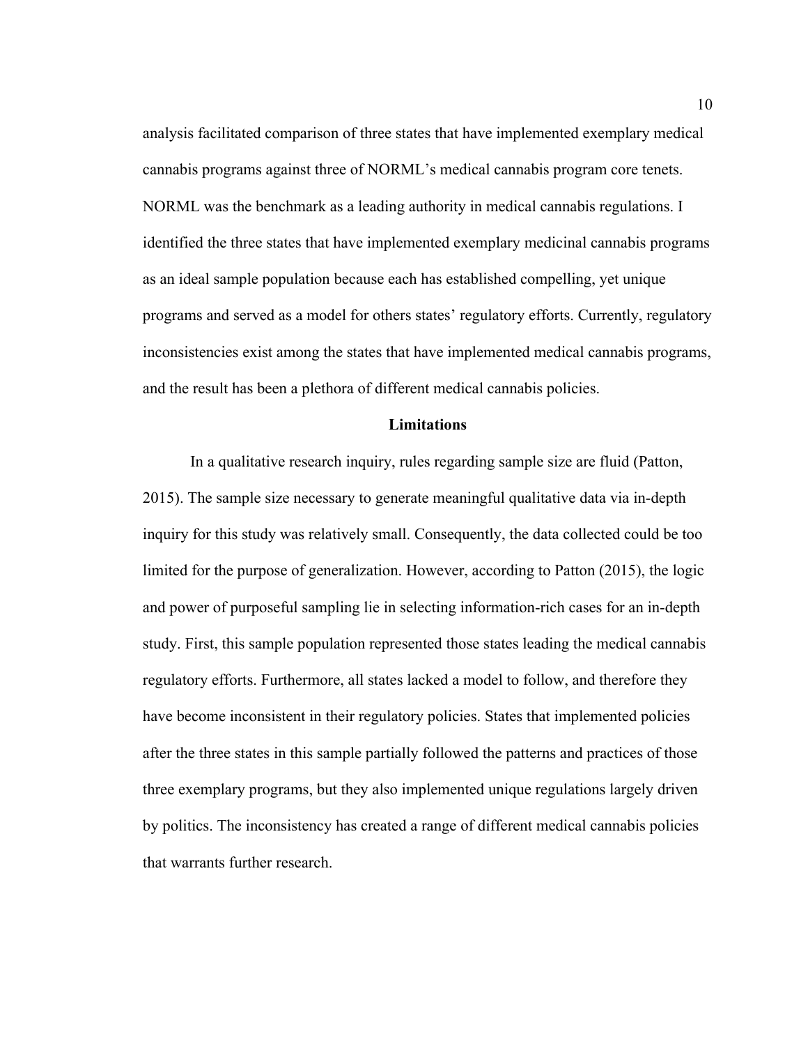analysis facilitated comparison of three states that have implemented exemplary medical cannabis programs against three of NORML's medical cannabis program core tenets. NORML was the benchmark as a leading authority in medical cannabis regulations. I identified the three states that have implemented exemplary medicinal cannabis programs as an ideal sample population because each has established compelling, yet unique programs and served as a model for others states' regulatory efforts. Currently, regulatory inconsistencies exist among the states that have implemented medical cannabis programs, and the result has been a plethora of different medical cannabis policies.

## Limitations

In a qualitative research inquiry, rules regarding sample size are fluid (Patton, 2015). The sample size necessary to generate meaningful qualitative data via in-depth inquiry for this study was relatively small. Consequently, the data collected could be too limited for the purpose of generalization. However, according to Patton (2015), the logic and power of purposeful sampling lie in selecting information-rich cases for an in-depth study. First, this sample population represented those states leading the medical cannabis regulatory efforts. Furthermore, all states lacked a model to follow, and therefore they have become inconsistent in their regulatory policies. States that implemented policies after the three states in this sample partially followed the patterns and practices of those three exemplary programs, but they also implemented unique regulations largely driven by politics. The inconsistency has created a range of different medical cannabis policies that warrants further research.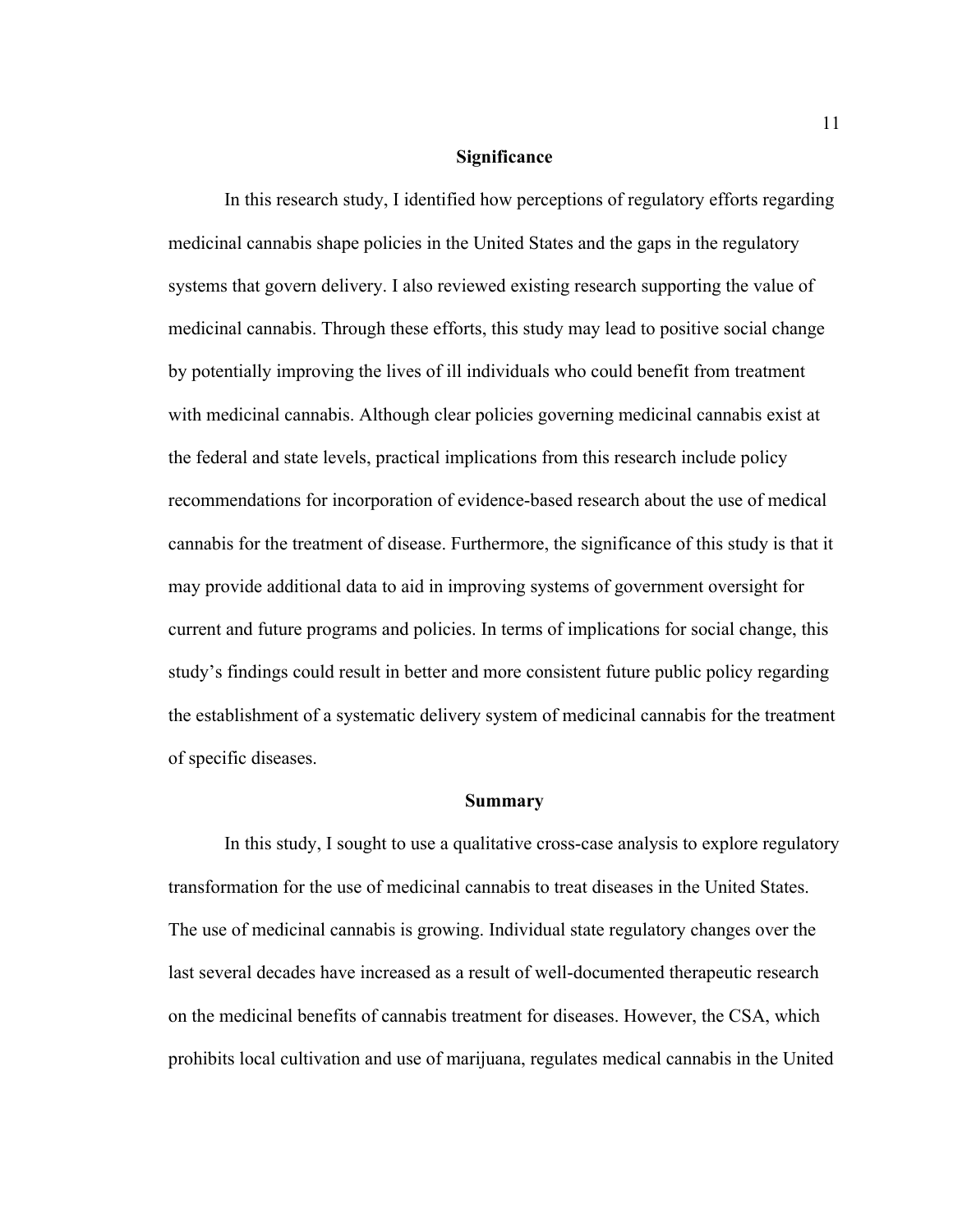## Significance

In this research study, I identified how perceptions of regulatory efforts regarding medicinal cannabis shape policies in the United States and the gaps in the regulatory systems that govern delivery. I also reviewed existing research supporting the value of medicinal cannabis. Through these efforts, this study may lead to positive social change by potentially improving the lives of ill individuals who could benefit from treatment with medicinal cannabis. Although clear policies governing medicinal cannabis exist at the federal and state levels, practical implications from this research include policy recommendations for incorporation of evidence-based research about the use of medical cannabis for the treatment of disease. Furthermore, the significance of this study is that it may provide additional data to aid in improving systems of government oversight for current and future programs and policies. In terms of implications for social change, this study's findings could result in better and more consistent future public policy regarding the establishment of a systematic delivery system of medicinal cannabis for the treatment of specific diseases.

## Summary

In this study, I sought to use a qualitative cross-case analysis to explore regulatory transformation for the use of medicinal cannabis to treat diseases in the United States. The use of medicinal cannabis is growing. Individual state regulatory changes over the last several decades have increased as a result of well-documented therapeutic research on the medicinal benefits of cannabis treatment for diseases. However, the CSA, which prohibits local cultivation and use of marijuana, regulates medical cannabis in the United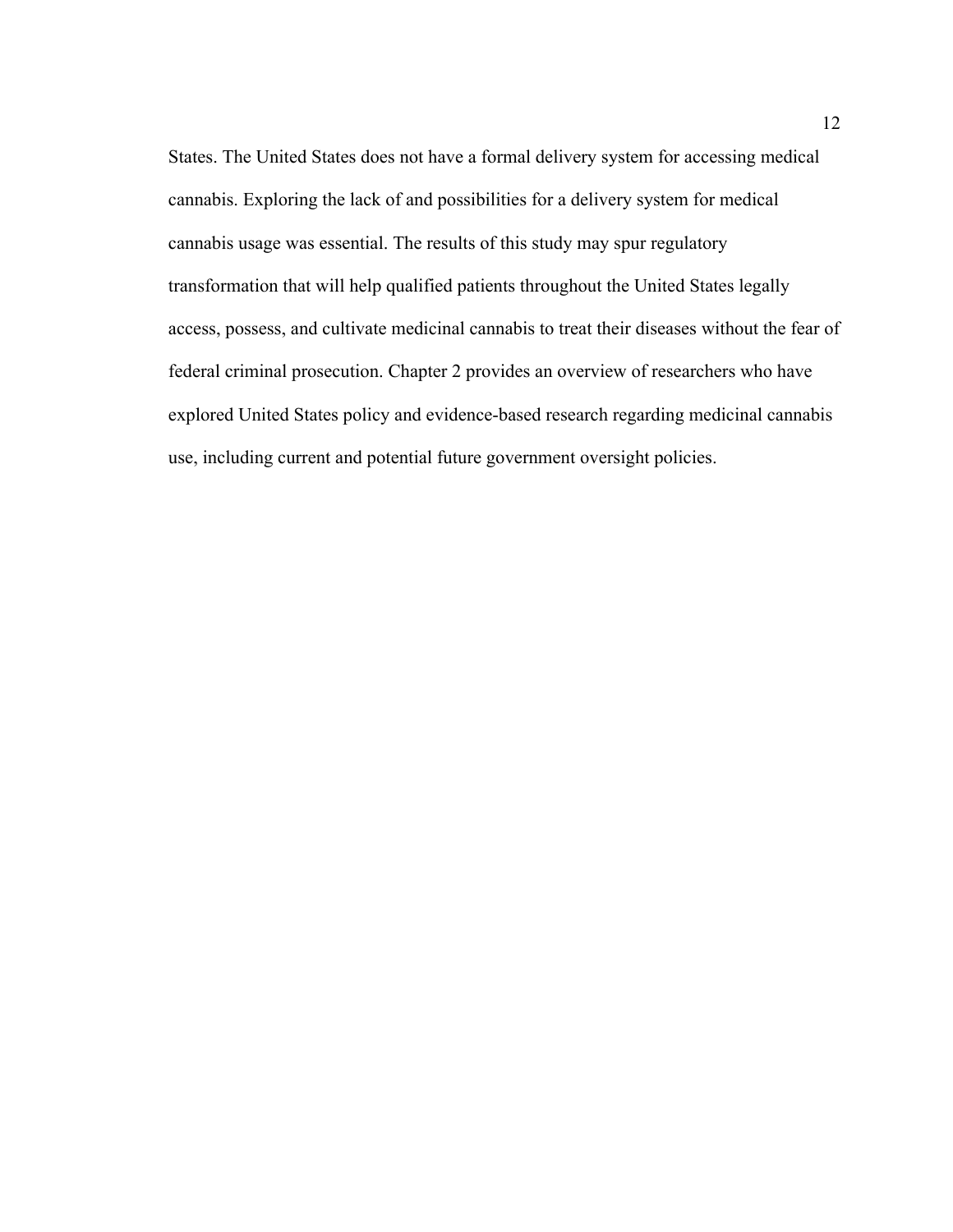States. The United States does not have a formal delivery system for accessing medical cannabis. Exploring the lack of and possibilities for a delivery system for medical cannabis usage was essential. The results of this study may spur regulatory transformation that will help qualified patients throughout the United States legally access, possess, and cultivate medicinal cannabis to treat their diseases without the fear of federal criminal prosecution. Chapter 2 provides an overview of researchers who have explored United States policy and evidence-based research regarding medicinal cannabis use, including current and potential future government oversight policies.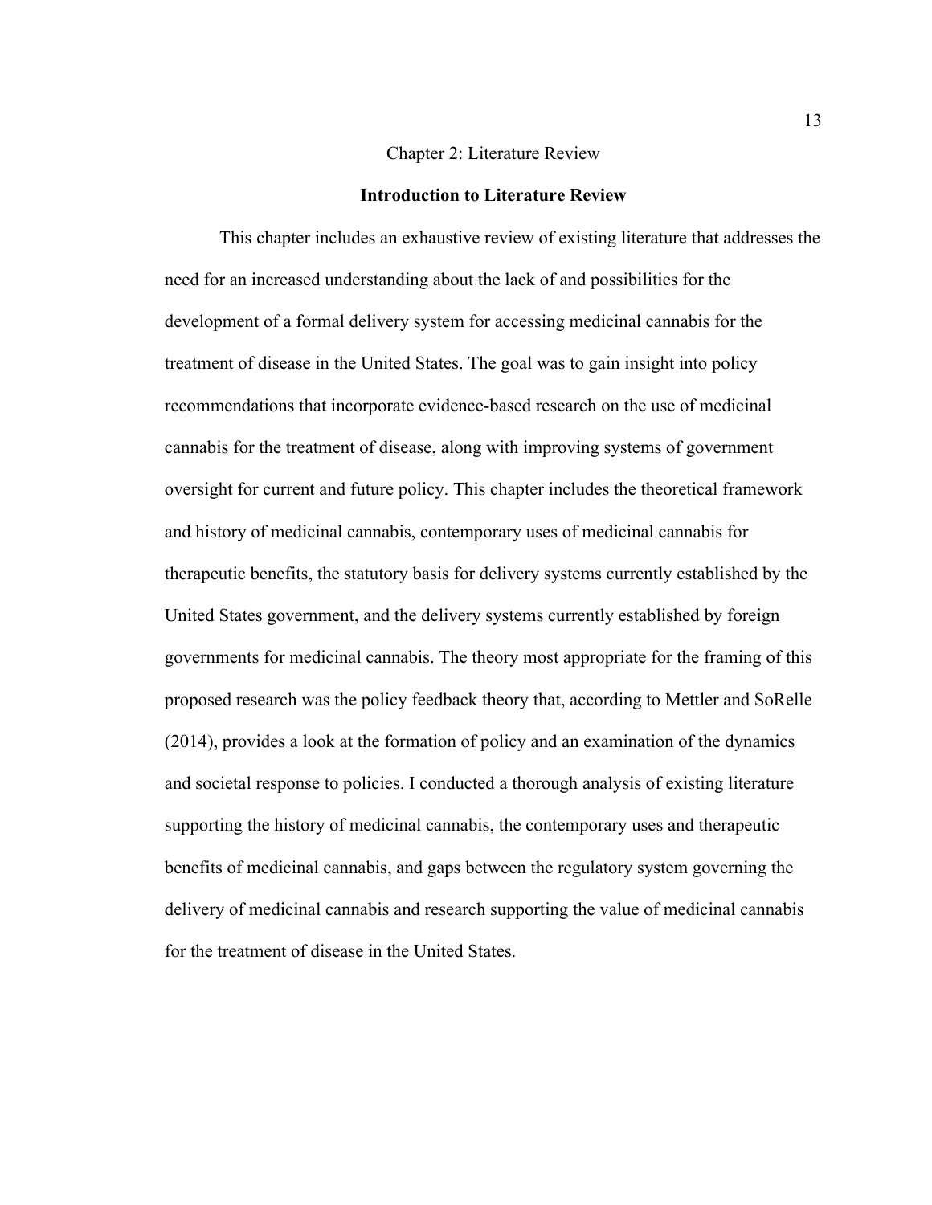# Chapter 2: Literature Review

## Introduction to Literature Review

This chapter includes an exhaustive review of existing literature that addresses the need for an increased understanding about the lack of and possibilities for the development of a formal delivery system for accessing medicinal cannabis for the treatment of disease in the United States. The goal was to gain insight into policy recommendations that incorporate evidence-based research on the use of medicinal cannabis for the treatment of disease, along with improving systems of government oversight for current and future policy. This chapter includes the theoretical framework and history of medicinal cannabis, contemporary uses of medicinal cannabis for therapeutic benefits, the statutory basis for delivery systems currently established by the United States government, and the delivery systems currently established by foreign governments for medicinal cannabis. The theory most appropriate for the framing of this proposed research was the policy feedback theory that, according to Mettler and SoRelle (2014), provides a look at the formation of policy and an examination of the dynamics and societal response to policies. I conducted a thorough analysis of existing literature supporting the history of medicinal cannabis, the contemporary uses and therapeutic benefits of medicinal cannabis, and gaps between the regulatory system governing the delivery of medicinal cannabis and research supporting the value of medicinal cannabis for the treatment of disease in the United States.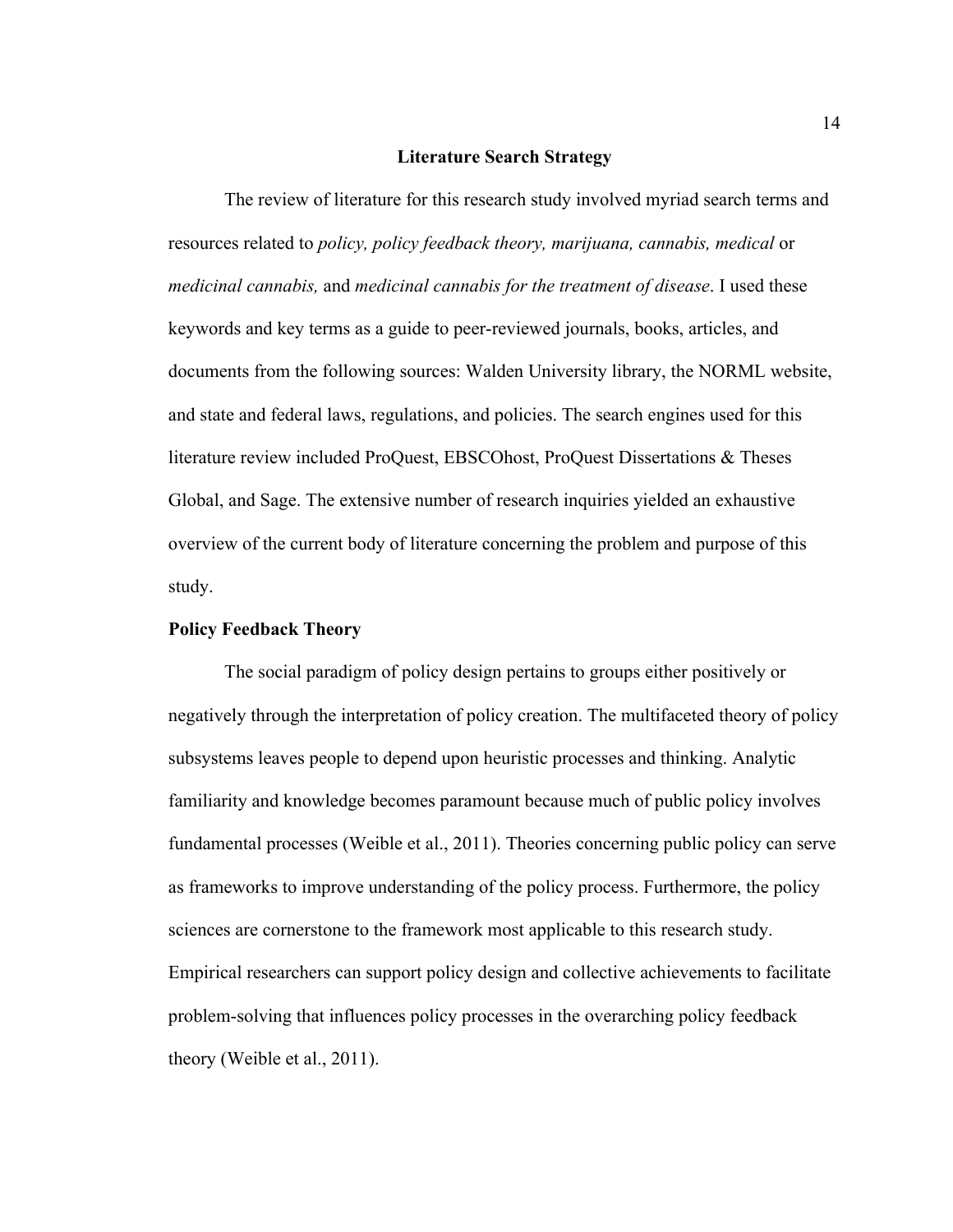## Literature Search Strategy

The review of literature for this research study involved myriad search terms and resources related to *policy, policy feedback theory, marijuana, cannabis, medical* or *medicinal cannabis,* and *medicinal cannabis for the treatment of disease*. I used these keywords and key terms as a guide to peer-reviewed journals, books, articles, and documents from the following sources: Walden University library, the NORML website, and state and federal laws, regulations, and policies. The search engines used for this literature review included ProQuest, EBSCOhost, ProQuest Dissertations & Theses Global, and Sage. The extensive number of research inquiries yielded an exhaustive overview of the current body of literature concerning the problem and purpose of this study.

### Policy Feedback Theory

The social paradigm of policy design pertains to groups either positively or negatively through the interpretation of policy creation. The multifaceted theory of policy subsystems leaves people to depend upon heuristic processes and thinking. Analytic familiarity and knowledge becomes paramount because much of public policy involves fundamental processes (Weible et al., 2011). Theories concerning public policy can serve as frameworks to improve understanding of the policy process. Furthermore, the policy sciences are cornerstone to the framework most applicable to this research study. Empirical researchers can support policy design and collective achievements to facilitate problem-solving that influences policy processes in the overarching policy feedback theory (Weible et al., 2011).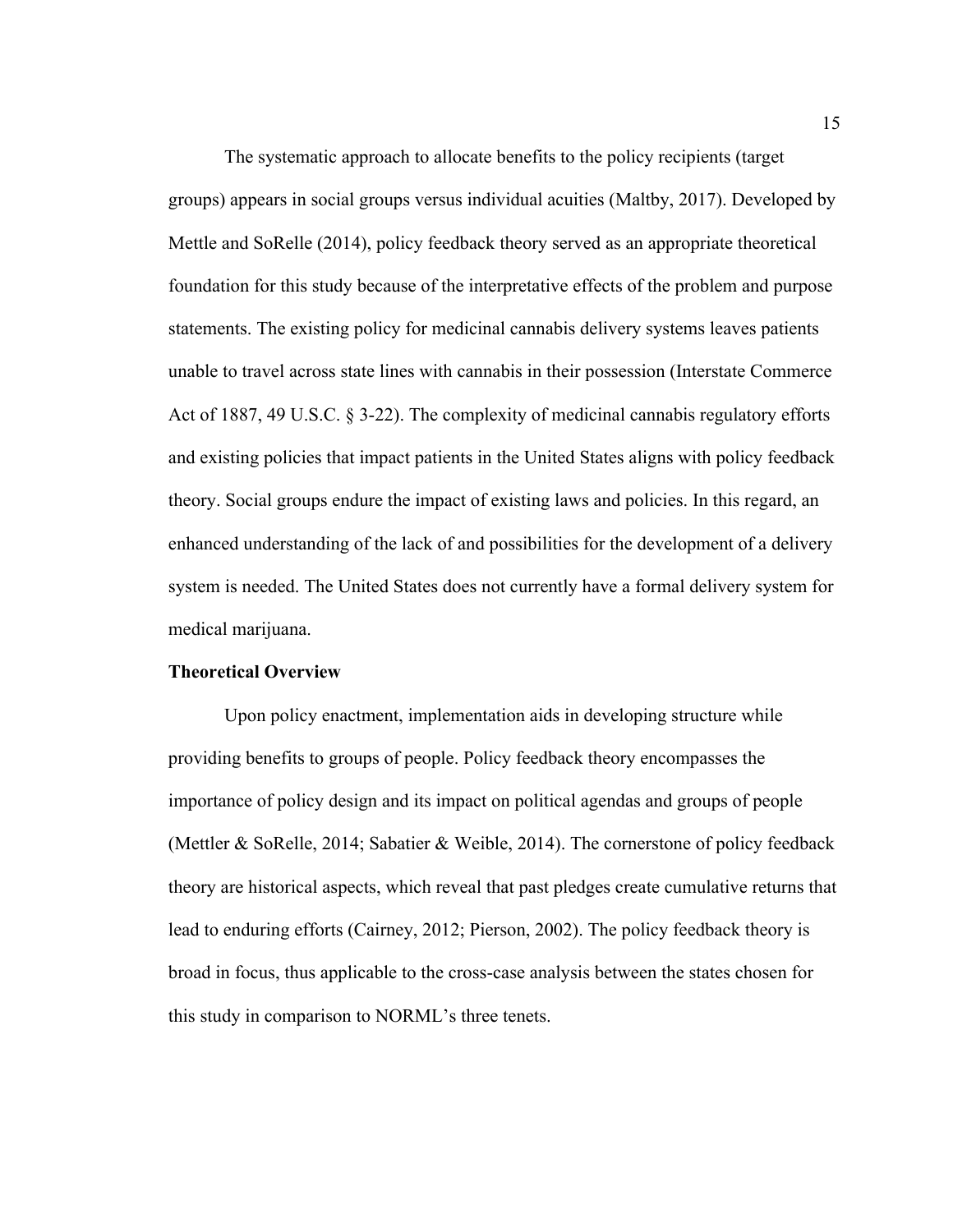The systematic approach to allocate benefits to the policy recipients (target groups) appears in social groups versus individual acuities (Maltby, 2017). Developed by Mettle and SoRelle (2014), policy feedback theory served as an appropriate theoretical foundation for this study because of the interpretative effects of the problem and purpose statements. The existing policy for medicinal cannabis delivery systems leaves patients unable to travel across state lines with cannabis in their possession (Interstate Commerce Act of 1887, 49 U.S.C. § 3-22). The complexity of medicinal cannabis regulatory efforts and existing policies that impact patients in the United States aligns with policy feedback theory. Social groups endure the impact of existing laws and policies. In this regard, an enhanced understanding of the lack of and possibilities for the development of a delivery system is needed. The United States does not currently have a formal delivery system for medical marijuana.

**Theoretical Overview**

Upon policy enactment, implementation aids in developing structure while providing benefits to groups of people. Policy feedback theory encompasses the importance of policy design and its impact on political agendas and groups of people (Mettler & SoRelle, 2014; Sabatier & Weible, 2014). The cornerstone of policy feedback theory are historical aspects, which reveal that past pledges create cumulative returns that lead to enduring efforts (Cairney, 2012; Pierson, 2002). The policy feedback theory is broad in focus, thus applicable to the cross-case analysis between the states chosen for this study in comparison to NORML's three tenets.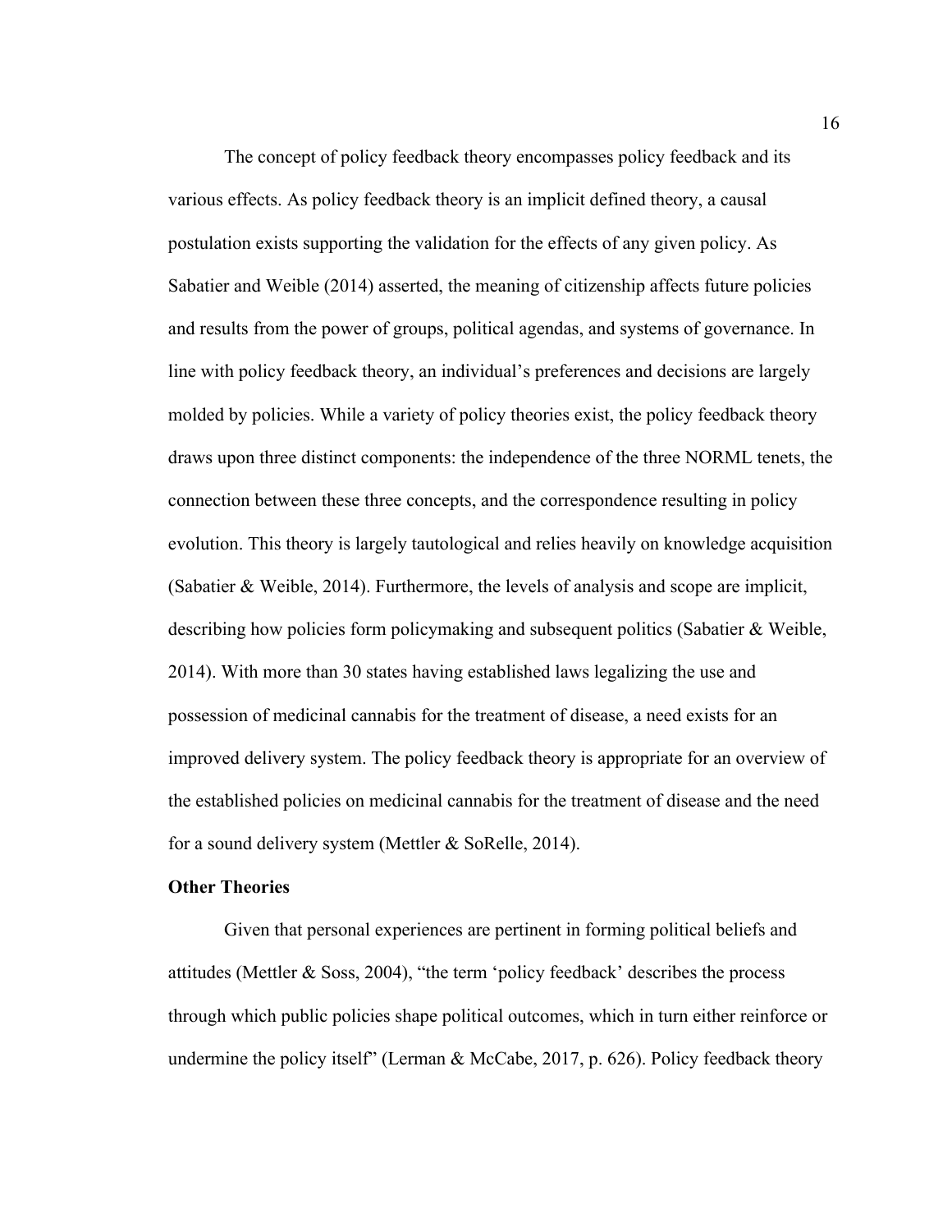The concept of policy feedback theory encompasses policy feedback and its various effects. As policy feedback theory is an implicit defined theory, a causal postulation exists supporting the validation for the effects of any given policy. As Sabatier and Weible (2014) asserted, the meaning of citizenship affects future policies and results from the power of groups, political agendas, and systems of governance. In line with policy feedback theory, an individual's preferences and decisions are largely molded by policies. While a variety of policy theories exist, the policy feedback theory draws upon three distinct components: the independence of the three NORML tenets, the connection between these three concepts, and the correspondence resulting in policy evolution. This theory is largely tautological and relies heavily on knowledge acquisition (Sabatier & Weible, 2014). Furthermore, the levels of analysis and scope are implicit, describing how policies form policymaking and subsequent politics (Sabatier & Weible, 2014). With more than 30 states having established laws legalizing the use and possession of medicinal cannabis for the treatment of disease, a need exists for an improved delivery system. The policy feedback theory is appropriate for an overview of the established policies on medicinal cannabis for the treatment of disease and the need for a sound delivery system (Mettler & SoRelle, 2014).

**Other Theories**

Given that personal experiences are pertinent in forming political beliefs and attitudes (Mettler & Soss, 2004), "the term 'policy feedback' describes the process through which public policies shape political outcomes, which in turn either reinforce or undermine the policy itself" (Lerman & McCabe, 2017, p. 626). Policy feedback theory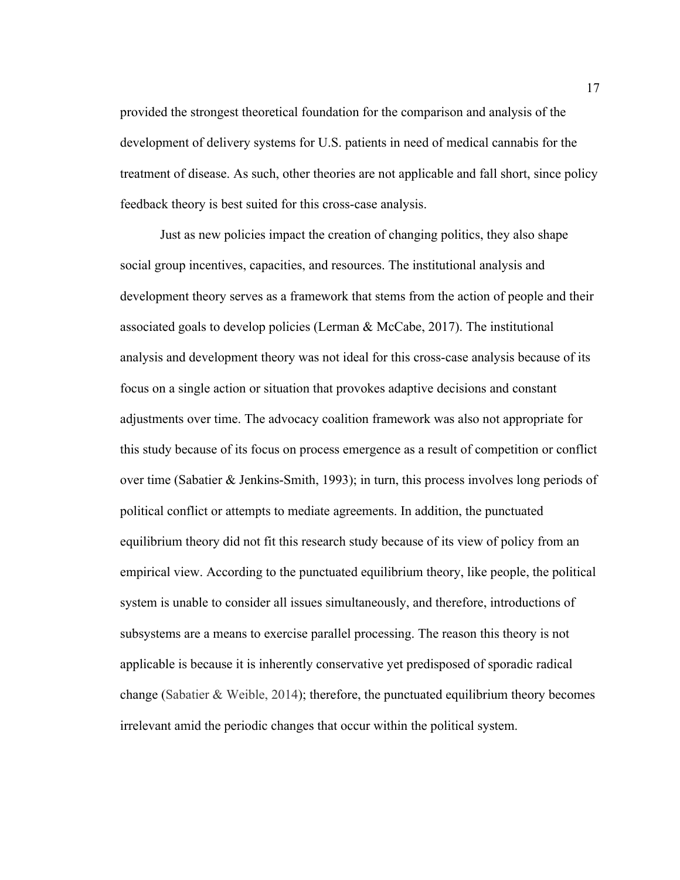provided the strongest theoretical foundation for the comparison and analysis of the development of delivery systems for U.S. patients in need of medical cannabis for the treatment of disease. As such, other theories are not applicable and fall short, since policy feedback theory is best suited for this cross-case analysis.

Just as new policies impact the creation of changing politics, they also shape social group incentives, capacities, and resources. The institutional analysis and development theory serves as a framework that stems from the action of people and their associated goals to develop policies (Lerman & McCabe, 2017). The institutional analysis and development theory was not ideal for this cross-case analysis because of its focus on a single action or situation that provokes adaptive decisions and constant adjustments over time. The advocacy coalition framework was also not appropriate for this study because of its focus on process emergence as a result of competition or conflict over time (Sabatier & Jenkins-Smith, 1993); in turn, this process involves long periods of political conflict or attempts to mediate agreements. In addition, the punctuated equilibrium theory did not fit this research study because of its view of policy from an empirical view. According to the punctuated equilibrium theory, like people, the political system is unable to consider all issues simultaneously, and therefore, introductions of subsystems are a means to exercise parallel processing. The reason this theory is not applicable is because it is inherently conservative yet predisposed of sporadic radical change (Sabatier & Weible, 2014); therefore, the punctuated equilibrium theory becomes irrelevant amid the periodic changes that occur within the political system.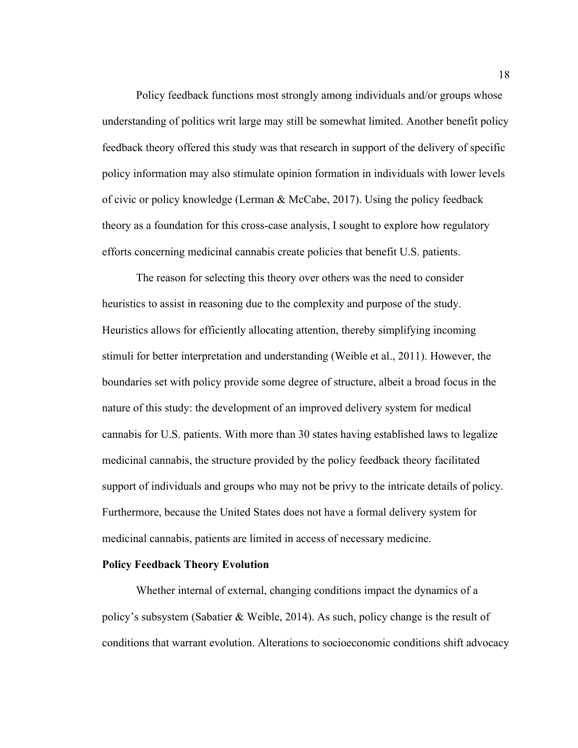Policy feedback functions most strongly among individuals and/or groups whose understanding of politics writ large may still be somewhat limited. Another benefit policy feedback theory offered this study was that research in support of the delivery of specific policy information may also stimulate opinion formation in individuals with lower levels of civic or policy knowledge (Lerman & McCabe, 2017). Using the policy feedback theory as a foundation for this cross-case analysis, I sought to explore how regulatory efforts concerning medicinal cannabis create policies that benefit U.S. patients.

The reason for selecting this theory over others was the need to consider heuristics to assist in reasoning due to the complexity and purpose of the study. Heuristics allows for efficiently allocating attention, thereby simplifying incoming stimuli for better interpretation and understanding (Weible et al., 2011). However, the boundaries set with policy provide some degree of structure, albeit a broad focus in the nature of this study: the development of an improved delivery system for medical cannabis for U.S. patients. With more than 30 states having established laws to legalize medicinal cannabis, the structure provided by the policy feedback theory facilitated support of individuals and groups who may not be privy to the intricate details of policy. Furthermore, because the United States does not have a formal delivery system for medicinal cannabis, patients are limited in access of necessary medicine.

**Policy Feedback Theory Evolution**

Whether internal of external, changing conditions impact the dynamics of a policy's subsystem (Sabatier & Weible, 2014). As such, policy change is the result of conditions that warrant evolution. Alterations to socioeconomic conditions shift advocacy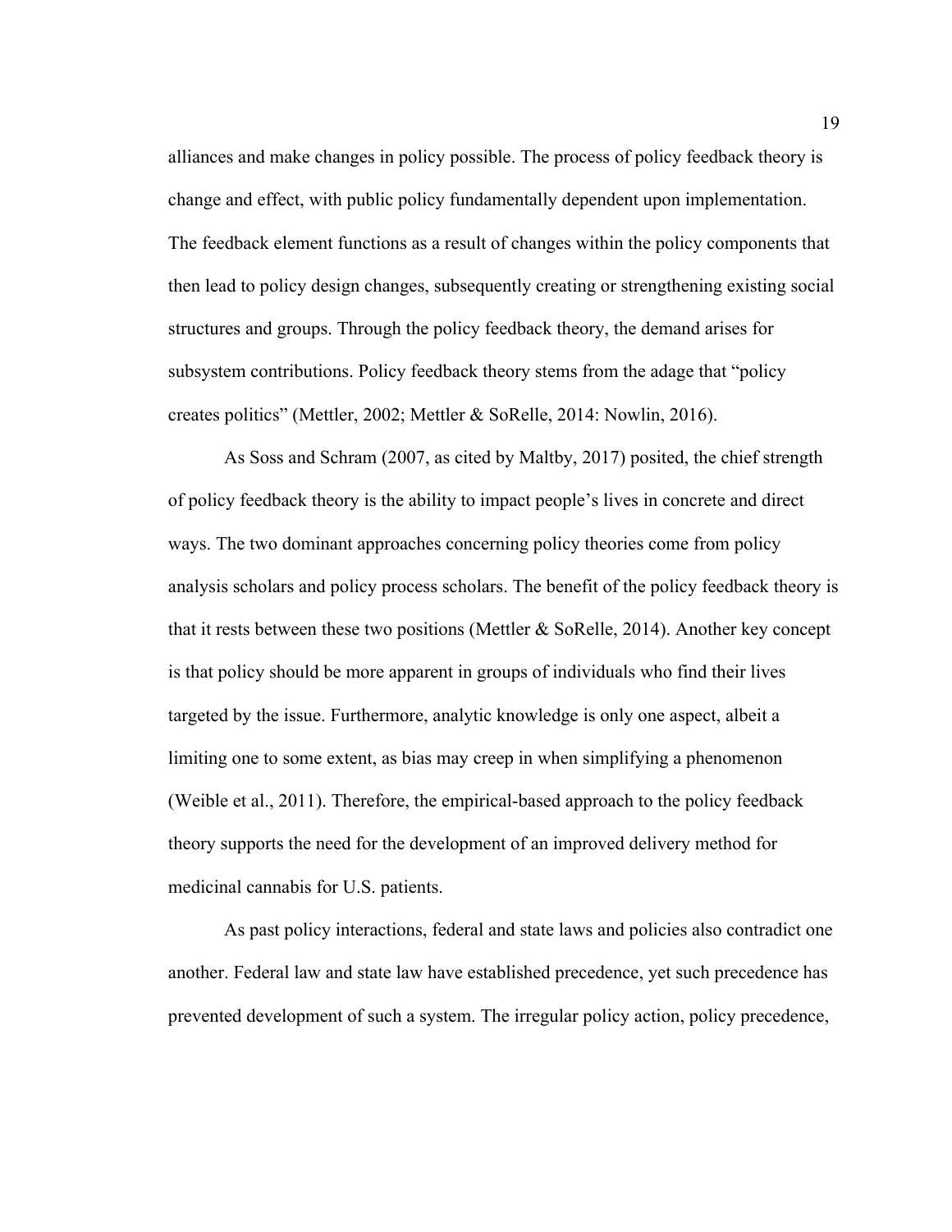alliances and make changes in policy possible. The process of policy feedback theory is change and effect, with public policy fundamentally dependent upon implementation. The feedback element functions as a result of changes within the policy components that then lead to policy design changes, subsequently creating or strengthening existing social structures and groups. Through the policy feedback theory, the demand arises for subsystem contributions. Policy feedback theory stems from the adage that "policy creates politics" (Mettler, 2002; Mettler & SoRelle, 2014: Nowlin, 2016).

As Soss and Schram (2007, as cited by Maltby, 2017) posited, the chief strength of policy feedback theory is the ability to impact people's lives in concrete and direct ways. The two dominant approaches concerning policy theories come from policy analysis scholars and policy process scholars. The benefit of the policy feedback theory is that it rests between these two positions (Mettler & SoRelle, 2014). Another key concept is that policy should be more apparent in groups of individuals who find their lives targeted by the issue. Furthermore, analytic knowledge is only one aspect, albeit a limiting one to some extent, as bias may creep in when simplifying a phenomenon (Weible et al., 2011). Therefore, the empirical-based approach to the policy feedback theory supports the need for the development of an improved delivery method for medicinal cannabis for U.S. patients.

As past policy interactions, federal and state laws and policies also contradict one another. Federal law and state law have established precedence, yet such precedence has prevented development of such a system. The irregular policy action, policy precedence,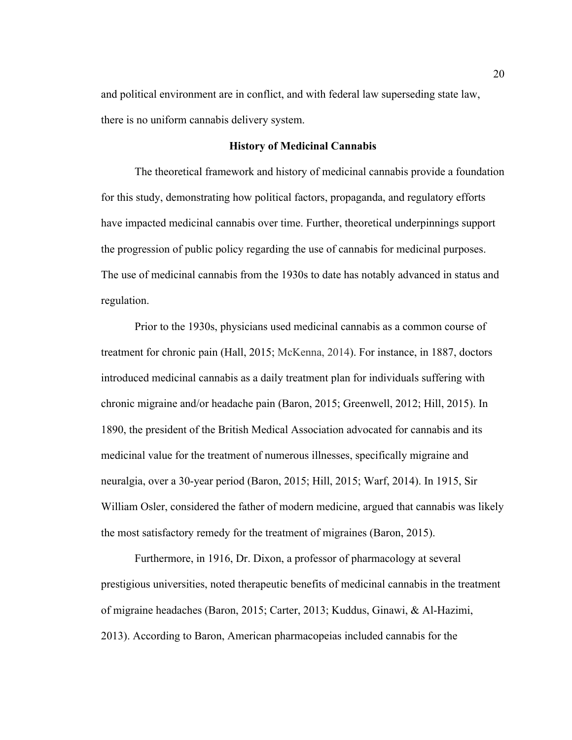and political environment are in conflict, and with federal law superseding state law, there is no uniform cannabis delivery system.

## History of Medicinal Cannabis

The theoretical framework and history of medicinal cannabis provide a foundation for this study, demonstrating how political factors, propaganda, and regulatory efforts have impacted medicinal cannabis over time. Further, theoretical underpinnings support the progression of public policy regarding the use of cannabis for medicinal purposes. The use of medicinal cannabis from the 1930s to date has notably advanced in status and regulation.

Prior to the 1930s, physicians used medicinal cannabis as a common course of treatment for chronic pain (Hall, 2015; McKenna, 2014). For instance, in 1887, doctors introduced medicinal cannabis as a daily treatment plan for individuals suffering with chronic migraine and/or headache pain (Baron, 2015; Greenwell, 2012; Hill, 2015). In 1890, the president of the British Medical Association advocated for cannabis and its medicinal value for the treatment of numerous illnesses, specifically migraine and neuralgia, over a 30-year period (Baron, 2015; Hill, 2015; Warf, 2014). In 1915, Sir William Osler, considered the father of modern medicine, argued that cannabis was likely the most satisfactory remedy for the treatment of migraines (Baron, 2015).

Furthermore, in 1916, Dr. Dixon, a professor of pharmacology at several prestigious universities, noted therapeutic benefits of medicinal cannabis in the treatment of migraine headaches (Baron, 2015; Carter, 2013; Kuddus, Ginawi, & Al-Hazimi, 2013). According to Baron, American pharmacopeias included cannabis for the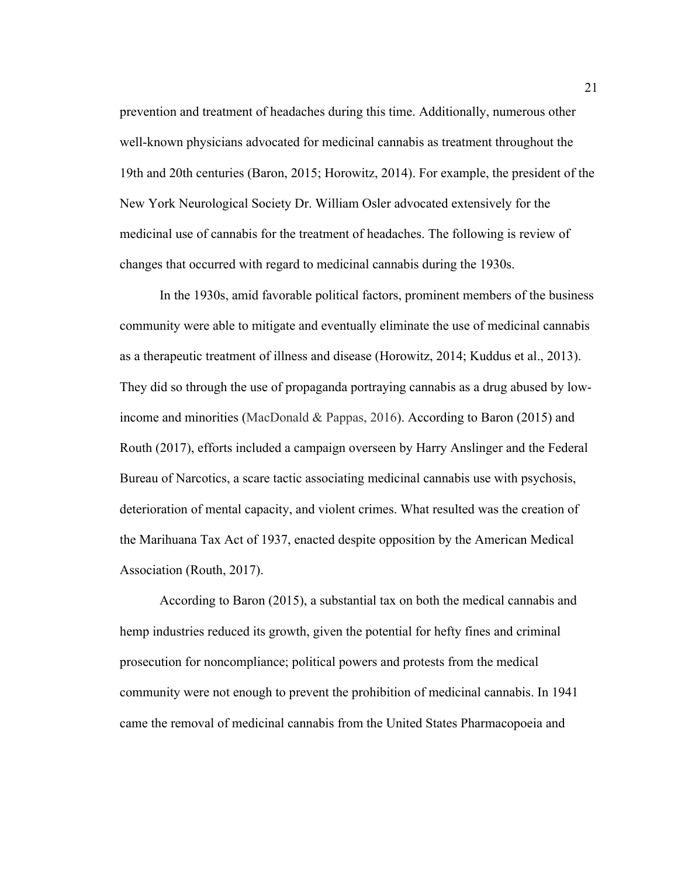prevention and treatment of headaches during this time. Additionally, numerous other well-known physicians advocated for medicinal cannabis as treatment throughout the 19th and 20th centuries (Baron, 2015; Horowitz, 2014). For example, the president of the New York Neurological Society Dr. William Osler advocated extensively for the medicinal use of cannabis for the treatment of headaches. The following is review of changes that occurred with regard to medicinal cannabis during the 1930s.

In the 1930s, amid favorable political factors, prominent members of the business community were able to mitigate and eventually eliminate the use of medicinal cannabis as a therapeutic treatment of illness and disease (Horowitz, 2014; Kuddus et al., 2013). They did so through the use of propaganda portraying cannabis as a drug abused by low-income and minorities (MacDonald & Pappas, 2016). According to Baron (2015) and Routh (2017), efforts included a campaign overseen by Harry Anslinger and the Federal Bureau of Narcotics, a scare tactic associating medicinal cannabis use with psychosis, deterioration of mental capacity, and violent crimes. What resulted was the creation of the Marihuana Tax Act of 1937, enacted despite opposition by the American Medical Association (Routh, 2017).

According to Baron (2015), a substantial tax on both the medical cannabis and hemp industries reduced its growth, given the potential for hefty fines and criminal prosecution for noncompliance; political powers and protests from the medical community were not enough to prevent the prohibition of medicinal cannabis. In 1941 came the removal of medicinal cannabis from the United States Pharmacopoeia and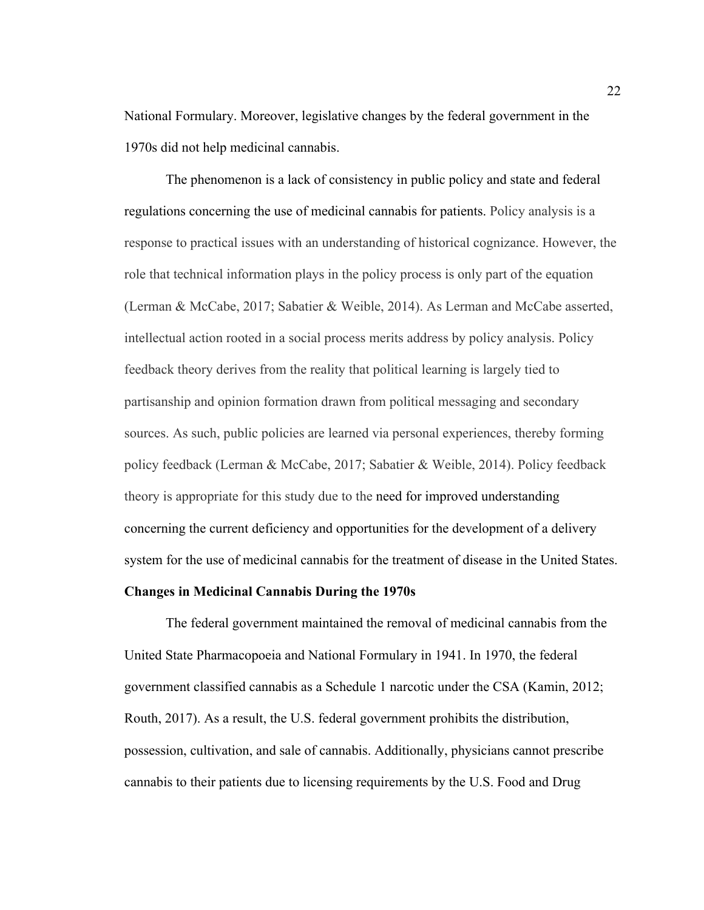National Formulary. Moreover, legislative changes by the federal government in the 1970s did not help medicinal cannabis.

The phenomenon is a lack of consistency in public policy and state and federal regulations concerning the use of medicinal cannabis for patients. Policy analysis is a response to practical issues with an understanding of historical cognizance. However, the role that technical information plays in the policy process is only part of the equation (Lerman & McCabe, 2017; Sabatier & Weible, 2014). As Lerman and McCabe asserted, intellectual action rooted in a social process merits address by policy analysis. Policy feedback theory derives from the reality that political learning is largely tied to partisanship and opinion formation drawn from political messaging and secondary sources. As such, public policies are learned via personal experiences, thereby forming policy feedback (Lerman & McCabe, 2017; Sabatier & Weible, 2014). Policy feedback theory is appropriate for this study due to the need for improved understanding concerning the current deficiency and opportunities for the development of a delivery system for the use of medicinal cannabis for the treatment of disease in the United States.

**Changes in Medicinal Cannabis During the 1970s**

The federal government maintained the removal of medicinal cannabis from the United State Pharmacopoeia and National Formulary in 1941. In 1970, the federal government classified cannabis as a Schedule 1 narcotic under the CSA (Kamin, 2012; Routh, 2017). As a result, the U.S. federal government prohibits the distribution, possession, cultivation, and sale of cannabis. Additionally, physicians cannot prescribe cannabis to their patients due to licensing requirements by the U.S. Food and Drug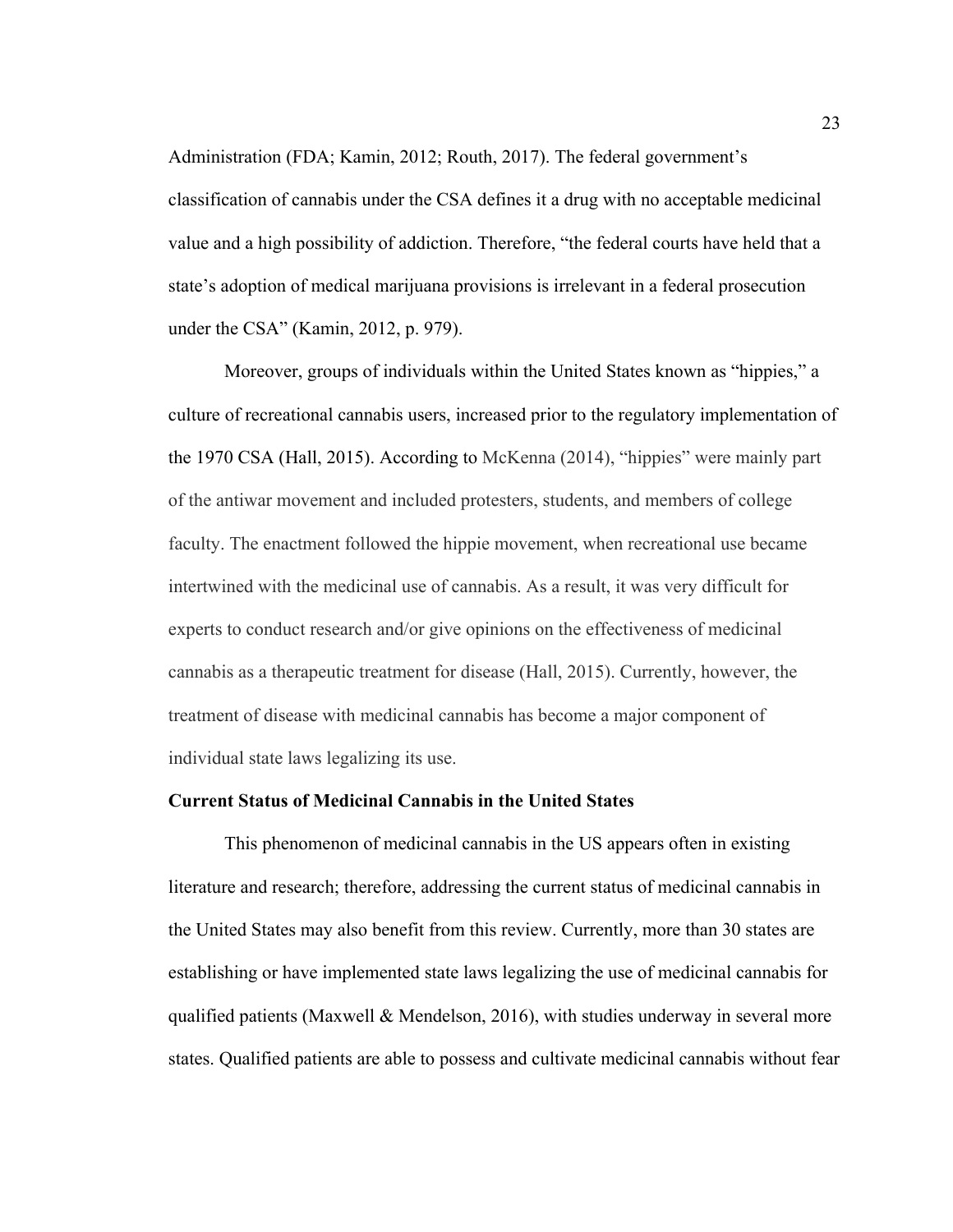Administration (FDA; Kamin, 2012; Routh, 2017). The federal government's classification of cannabis under the CSA defines it a drug with no acceptable medicinal value and a high possibility of addiction. Therefore, "the federal courts have held that a state's adoption of medical marijuana provisions is irrelevant in a federal prosecution under the CSA" (Kamin, 2012, p. 979).

Moreover, groups of individuals within the United States known as "hippies," a culture of recreational cannabis users, increased prior to the regulatory implementation of the 1970 CSA (Hall, 2015). According to McKenna (2014), "hippies" were mainly part of the antiwar movement and included protesters, students, and members of college faculty. The enactment followed the hippie movement, when recreational use became intertwined with the medicinal use of cannabis. As a result, it was very difficult for experts to conduct research and/or give opinions on the effectiveness of medicinal cannabis as a therapeutic treatment for disease (Hall, 2015). Currently, however, the treatment of disease with medicinal cannabis has become a major component of individual state laws legalizing its use.

**Current Status of Medicinal Cannabis in the United States**

This phenomenon of medicinal cannabis in the US appears often in existing literature and research; therefore, addressing the current status of medicinal cannabis in the United States may also benefit from this review. Currently, more than 30 states are establishing or have implemented state laws legalizing the use of medicinal cannabis for qualified patients (Maxwell & Mendelson, 2016), with studies underway in several more states. Qualified patients are able to possess and cultivate medicinal cannabis without fear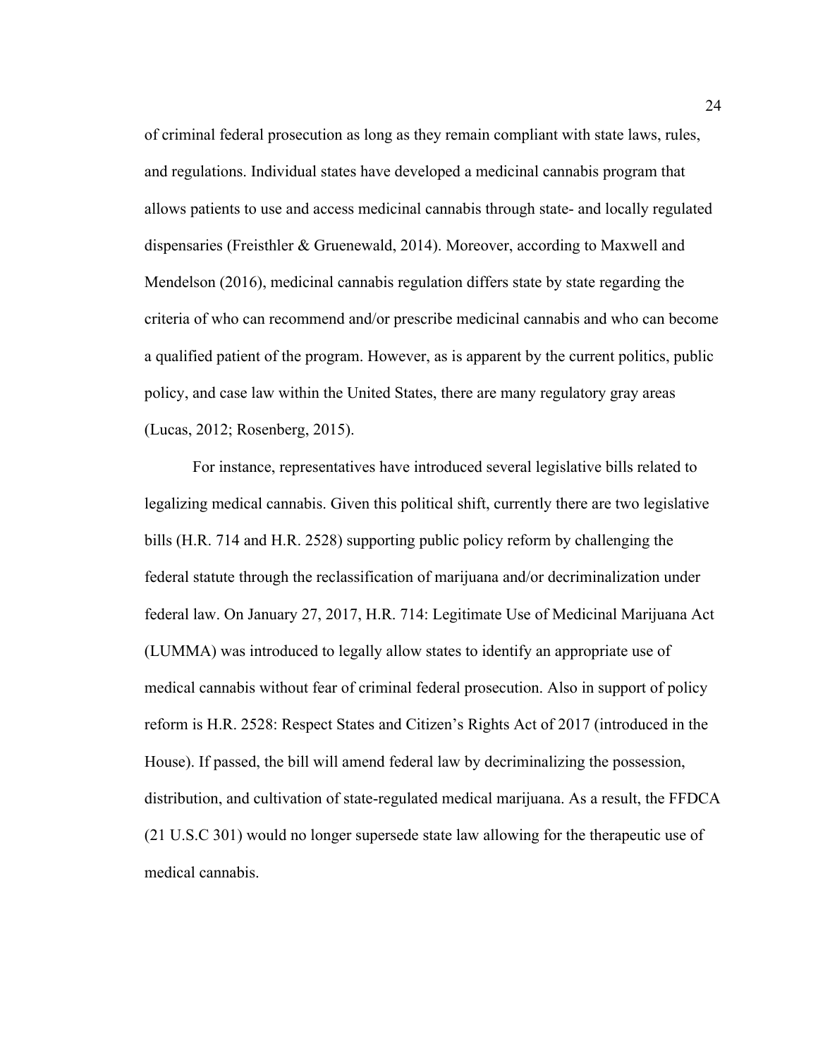of criminal federal prosecution as long as they remain compliant with state laws, rules, and regulations. Individual states have developed a medicinal cannabis program that allows patients to use and access medicinal cannabis through state- and locally regulated dispensaries (Freisthler & Gruenewald, 2014). Moreover, according to Maxwell and Mendelson (2016), medicinal cannabis regulation differs state by state regarding the criteria of who can recommend and/or prescribe medicinal cannabis and who can become a qualified patient of the program. However, as is apparent by the current politics, public policy, and case law within the United States, there are many regulatory gray areas (Lucas, 2012; Rosenberg, 2015).

For instance, representatives have introduced several legislative bills related to legalizing medical cannabis. Given this political shift, currently there are two legislative bills (H.R. 714 and H.R. 2528) supporting public policy reform by challenging the federal statute through the reclassification of marijuana and/or decriminalization under federal law. On January 27, 2017, H.R. 714: Legitimate Use of Medicinal Marijuana Act (LUMMA) was introduced to legally allow states to identify an appropriate use of medical cannabis without fear of criminal federal prosecution. Also in support of policy reform is H.R. 2528: Respect States and Citizen's Rights Act of 2017 (introduced in the House). If passed, the bill will amend federal law by decriminalizing the possession, distribution, and cultivation of state-regulated medical marijuana. As a result, the FFDCA (21 U.S.C 301) would no longer supersede state law allowing for the therapeutic use of medical cannabis.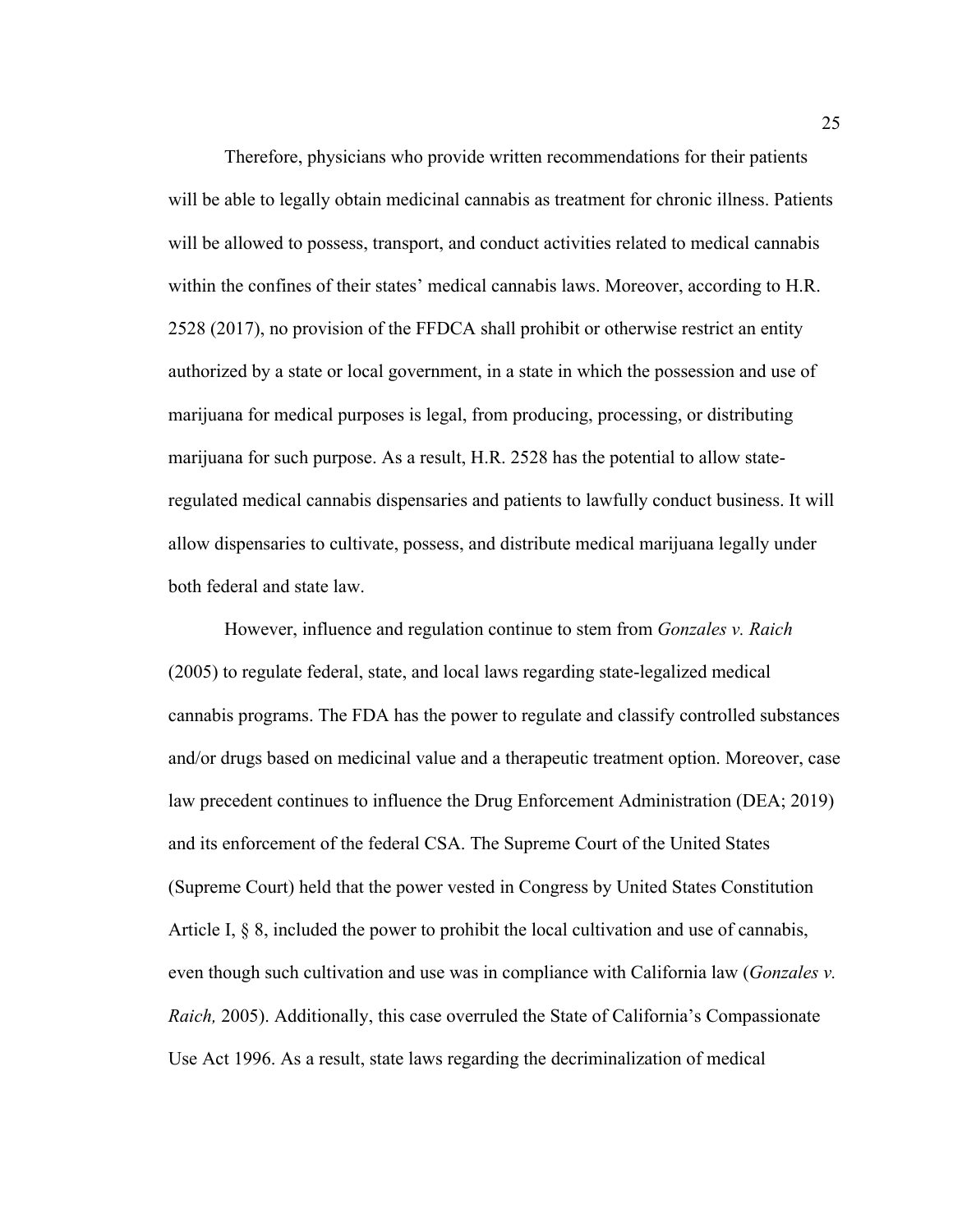Therefore, physicians who provide written recommendations for their patients will be able to legally obtain medicinal cannabis as treatment for chronic illness. Patients will be allowed to possess, transport, and conduct activities related to medical cannabis within the confines of their states' medical cannabis laws. Moreover, according to H.R. 2528 (2017), no provision of the FFDCA shall prohibit or otherwise restrict an entity authorized by a state or local government, in a state in which the possession and use of marijuana for medical purposes is legal, from producing, processing, or distributing marijuana for such purpose. As a result, H.R. 2528 has the potential to allow state-regulated medical cannabis dispensaries and patients to lawfully conduct business. It will allow dispensaries to cultivate, possess, and distribute medical marijuana legally under both federal and state law.

However, influence and regulation continue to stem from *Gonzales v. Raich* (2005) to regulate federal, state, and local laws regarding state-legalized medical cannabis programs. The FDA has the power to regulate and classify controlled substances and/or drugs based on medicinal value and a therapeutic treatment option. Moreover, case law precedent continues to influence the Drug Enforcement Administration (DEA; 2019) and its enforcement of the federal CSA. The Supreme Court of the United States (Supreme Court) held that the power vested in Congress by United States Constitution Article I, § 8, included the power to prohibit the local cultivation and use of cannabis, even though such cultivation and use was in compliance with California law (*Gonzales v. Raich,* 2005). Additionally, this case overruled the State of California's Compassionate Use Act 1996. As a result, state laws regarding the decriminalization of medical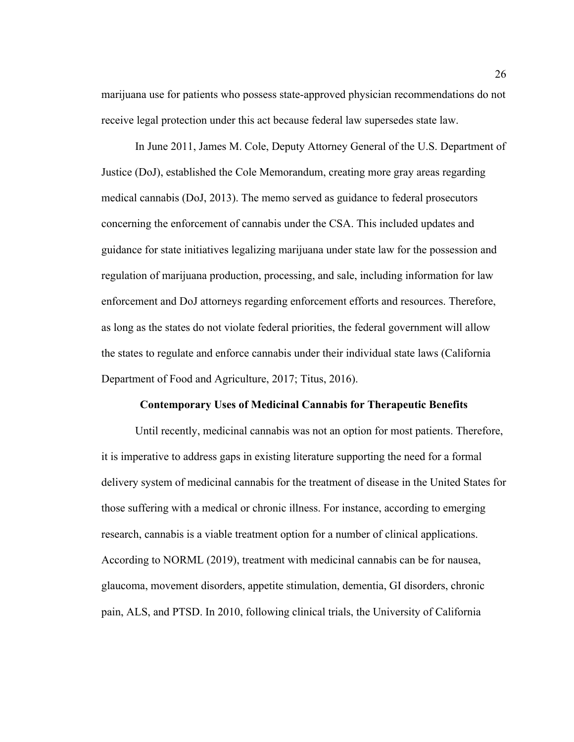marijuana use for patients who possess state-approved physician recommendations do not receive legal protection under this act because federal law supersedes state law.

In June 2011, James M. Cole, Deputy Attorney General of the U.S. Department of Justice (DoJ), established the Cole Memorandum, creating more gray areas regarding medical cannabis (DoJ, 2013). The memo served as guidance to federal prosecutors concerning the enforcement of cannabis under the CSA. This included updates and guidance for state initiatives legalizing marijuana under state law for the possession and regulation of marijuana production, processing, and sale, including information for law enforcement and DoJ attorneys regarding enforcement efforts and resources. Therefore, as long as the states do not violate federal priorities, the federal government will allow the states to regulate and enforce cannabis under their individual state laws (California Department of Food and Agriculture, 2017; Titus, 2016).

## Contemporary Uses of Medicinal Cannabis for Therapeutic Benefits

Until recently, medicinal cannabis was not an option for most patients. Therefore, it is imperative to address gaps in existing literature supporting the need for a formal delivery system of medicinal cannabis for the treatment of disease in the United States for those suffering with a medical or chronic illness. For instance, according to emerging research, cannabis is a viable treatment option for a number of clinical applications. According to NORML (2019), treatment with medicinal cannabis can be for nausea, glaucoma, movement disorders, appetite stimulation, dementia, GI disorders, chronic pain, ALS, and PTSD. In 2010, following clinical trials, the University of California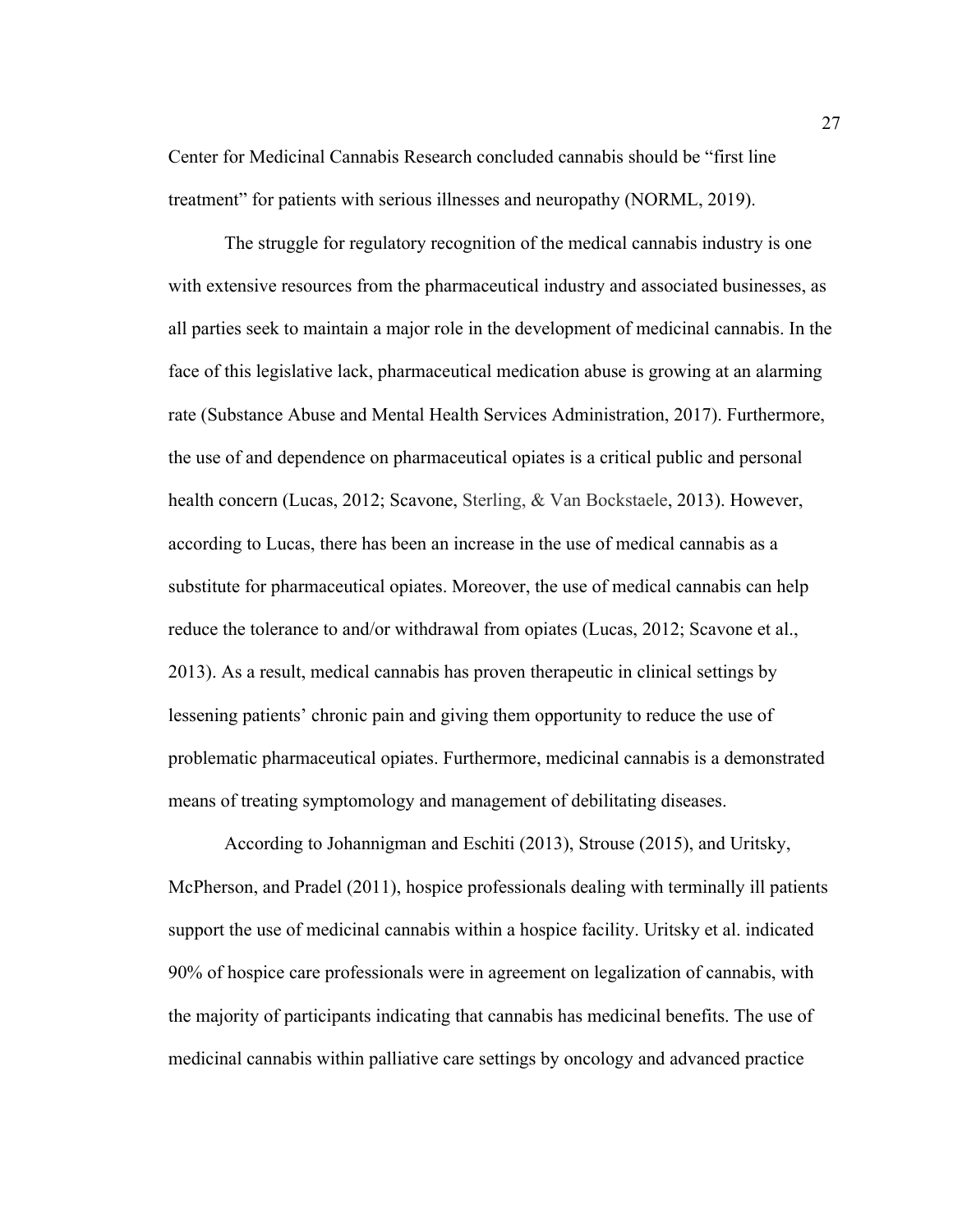Center for Medicinal Cannabis Research concluded cannabis should be “first line treatment” for patients with serious illnesses and neuropathy (NORML, 2019).

The struggle for regulatory recognition of the medical cannabis industry is one with extensive resources from the pharmaceutical industry and associated businesses, as all parties seek to maintain a major role in the development of medicinal cannabis. In the face of this legislative lack, pharmaceutical medication abuse is growing at an alarming rate (Substance Abuse and Mental Health Services Administration, 2017). Furthermore, the use of and dependence on pharmaceutical opiates is a critical public and personal health concern (Lucas, 2012; Scavone, Sterling, & Van Bockstaele, 2013). However, according to Lucas, there has been an increase in the use of medical cannabis as a substitute for pharmaceutical opiates. Moreover, the use of medical cannabis can help reduce the tolerance to and/or withdrawal from opiates (Lucas, 2012; Scavone et al., 2013). As a result, medical cannabis has proven therapeutic in clinical settings by lessening patients’ chronic pain and giving them opportunity to reduce the use of problematic pharmaceutical opiates. Furthermore, medicinal cannabis is a demonstrated means of treating symptomology and management of debilitating diseases.

According to Johannigman and Eschiti (2013), Strouse (2015), and Uritsky, McPherson, and Pradel (2011), hospice professionals dealing with terminally ill patients support the use of medicinal cannabis within a hospice facility. Uritsky et al. indicated 90% of hospice care professionals were in agreement on legalization of cannabis, with the majority of participants indicating that cannabis has medicinal benefits. The use of medicinal cannabis within palliative care settings by oncology and advanced practice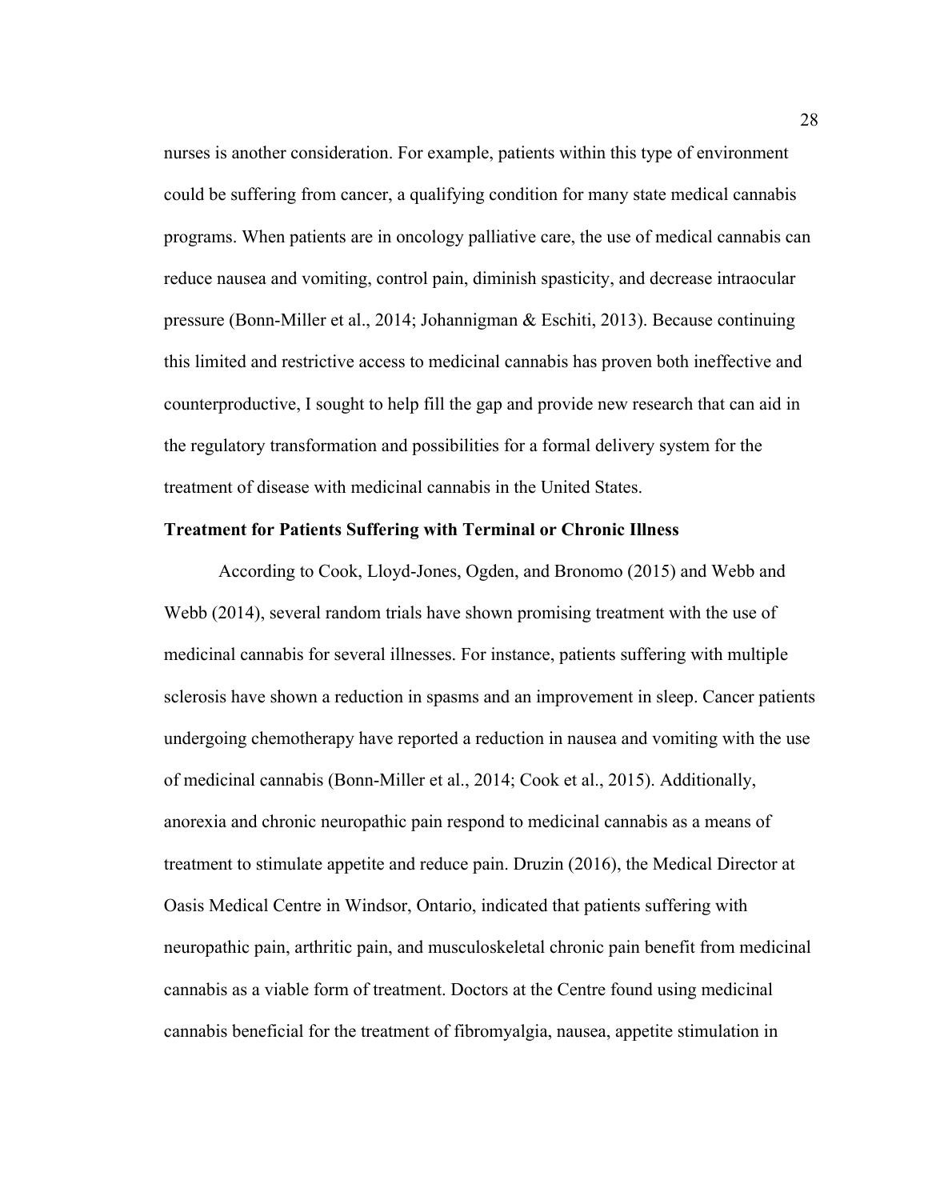nurses is another consideration. For example, patients within this type of environment could be suffering from cancer, a qualifying condition for many state medical cannabis programs. When patients are in oncology palliative care, the use of medical cannabis can reduce nausea and vomiting, control pain, diminish spasticity, and decrease intraocular pressure (Bonn-Miller et al., 2014; Johannigman & Eschiti, 2013). Because continuing this limited and restrictive access to medicinal cannabis has proven both ineffective and counterproductive, I sought to help fill the gap and provide new research that can aid in the regulatory transformation and possibilities for a formal delivery system for the treatment of disease with medicinal cannabis in the United States.

**Treatment for Patients Suffering with Terminal or Chronic Illness**

According to Cook, Lloyd-Jones, Ogden, and Bronomo (2015) and Webb and Webb (2014), several random trials have shown promising treatment with the use of medicinal cannabis for several illnesses. For instance, patients suffering with multiple sclerosis have shown a reduction in spasms and an improvement in sleep. Cancer patients undergoing chemotherapy have reported a reduction in nausea and vomiting with the use of medicinal cannabis (Bonn-Miller et al., 2014; Cook et al., 2015). Additionally, anorexia and chronic neuropathic pain respond to medicinal cannabis as a means of treatment to stimulate appetite and reduce pain. Druzin (2016), the Medical Director at Oasis Medical Centre in Windsor, Ontario, indicated that patients suffering with neuropathic pain, arthritic pain, and musculoskeletal chronic pain benefit from medicinal cannabis as a viable form of treatment. Doctors at the Centre found using medicinal cannabis beneficial for the treatment of fibromyalgia, nausea, appetite stimulation in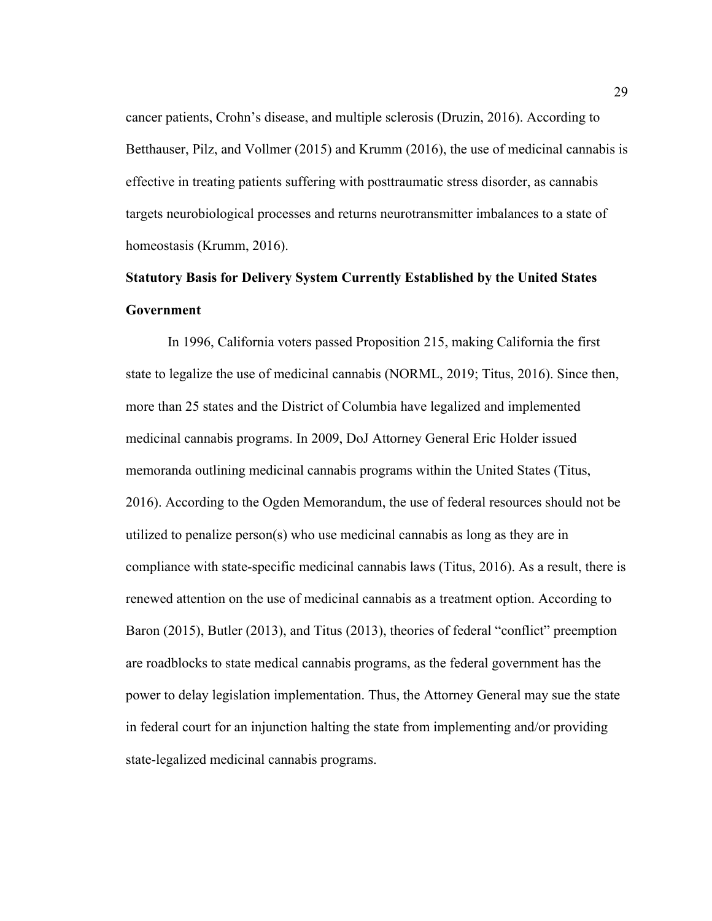cancer patients, Crohn's disease, and multiple sclerosis (Druzin, 2016). According to Betthauser, Pilz, and Vollmer (2015) and Krumm (2016), the use of medicinal cannabis is effective in treating patients suffering with posttraumatic stress disorder, as cannabis targets neurobiological processes and returns neurotransmitter imbalances to a state of homeostasis (Krumm, 2016).

## Statutory Basis for Delivery System Currently Established by the United States Government

In 1996, California voters passed Proposition 215, making California the first state to legalize the use of medicinal cannabis (NORML, 2019; Titus, 2016). Since then, more than 25 states and the District of Columbia have legalized and implemented medicinal cannabis programs. In 2009, DoJ Attorney General Eric Holder issued memoranda outlining medicinal cannabis programs within the United States (Titus, 2016). According to the Ogden Memorandum, the use of federal resources should not be utilized to penalize person(s) who use medicinal cannabis as long as they are in compliance with state-specific medicinal cannabis laws (Titus, 2016). As a result, there is renewed attention on the use of medicinal cannabis as a treatment option. According to Baron (2015), Butler (2013), and Titus (2013), theories of federal "conflict" preemption are roadblocks to state medical cannabis programs, as the federal government has the power to delay legislation implementation. Thus, the Attorney General may sue the state in federal court for an injunction halting the state from implementing and/or providing state-legalized medicinal cannabis programs.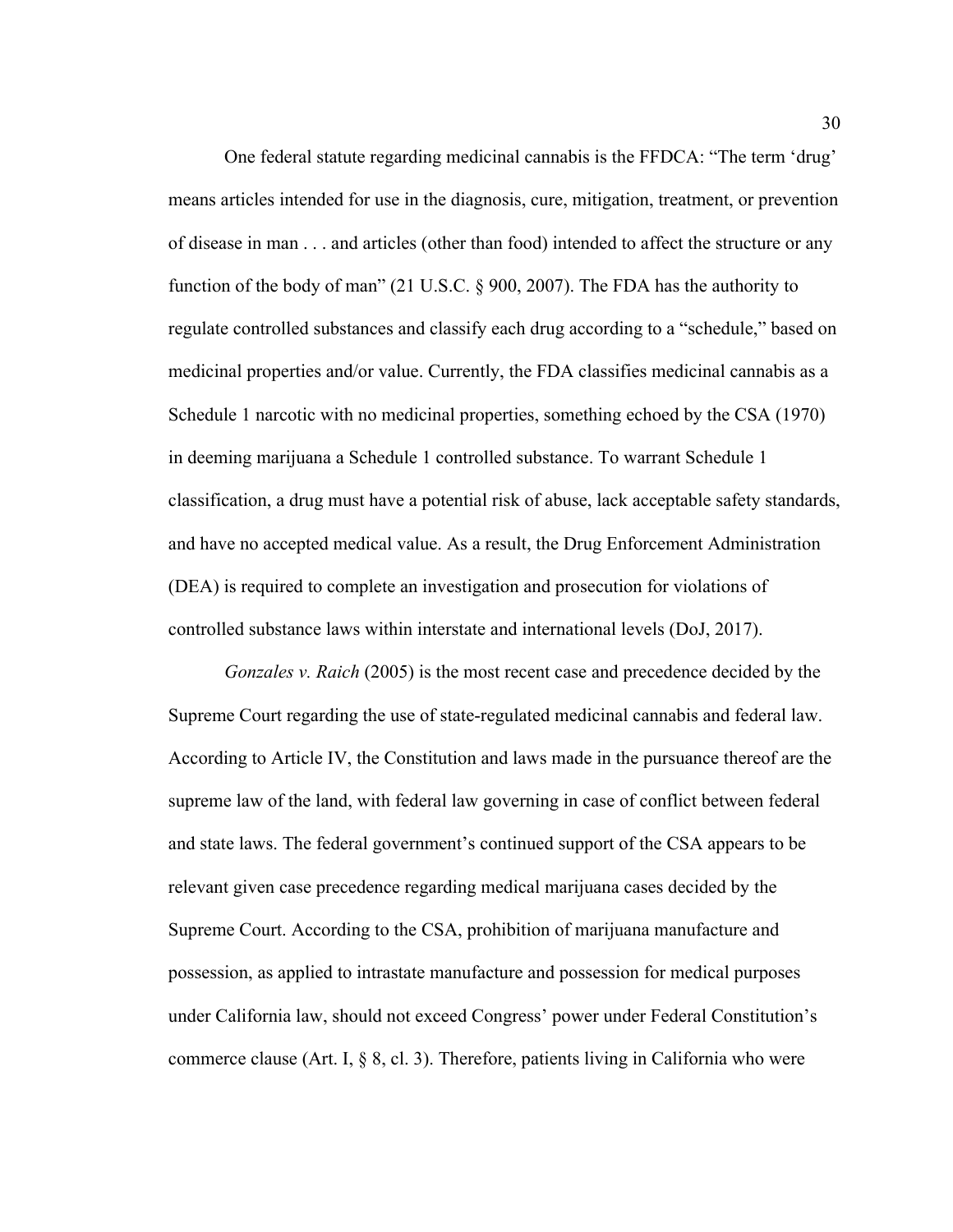One federal statute regarding medicinal cannabis is the FFDCA: "The term 'drug' means articles intended for use in the diagnosis, cure, mitigation, treatment, or prevention of disease in man . . . and articles (other than food) intended to affect the structure or any function of the body of man" (21 U.S.C. § 900, 2007). The FDA has the authority to regulate controlled substances and classify each drug according to a "schedule," based on medicinal properties and/or value. Currently, the FDA classifies medicinal cannabis as a Schedule 1 narcotic with no medicinal properties, something echoed by the CSA (1970) in deeming marijuana a Schedule 1 controlled substance. To warrant Schedule 1 classification, a drug must have a potential risk of abuse, lack acceptable safety standards, and have no accepted medical value. As a result, the Drug Enforcement Administration (DEA) is required to complete an investigation and prosecution for violations of controlled substance laws within interstate and international levels (DoJ, 2017).

*Gonzales v. Raich* (2005) is the most recent case and precedence decided by the Supreme Court regarding the use of state-regulated medicinal cannabis and federal law. According to Article IV, the Constitution and laws made in the pursuance thereof are the supreme law of the land, with federal law governing in case of conflict between federal and state laws. The federal government's continued support of the CSA appears to be relevant given case precedence regarding medical marijuana cases decided by the Supreme Court. According to the CSA, prohibition of marijuana manufacture and possession, as applied to intrastate manufacture and possession for medical purposes under California law, should not exceed Congress' power under Federal Constitution's commerce clause (Art. I, § 8, cl. 3). Therefore, patients living in California who were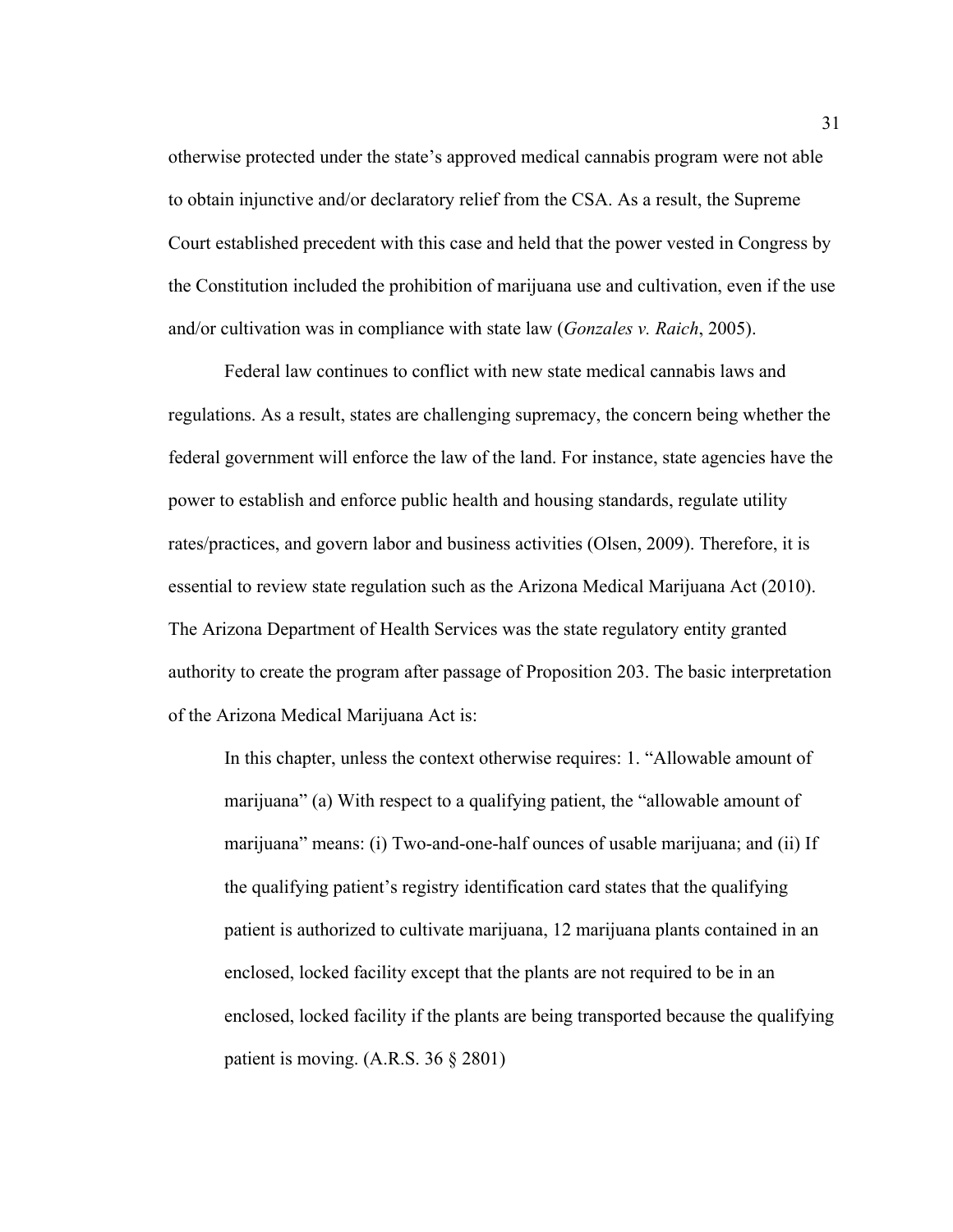otherwise protected under the state's approved medical cannabis program were not able to obtain injunctive and/or declaratory relief from the CSA. As a result, the Supreme Court established precedent with this case and held that the power vested in Congress by the Constitution included the prohibition of marijuana use and cultivation, even if the use and/or cultivation was in compliance with state law (*Gonzales v. Raich*, 2005).

Federal law continues to conflict with new state medical cannabis laws and regulations. As a result, states are challenging supremacy, the concern being whether the federal government will enforce the law of the land. For instance, state agencies have the power to establish and enforce public health and housing standards, regulate utility rates/practices, and govern labor and business activities (Olsen, 2009). Therefore, it is essential to review state regulation such as the Arizona Medical Marijuana Act (2010). The Arizona Department of Health Services was the state regulatory entity granted authority to create the program after passage of Proposition 203. The basic interpretation of the Arizona Medical Marijuana Act is:

> In this chapter, unless the context otherwise requires: 1. "Allowable amount of marijuana" (a) With respect to a qualifying patient, the "allowable amount of marijuana" means: (i) Two-and-one-half ounces of usable marijuana; and (ii) If the qualifying patient's registry identification card states that the qualifying patient is authorized to cultivate marijuana, 12 marijuana plants contained in an enclosed, locked facility except that the plants are not required to be in an enclosed, locked facility if the plants are being transported because the qualifying patient is moving. (A.R.S. 36 § 2801)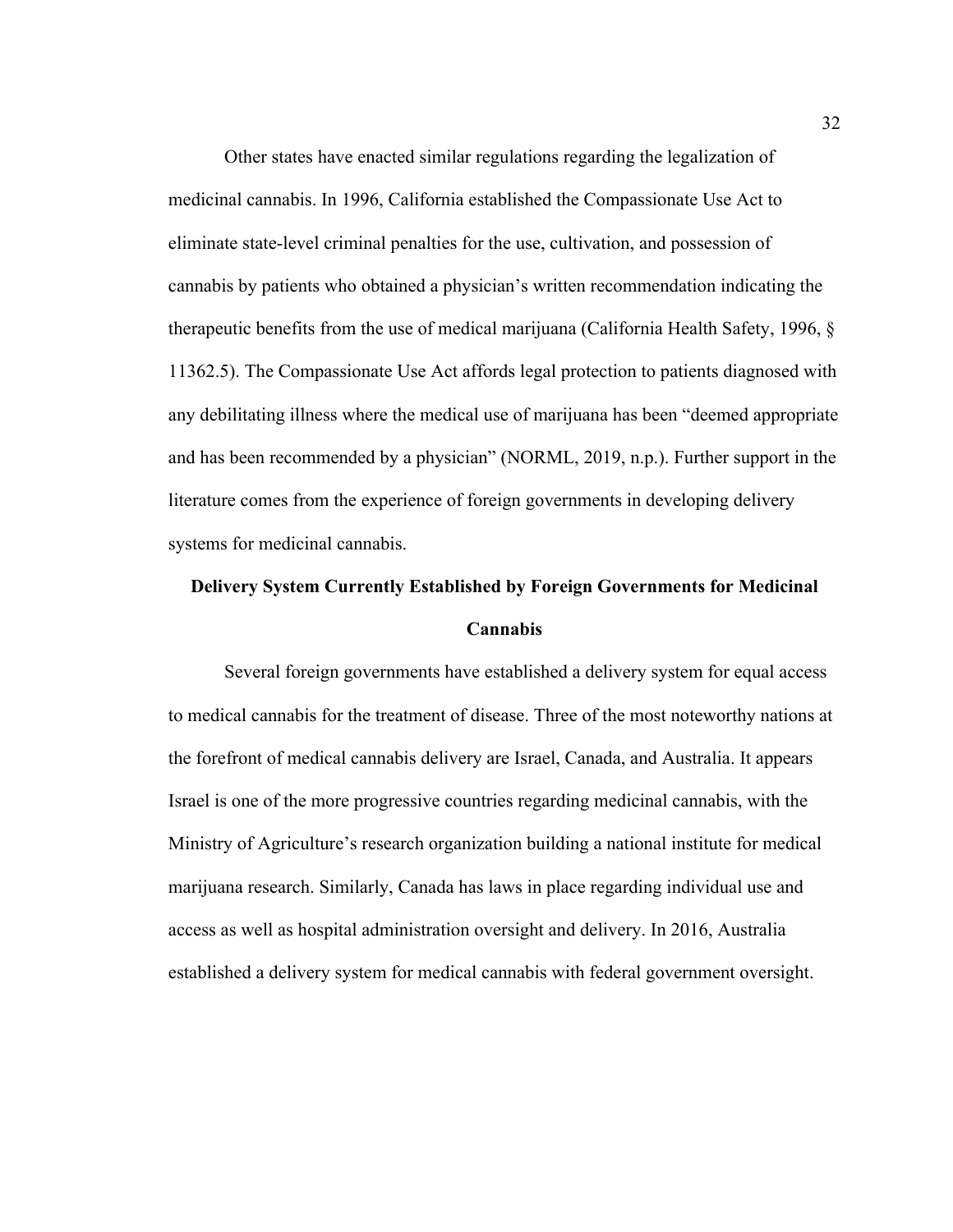Other states have enacted similar regulations regarding the legalization of medicinal cannabis. In 1996, California established the Compassionate Use Act to eliminate state-level criminal penalties for the use, cultivation, and possession of cannabis by patients who obtained a physician's written recommendation indicating the therapeutic benefits from the use of medical marijuana (California Health Safety, 1996, § 11362.5). The Compassionate Use Act affords legal protection to patients diagnosed with any debilitating illness where the medical use of marijuana has been "deemed appropriate and has been recommended by a physician" (NORML, 2019, n.p.). Further support in the literature comes from the experience of foreign governments in developing delivery systems for medicinal cannabis.

## Delivery System Currently Established by Foreign Governments for Medicinal Cannabis

Several foreign governments have established a delivery system for equal access to medical cannabis for the treatment of disease. Three of the most noteworthy nations at the forefront of medical cannabis delivery are Israel, Canada, and Australia. It appears Israel is one of the more progressive countries regarding medicinal cannabis, with the Ministry of Agriculture's research organization building a national institute for medical marijuana research. Similarly, Canada has laws in place regarding individual use and access as well as hospital administration oversight and delivery. In 2016, Australia established a delivery system for medical cannabis with federal government oversight.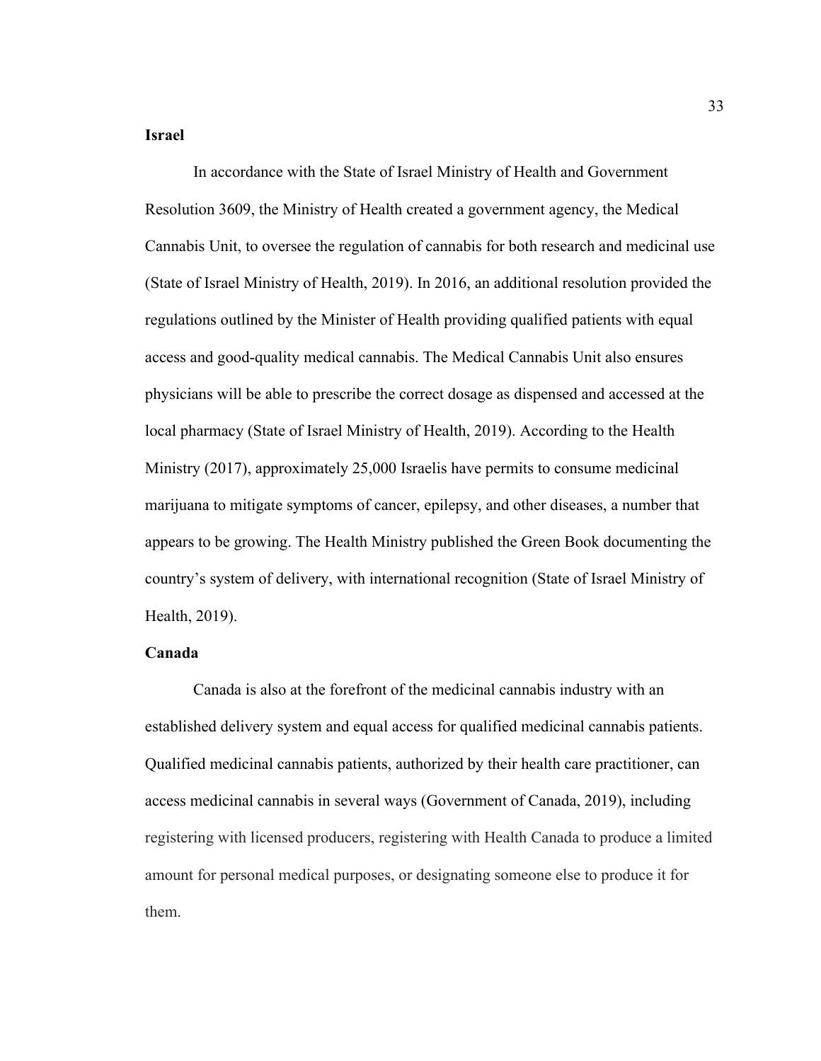### Israel

In accordance with the State of Israel Ministry of Health and Government Resolution 3609, the Ministry of Health created a government agency, the Medical Cannabis Unit, to oversee the regulation of cannabis for both research and medicinal use (State of Israel Ministry of Health, 2019). In 2016, an additional resolution provided the regulations outlined by the Minister of Health providing qualified patients with equal access and good-quality medical cannabis. The Medical Cannabis Unit also ensures physicians will be able to prescribe the correct dosage as dispensed and accessed at the local pharmacy (State of Israel Ministry of Health, 2019). According to the Health Ministry (2017), approximately 25,000 Israelis have permits to consume medicinal marijuana to mitigate symptoms of cancer, epilepsy, and other diseases, a number that appears to be growing. The Health Ministry published the Green Book documenting the country's system of delivery, with international recognition (State of Israel Ministry of Health, 2019).

### Canada

Canada is also at the forefront of the medicinal cannabis industry with an established delivery system and equal access for qualified medicinal cannabis patients. Qualified medicinal cannabis patients, authorized by their health care practitioner, can access medicinal cannabis in several ways (Government of Canada, 2019), including registering with licensed producers, registering with Health Canada to produce a limited amount for personal medical purposes, or designating someone else to produce it for them.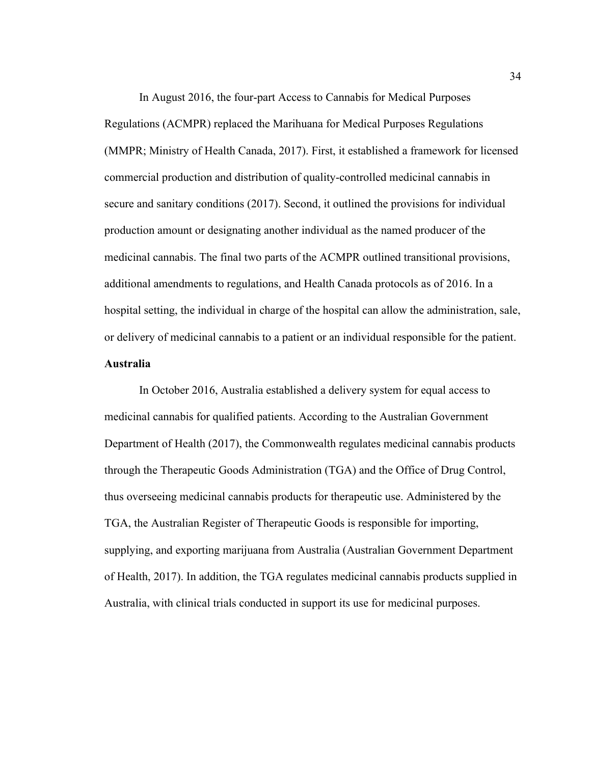In August 2016, the four-part Access to Cannabis for Medical Purposes Regulations (ACMPR) replaced the Marihuana for Medical Purposes Regulations (MMPR; Ministry of Health Canada, 2017). First, it established a framework for licensed commercial production and distribution of quality-controlled medicinal cannabis in secure and sanitary conditions (2017). Second, it outlined the provisions for individual production amount or designating another individual as the named producer of the medicinal cannabis. The final two parts of the ACMPR outlined transitional provisions, additional amendments to regulations, and Health Canada protocols as of 2016. In a hospital setting, the individual in charge of the hospital can allow the administration, sale, or delivery of medicinal cannabis to a patient or an individual responsible for the patient.

**Australia**

In October 2016, Australia established a delivery system for equal access to medicinal cannabis for qualified patients. According to the Australian Government Department of Health (2017), the Commonwealth regulates medicinal cannabis products through the Therapeutic Goods Administration (TGA) and the Office of Drug Control, thus overseeing medicinal cannabis products for therapeutic use. Administered by the TGA, the Australian Register of Therapeutic Goods is responsible for importing, supplying, and exporting marijuana from Australia (Australian Government Department of Health, 2017). In addition, the TGA regulates medicinal cannabis products supplied in Australia, with clinical trials conducted in support its use for medicinal purposes.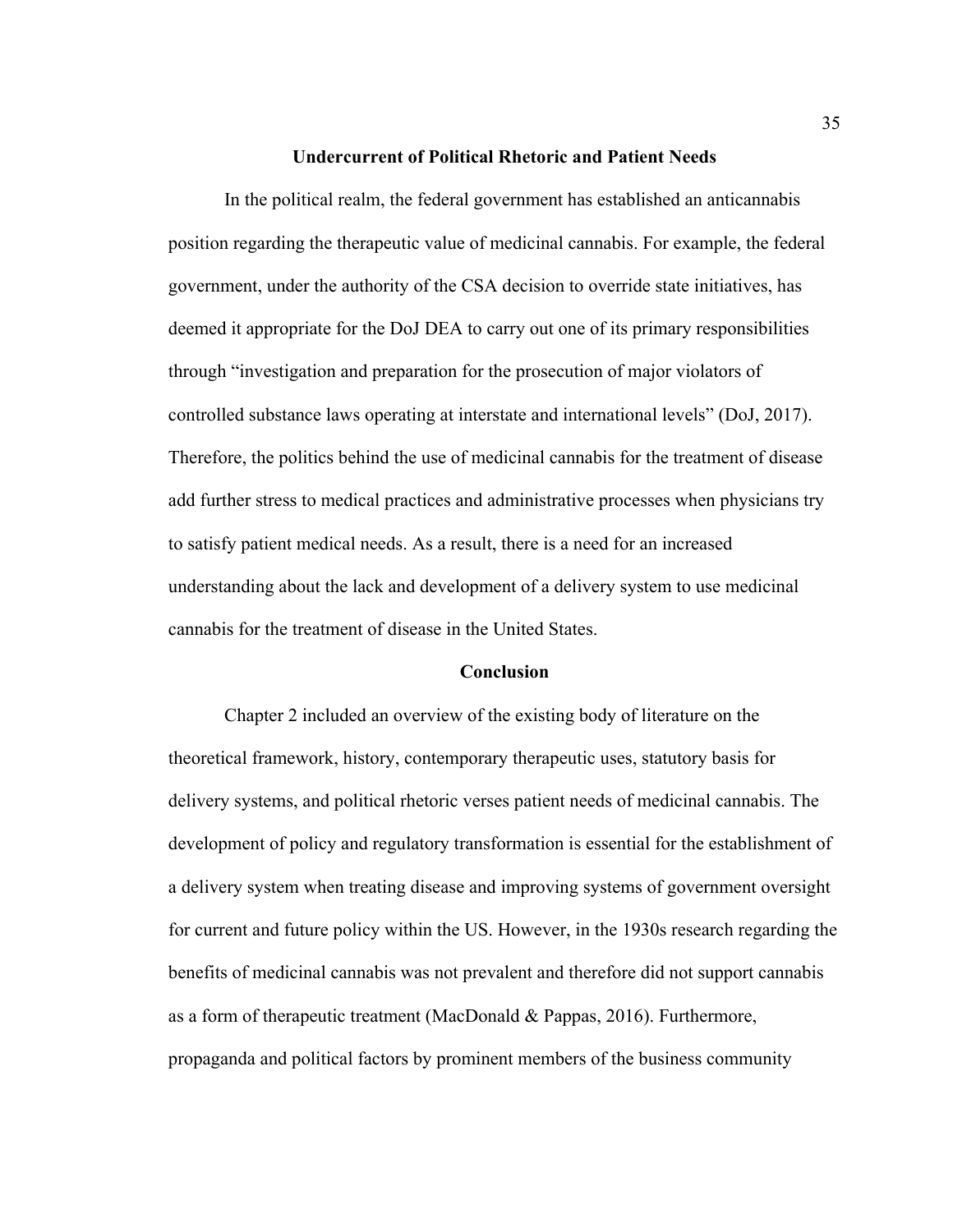## Undercurrent of Political Rhetoric and Patient Needs

In the political realm, the federal government has established an anticannabis position regarding the therapeutic value of medicinal cannabis. For example, the federal government, under the authority of the CSA decision to override state initiatives, has deemed it appropriate for the DoJ DEA to carry out one of its primary responsibilities through "investigation and preparation for the prosecution of major violators of controlled substance laws operating at interstate and international levels" (DoJ, 2017). Therefore, the politics behind the use of medicinal cannabis for the treatment of disease add further stress to medical practices and administrative processes when physicians try to satisfy patient medical needs. As a result, there is a need for an increased understanding about the lack and development of a delivery system to use medicinal cannabis for the treatment of disease in the United States.

## Conclusion

Chapter 2 included an overview of the existing body of literature on the theoretical framework, history, contemporary therapeutic uses, statutory basis for delivery systems, and political rhetoric verses patient needs of medicinal cannabis. The development of policy and regulatory transformation is essential for the establishment of a delivery system when treating disease and improving systems of government oversight for current and future policy within the US. However, in the 1930s research regarding the benefits of medicinal cannabis was not prevalent and therefore did not support cannabis as a form of therapeutic treatment (MacDonald & Pappas, 2016). Furthermore, propaganda and political factors by prominent members of the business community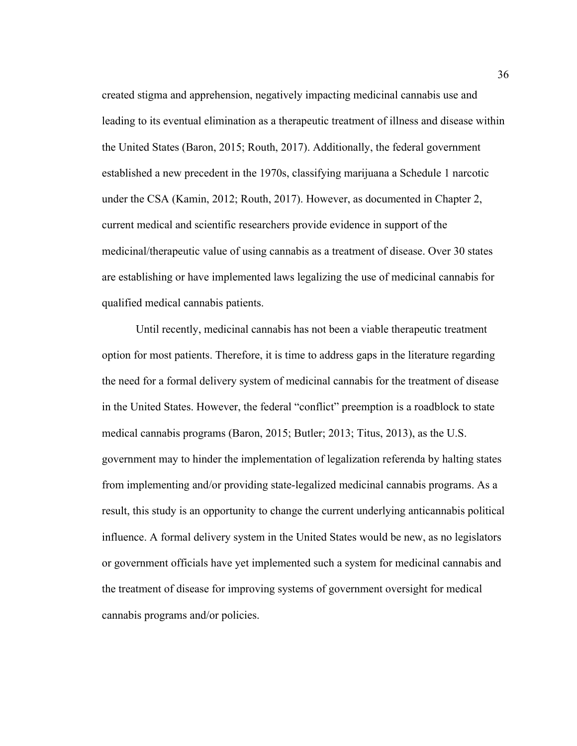created stigma and apprehension, negatively impacting medicinal cannabis use and leading to its eventual elimination as a therapeutic treatment of illness and disease within the United States (Baron, 2015; Routh, 2017). Additionally, the federal government established a new precedent in the 1970s, classifying marijuana a Schedule 1 narcotic under the CSA (Kamin, 2012; Routh, 2017). However, as documented in Chapter 2, current medical and scientific researchers provide evidence in support of the medicinal/therapeutic value of using cannabis as a treatment of disease. Over 30 states are establishing or have implemented laws legalizing the use of medicinal cannabis for qualified medical cannabis patients.

Until recently, medicinal cannabis has not been a viable therapeutic treatment option for most patients. Therefore, it is time to address gaps in the literature regarding the need for a formal delivery system of medicinal cannabis for the treatment of disease in the United States. However, the federal "conflict" preemption is a roadblock to state medical cannabis programs (Baron, 2015; Butler; 2013; Titus, 2013), as the U.S. government may to hinder the implementation of legalization referenda by halting states from implementing and/or providing state-legalized medicinal cannabis programs. As a result, this study is an opportunity to change the current underlying anticannabis political influence. A formal delivery system in the United States would be new, as no legislators or government officials have yet implemented such a system for medicinal cannabis and the treatment of disease for improving systems of government oversight for medical cannabis programs and/or policies.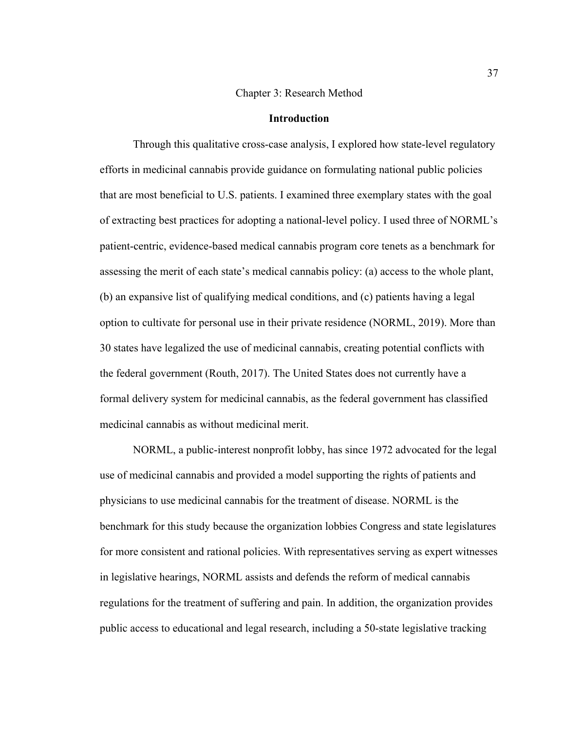# Chapter 3: Research Method

## Introduction

Through this qualitative cross-case analysis, I explored how state-level regulatory efforts in medicinal cannabis provide guidance on formulating national public policies that are most beneficial to U.S. patients. I examined three exemplary states with the goal of extracting best practices for adopting a national-level policy. I used three of NORML's patient-centric, evidence-based medical cannabis program core tenets as a benchmark for assessing the merit of each state's medical cannabis policy: (a) access to the whole plant, (b) an expansive list of qualifying medical conditions, and (c) patients having a legal option to cultivate for personal use in their private residence (NORML, 2019). More than 30 states have legalized the use of medicinal cannabis, creating potential conflicts with the federal government (Routh, 2017). The United States does not currently have a formal delivery system for medicinal cannabis, as the federal government has classified medicinal cannabis as without medicinal merit.

NORML, a public-interest nonprofit lobby, has since 1972 advocated for the legal use of medicinal cannabis and provided a model supporting the rights of patients and physicians to use medicinal cannabis for the treatment of disease. NORML is the benchmark for this study because the organization lobbies Congress and state legislatures for more consistent and rational policies. With representatives serving as expert witnesses in legislative hearings, NORML assists and defends the reform of medical cannabis regulations for the treatment of suffering and pain. In addition, the organization provides public access to educational and legal research, including a 50-state legislative tracking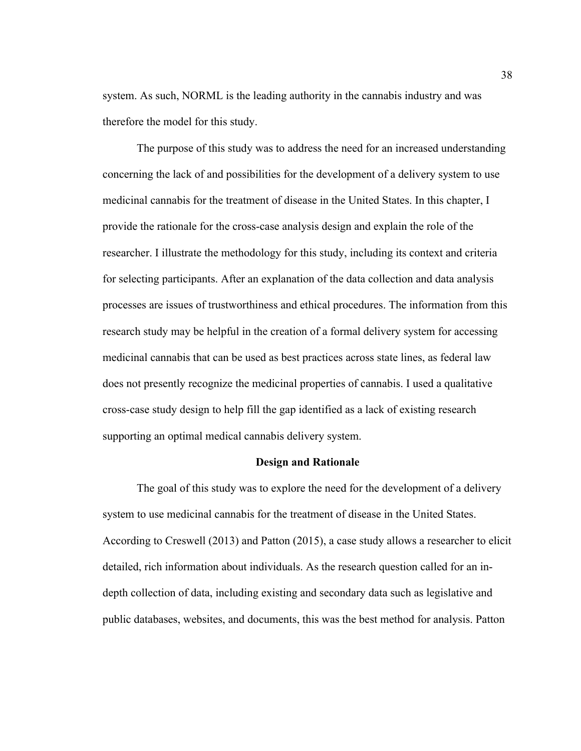system. As such, NORML is the leading authority in the cannabis industry and was therefore the model for this study.

The purpose of this study was to address the need for an increased understanding concerning the lack of and possibilities for the development of a delivery system to use medicinal cannabis for the treatment of disease in the United States. In this chapter, I provide the rationale for the cross-case analysis design and explain the role of the researcher. I illustrate the methodology for this study, including its context and criteria for selecting participants. After an explanation of the data collection and data analysis processes are issues of trustworthiness and ethical procedures. The information from this research study may be helpful in the creation of a formal delivery system for accessing medicinal cannabis that can be used as best practices across state lines, as federal law does not presently recognize the medicinal properties of cannabis. I used a qualitative cross-case study design to help fill the gap identified as a lack of existing research supporting an optimal medical cannabis delivery system.

## Design and Rationale

The goal of this study was to explore the need for the development of a delivery system to use medicinal cannabis for the treatment of disease in the United States. According to Creswell (2013) and Patton (2015), a case study allows a researcher to elicit detailed, rich information about individuals. As the research question called for an in-depth collection of data, including existing and secondary data such as legislative and public databases, websites, and documents, this was the best method for analysis. Patton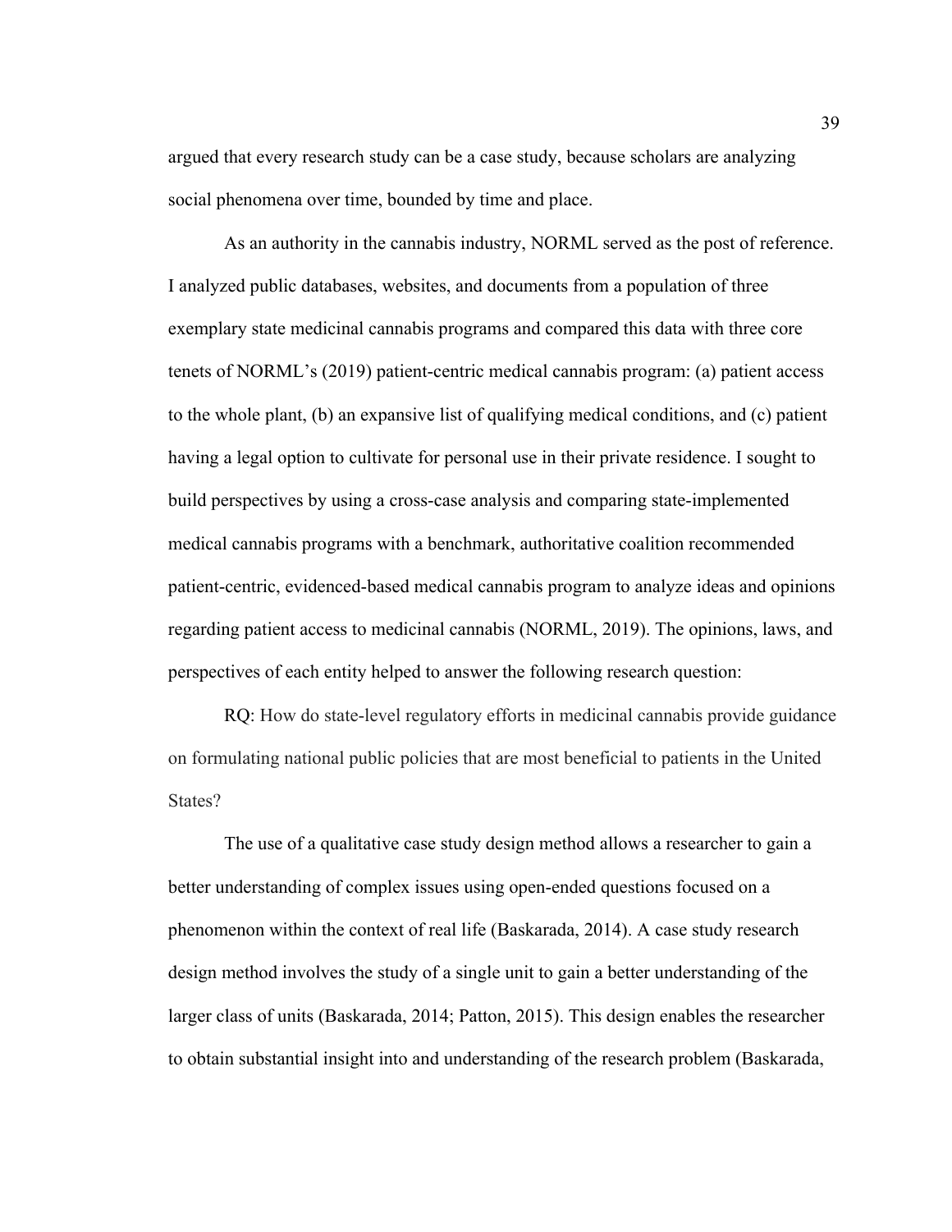argued that every research study can be a case study, because scholars are analyzing social phenomena over time, bounded by time and place.

As an authority in the cannabis industry, NORML served as the post of reference. I analyzed public databases, websites, and documents from a population of three exemplary state medicinal cannabis programs and compared this data with three core tenets of NORML's (2019) patient-centric medical cannabis program: (a) patient access to the whole plant, (b) an expansive list of qualifying medical conditions, and (c) patient having a legal option to cultivate for personal use in their private residence. I sought to build perspectives by using a cross-case analysis and comparing state-implemented medical cannabis programs with a benchmark, authoritative coalition recommended patient-centric, evidenced-based medical cannabis program to analyze ideas and opinions regarding patient access to medicinal cannabis (NORML, 2019). The opinions, laws, and perspectives of each entity helped to answer the following research question:

RQ: How do state-level regulatory efforts in medicinal cannabis provide guidance on formulating national public policies that are most beneficial to patients in the United States?

The use of a qualitative case study design method allows a researcher to gain a better understanding of complex issues using open-ended questions focused on a phenomenon within the context of real life (Baskarada, 2014). A case study research design method involves the study of a single unit to gain a better understanding of the larger class of units (Baskarada, 2014; Patton, 2015). This design enables the researcher to obtain substantial insight into and understanding of the research problem (Baskarada,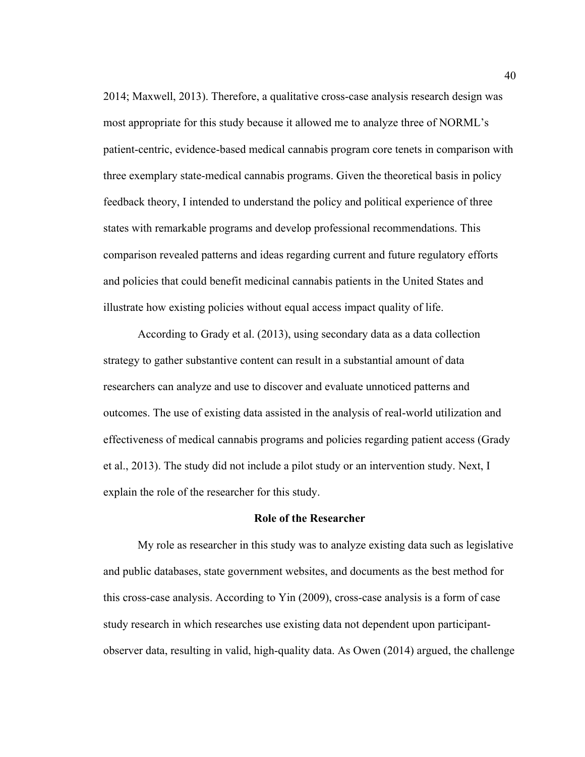2014; Maxwell, 2013). Therefore, a qualitative cross-case analysis research design was most appropriate for this study because it allowed me to analyze three of NORML's patient-centric, evidence-based medical cannabis program core tenets in comparison with three exemplary state-medical cannabis programs. Given the theoretical basis in policy feedback theory, I intended to understand the policy and political experience of three states with remarkable programs and develop professional recommendations. This comparison revealed patterns and ideas regarding current and future regulatory efforts and policies that could benefit medicinal cannabis patients in the United States and illustrate how existing policies without equal access impact quality of life.

According to Grady et al. (2013), using secondary data as a data collection strategy to gather substantive content can result in a substantial amount of data researchers can analyze and use to discover and evaluate unnoticed patterns and outcomes. The use of existing data assisted in the analysis of real-world utilization and effectiveness of medical cannabis programs and policies regarding patient access (Grady et al., 2013). The study did not include a pilot study or an intervention study. Next, I explain the role of the researcher for this study.

## Role of the Researcher

My role as researcher in this study was to analyze existing data such as legislative and public databases, state government websites, and documents as the best method for this cross-case analysis. According to Yin (2009), cross-case analysis is a form of case study research in which researches use existing data not dependent upon participant-observer data, resulting in valid, high-quality data. As Owen (2014) argued, the challenge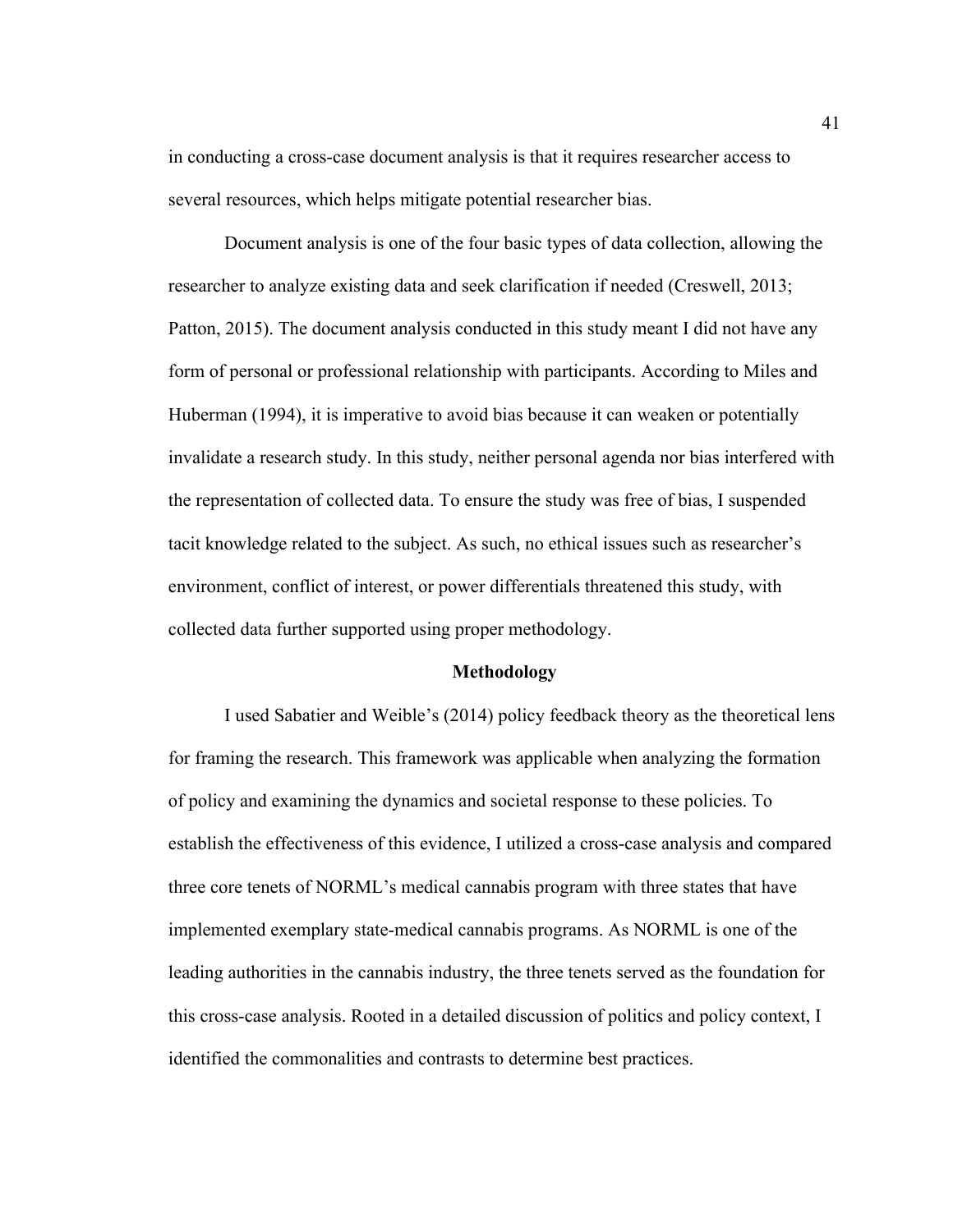in conducting a cross-case document analysis is that it requires researcher access to several resources, which helps mitigate potential researcher bias.

Document analysis is one of the four basic types of data collection, allowing the researcher to analyze existing data and seek clarification if needed (Creswell, 2013; Patton, 2015). The document analysis conducted in this study meant I did not have any form of personal or professional relationship with participants. According to Miles and Huberman (1994), it is imperative to avoid bias because it can weaken or potentially invalidate a research study. In this study, neither personal agenda nor bias interfered with the representation of collected data. To ensure the study was free of bias, I suspended tacit knowledge related to the subject. As such, no ethical issues such as researcher's environment, conflict of interest, or power differentials threatened this study, with collected data further supported using proper methodology.

## Methodology

I used Sabatier and Weible's (2014) policy feedback theory as the theoretical lens for framing the research. This framework was applicable when analyzing the formation of policy and examining the dynamics and societal response to these policies. To establish the effectiveness of this evidence, I utilized a cross-case analysis and compared three core tenets of NORML's medical cannabis program with three states that have implemented exemplary state-medical cannabis programs. As NORML is one of the leading authorities in the cannabis industry, the three tenets served as the foundation for this cross-case analysis. Rooted in a detailed discussion of politics and policy context, I identified the commonalities and contrasts to determine best practices.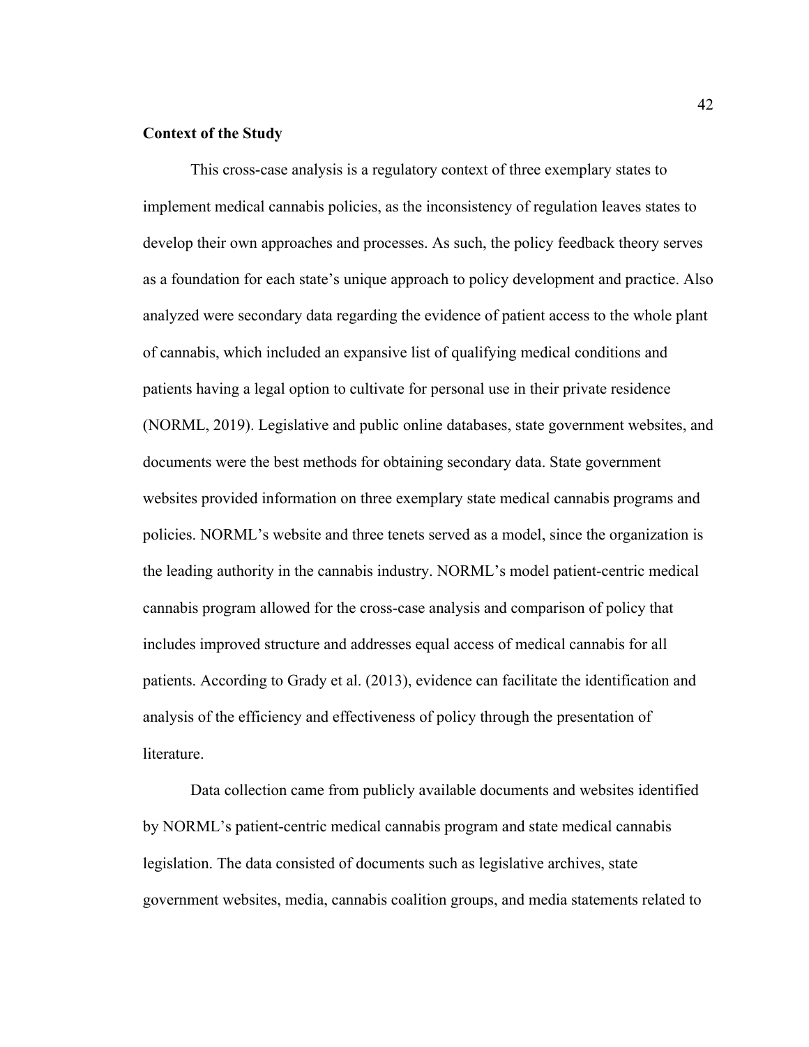**Context of the Study**

This cross-case analysis is a regulatory context of three exemplary states to implement medical cannabis policies, as the inconsistency of regulation leaves states to develop their own approaches and processes. As such, the policy feedback theory serves as a foundation for each state's unique approach to policy development and practice. Also analyzed were secondary data regarding the evidence of patient access to the whole plant of cannabis, which included an expansive list of qualifying medical conditions and patients having a legal option to cultivate for personal use in their private residence (NORML, 2019). Legislative and public online databases, state government websites, and documents were the best methods for obtaining secondary data. State government websites provided information on three exemplary state medical cannabis programs and policies. NORML's website and three tenets served as a model, since the organization is the leading authority in the cannabis industry. NORML's model patient-centric medical cannabis program allowed for the cross-case analysis and comparison of policy that includes improved structure and addresses equal access of medical cannabis for all patients. According to Grady et al. (2013), evidence can facilitate the identification and analysis of the efficiency and effectiveness of policy through the presentation of literature.

Data collection came from publicly available documents and websites identified by NORML's patient-centric medical cannabis program and state medical cannabis legislation. The data consisted of documents such as legislative archives, state government websites, media, cannabis coalition groups, and media statements related to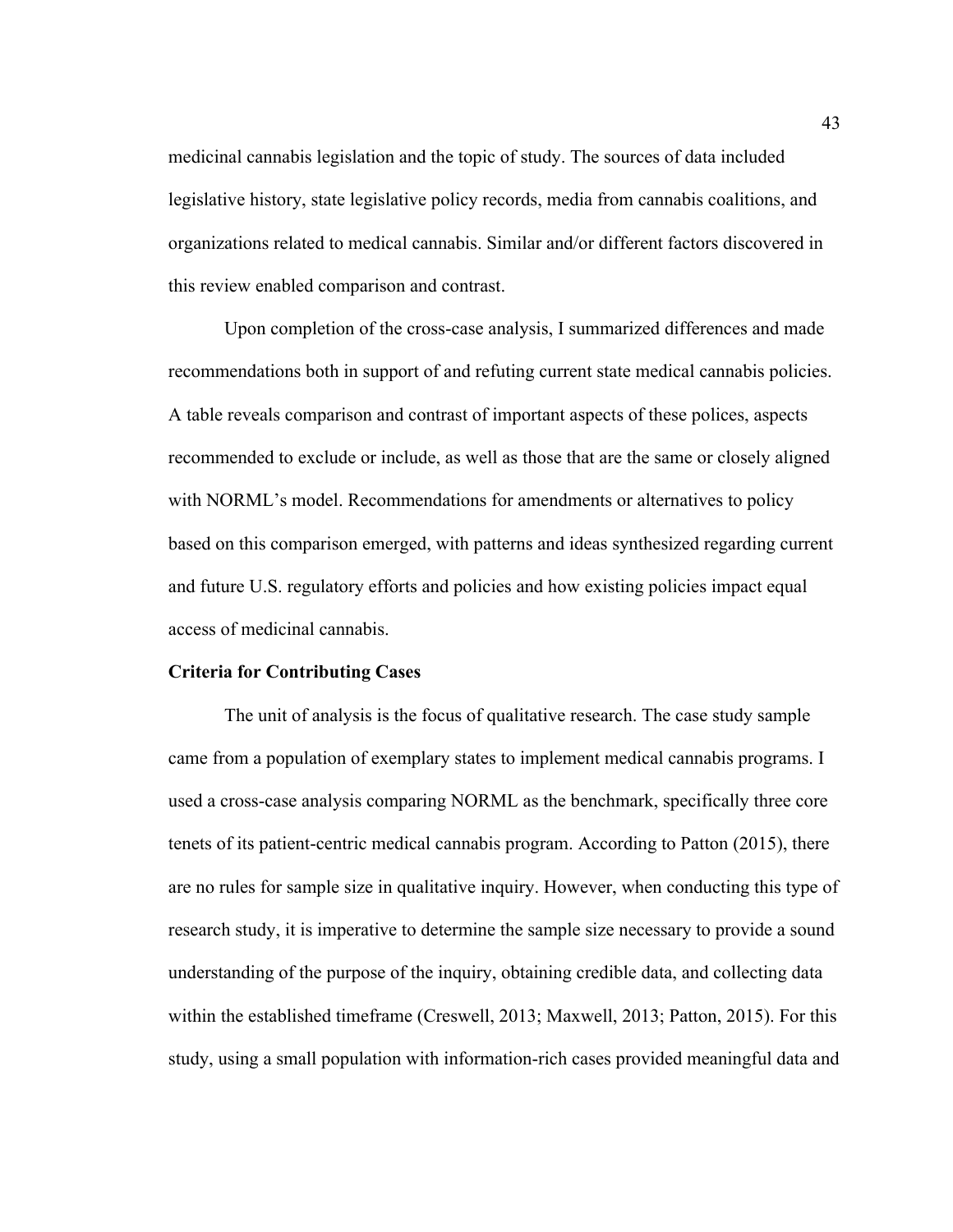medicinal cannabis legislation and the topic of study. The sources of data included legislative history, state legislative policy records, media from cannabis coalitions, and organizations related to medical cannabis. Similar and/or different factors discovered in this review enabled comparison and contrast.

Upon completion of the cross-case analysis, I summarized differences and made recommendations both in support of and refuting current state medical cannabis policies. A table reveals comparison and contrast of important aspects of these polices, aspects recommended to exclude or include, as well as those that are the same or closely aligned with NORML's model. Recommendations for amendments or alternatives to policy based on this comparison emerged, with patterns and ideas synthesized regarding current and future U.S. regulatory efforts and policies and how existing policies impact equal access of medicinal cannabis.

**Criteria for Contributing Cases**

The unit of analysis is the focus of qualitative research. The case study sample came from a population of exemplary states to implement medical cannabis programs. I used a cross-case analysis comparing NORML as the benchmark, specifically three core tenets of its patient-centric medical cannabis program. According to Patton (2015), there are no rules for sample size in qualitative inquiry. However, when conducting this type of research study, it is imperative to determine the sample size necessary to provide a sound understanding of the purpose of the inquiry, obtaining credible data, and collecting data within the established timeframe (Creswell, 2013; Maxwell, 2013; Patton, 2015). For this study, using a small population with information-rich cases provided meaningful data and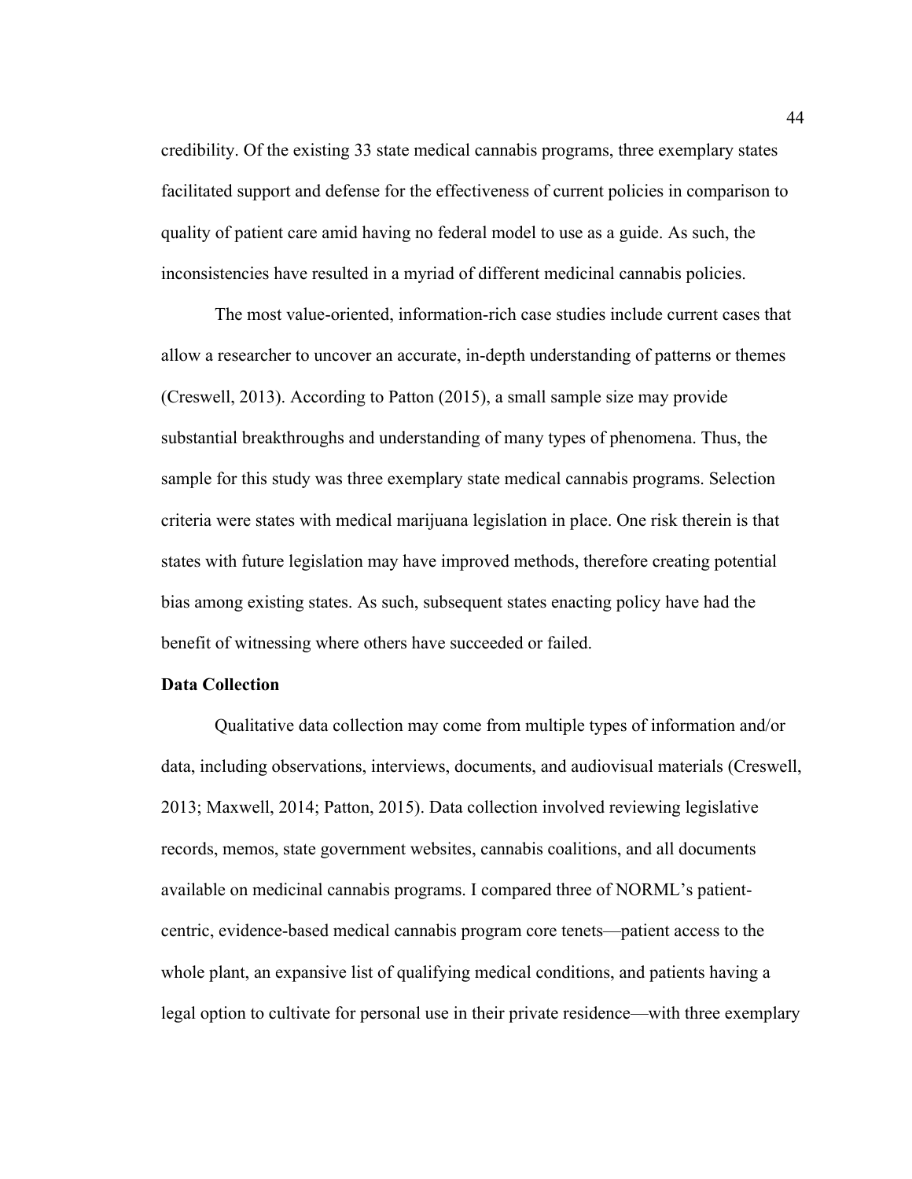credibility. Of the existing 33 state medical cannabis programs, three exemplary states facilitated support and defense for the effectiveness of current policies in comparison to quality of patient care amid having no federal model to use as a guide. As such, the inconsistencies have resulted in a myriad of different medicinal cannabis policies.

The most value-oriented, information-rich case studies include current cases that allow a researcher to uncover an accurate, in-depth understanding of patterns or themes (Creswell, 2013). According to Patton (2015), a small sample size may provide substantial breakthroughs and understanding of many types of phenomena. Thus, the sample for this study was three exemplary state medical cannabis programs. Selection criteria were states with medical marijuana legislation in place. One risk therein is that states with future legislation may have improved methods, therefore creating potential bias among existing states. As such, subsequent states enacting policy have had the benefit of witnessing where others have succeeded or failed.

**Data Collection**

Qualitative data collection may come from multiple types of information and/or data, including observations, interviews, documents, and audiovisual materials (Creswell, 2013; Maxwell, 2014; Patton, 2015). Data collection involved reviewing legislative records, memos, state government websites, cannabis coalitions, and all documents available on medicinal cannabis programs. I compared three of NORML's patient-centric, evidence-based medical cannabis program core tenets—patient access to the whole plant, an expansive list of qualifying medical conditions, and patients having a legal option to cultivate for personal use in their private residence—with three exemplary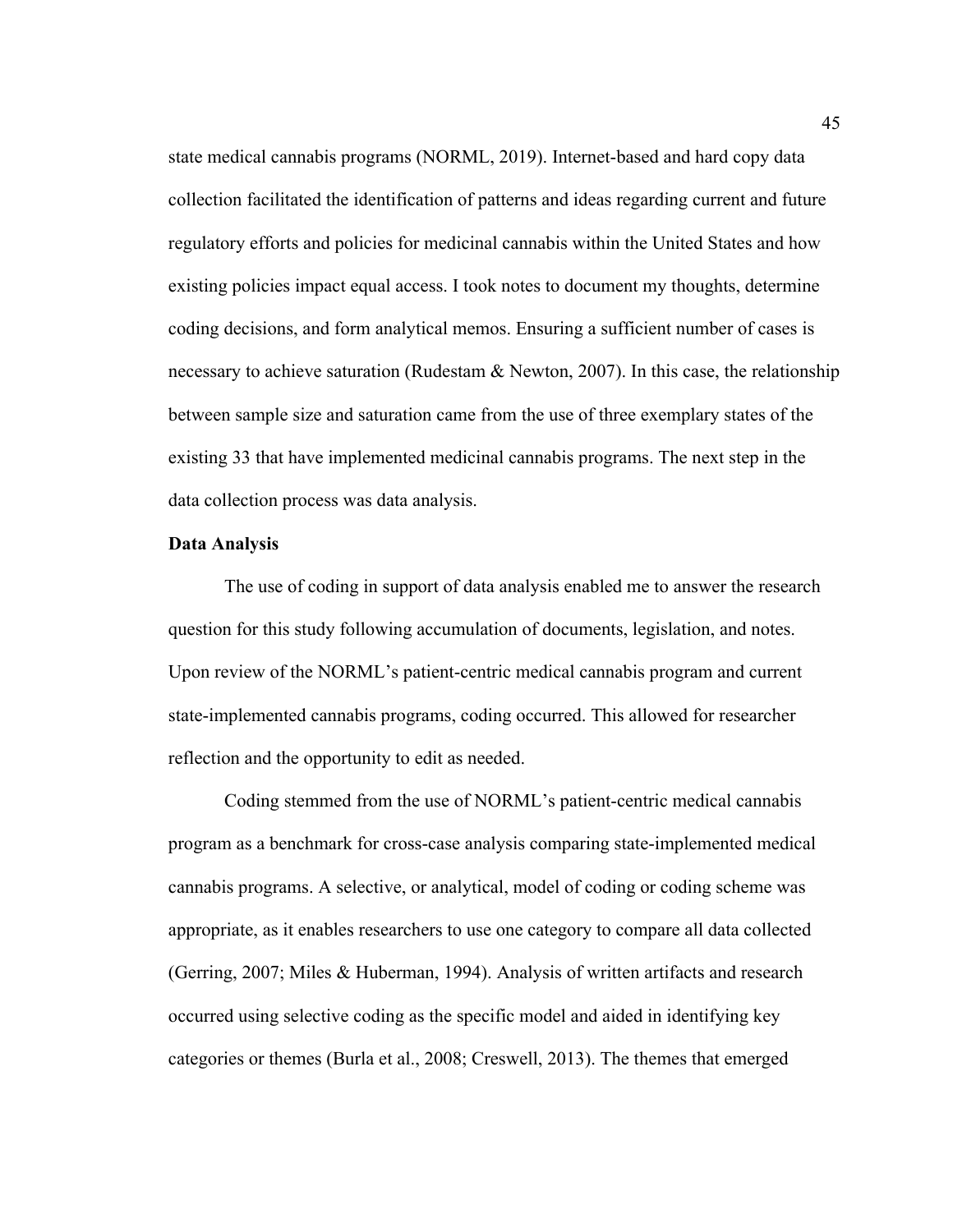state medical cannabis programs (NORML, 2019). Internet-based and hard copy data collection facilitated the identification of patterns and ideas regarding current and future regulatory efforts and policies for medicinal cannabis within the United States and how existing policies impact equal access. I took notes to document my thoughts, determine coding decisions, and form analytical memos. Ensuring a sufficient number of cases is necessary to achieve saturation (Rudestam & Newton, 2007). In this case, the relationship between sample size and saturation came from the use of three exemplary states of the existing 33 that have implemented medicinal cannabis programs. The next step in the data collection process was data analysis.

**Data Analysis**

The use of coding in support of data analysis enabled me to answer the research question for this study following accumulation of documents, legislation, and notes. Upon review of the NORML's patient-centric medical cannabis program and current state-implemented cannabis programs, coding occurred. This allowed for researcher reflection and the opportunity to edit as needed.

Coding stemmed from the use of NORML's patient-centric medical cannabis program as a benchmark for cross-case analysis comparing state-implemented medical cannabis programs. A selective, or analytical, model of coding or coding scheme was appropriate, as it enables researchers to use one category to compare all data collected (Gerring, 2007; Miles & Huberman, 1994). Analysis of written artifacts and research occurred using selective coding as the specific model and aided in identifying key categories or themes (Burla et al., 2008; Creswell, 2013). The themes that emerged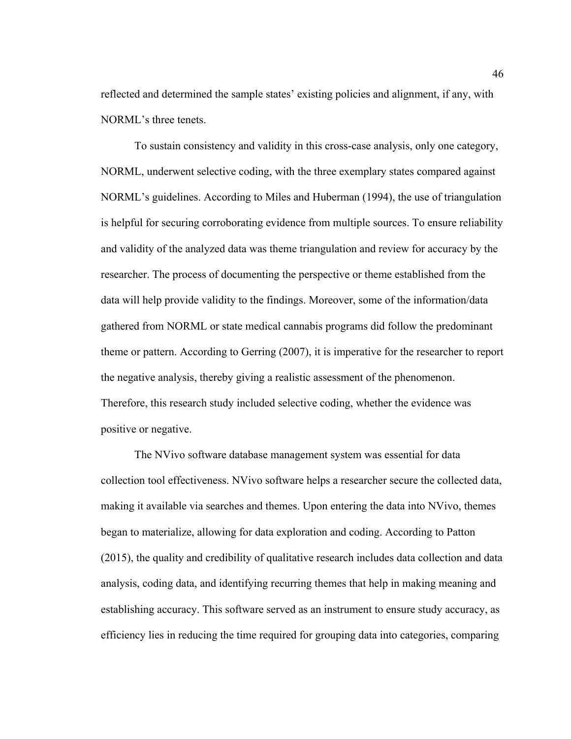reflected and determined the sample states' existing policies and alignment, if any, with NORML's three tenets.

To sustain consistency and validity in this cross-case analysis, only one category, NORML, underwent selective coding, with the three exemplary states compared against NORML's guidelines. According to Miles and Huberman (1994), the use of triangulation is helpful for securing corroborating evidence from multiple sources. To ensure reliability and validity of the analyzed data was theme triangulation and review for accuracy by the researcher. The process of documenting the perspective or theme established from the data will help provide validity to the findings. Moreover, some of the information/data gathered from NORML or state medical cannabis programs did follow the predominant theme or pattern. According to Gerring (2007), it is imperative for the researcher to report the negative analysis, thereby giving a realistic assessment of the phenomenon. Therefore, this research study included selective coding, whether the evidence was positive or negative.

The NVivo software database management system was essential for data collection tool effectiveness. NVivo software helps a researcher secure the collected data, making it available via searches and themes. Upon entering the data into NVivo, themes began to materialize, allowing for data exploration and coding. According to Patton (2015), the quality and credibility of qualitative research includes data collection and data analysis, coding data, and identifying recurring themes that help in making meaning and establishing accuracy. This software served as an instrument to ensure study accuracy, as efficiency lies in reducing the time required for grouping data into categories, comparing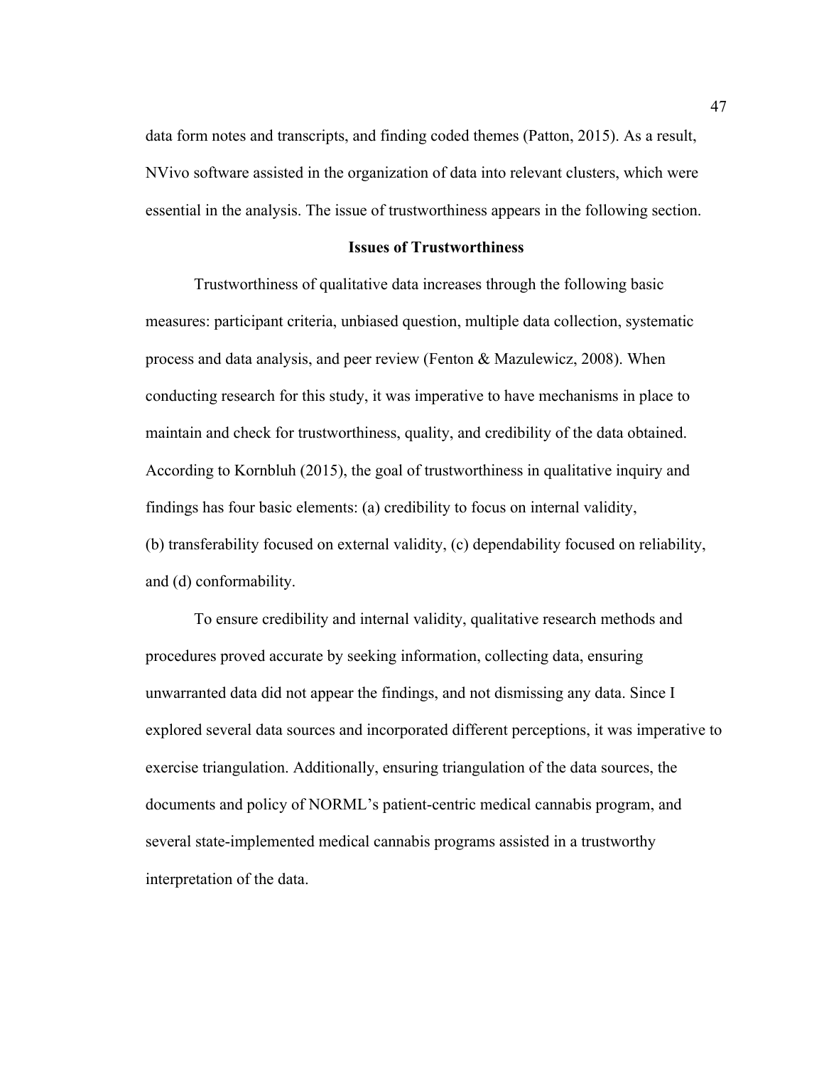data form notes and transcripts, and finding coded themes (Patton, 2015). As a result, NVivo software assisted in the organization of data into relevant clusters, which were essential in the analysis. The issue of trustworthiness appears in the following section.

## Issues of Trustworthiness

Trustworthiness of qualitative data increases through the following basic measures: participant criteria, unbiased question, multiple data collection, systematic process and data analysis, and peer review (Fenton & Mazulewicz, 2008). When conducting research for this study, it was imperative to have mechanisms in place to maintain and check for trustworthiness, quality, and credibility of the data obtained. According to Kornbluh (2015), the goal of trustworthiness in qualitative inquiry and findings has four basic elements: (a) credibility to focus on internal validity, (b) transferability focused on external validity, (c) dependability focused on reliability, and (d) conformability.

To ensure credibility and internal validity, qualitative research methods and procedures proved accurate by seeking information, collecting data, ensuring unwarranted data did not appear the findings, and not dismissing any data. Since I explored several data sources and incorporated different perceptions, it was imperative to exercise triangulation. Additionally, ensuring triangulation of the data sources, the documents and policy of NORML's patient-centric medical cannabis program, and several state-implemented medical cannabis programs assisted in a trustworthy interpretation of the data.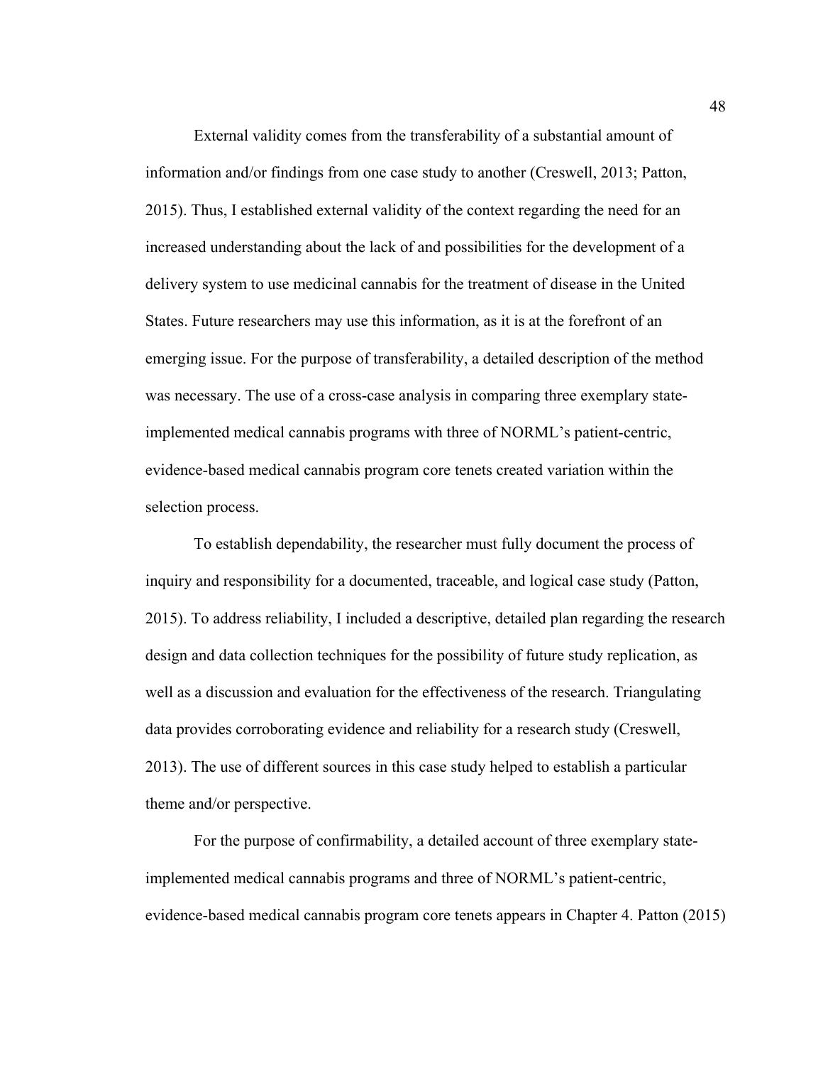External validity comes from the transferability of a substantial amount of information and/or findings from one case study to another (Creswell, 2013; Patton, 2015). Thus, I established external validity of the context regarding the need for an increased understanding about the lack of and possibilities for the development of a delivery system to use medicinal cannabis for the treatment of disease in the United States. Future researchers may use this information, as it is at the forefront of an emerging issue. For the purpose of transferability, a detailed description of the method was necessary. The use of a cross-case analysis in comparing three exemplary state-implemented medical cannabis programs with three of NORML's patient-centric, evidence-based medical cannabis program core tenets created variation within the selection process.

To establish dependability, the researcher must fully document the process of inquiry and responsibility for a documented, traceable, and logical case study (Patton, 2015). To address reliability, I included a descriptive, detailed plan regarding the research design and data collection techniques for the possibility of future study replication, as well as a discussion and evaluation for the effectiveness of the research. Triangulating data provides corroborating evidence and reliability for a research study (Creswell, 2013). The use of different sources in this case study helped to establish a particular theme and/or perspective.

For the purpose of confirmability, a detailed account of three exemplary state-implemented medical cannabis programs and three of NORML's patient-centric, evidence-based medical cannabis program core tenets appears in Chapter 4. Patton (2015)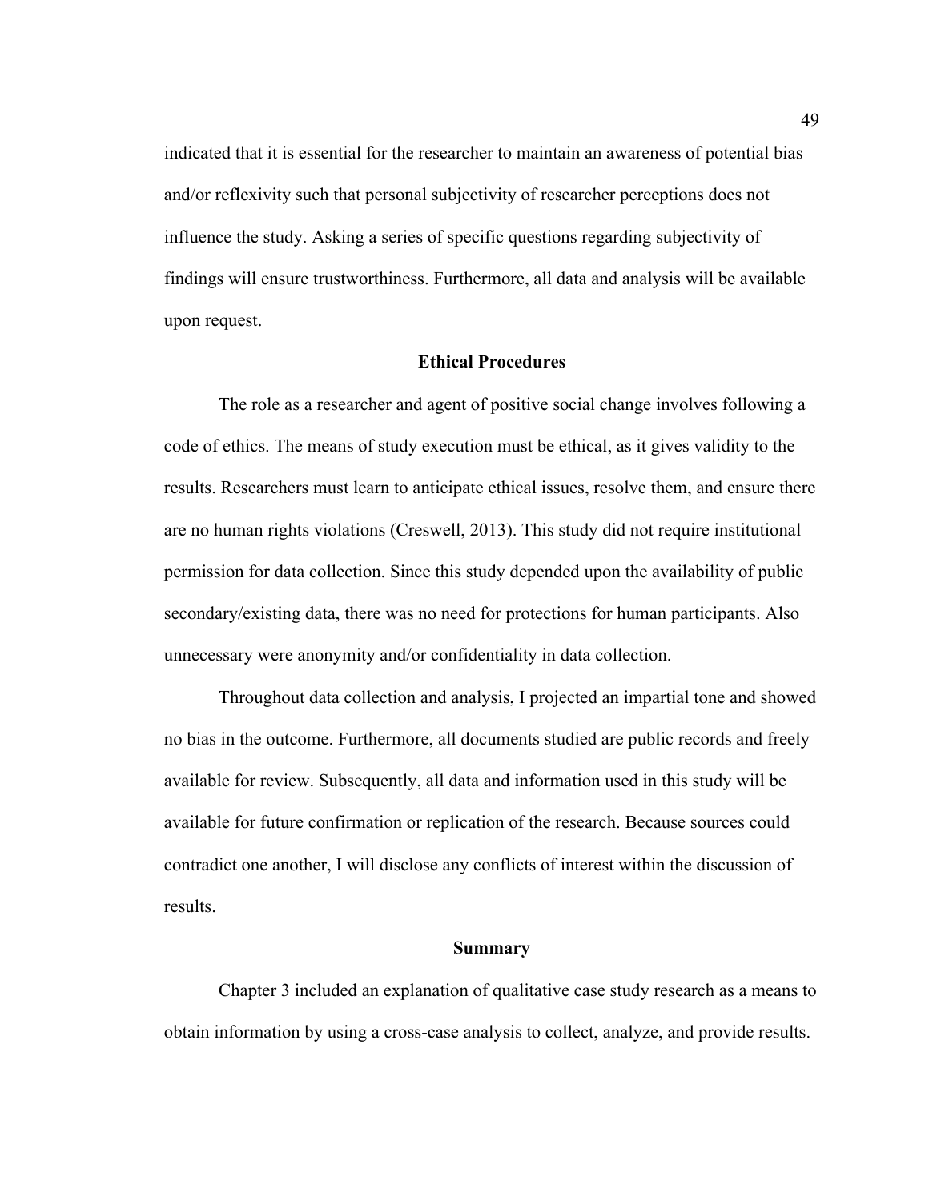indicated that it is essential for the researcher to maintain an awareness of potential bias and/or reflexivity such that personal subjectivity of researcher perceptions does not influence the study. Asking a series of specific questions regarding subjectivity of findings will ensure trustworthiness. Furthermore, all data and analysis will be available upon request.

## Ethical Procedures

The role as a researcher and agent of positive social change involves following a code of ethics. The means of study execution must be ethical, as it gives validity to the results. Researchers must learn to anticipate ethical issues, resolve them, and ensure there are no human rights violations (Creswell, 2013). This study did not require institutional permission for data collection. Since this study depended upon the availability of public secondary/existing data, there was no need for protections for human participants. Also unnecessary were anonymity and/or confidentiality in data collection.

Throughout data collection and analysis, I projected an impartial tone and showed no bias in the outcome. Furthermore, all documents studied are public records and freely available for review. Subsequently, all data and information used in this study will be available for future confirmation or replication of the research. Because sources could contradict one another, I will disclose any conflicts of interest within the discussion of results.

## Summary

Chapter 3 included an explanation of qualitative case study research as a means to obtain information by using a cross-case analysis to collect, analyze, and provide results.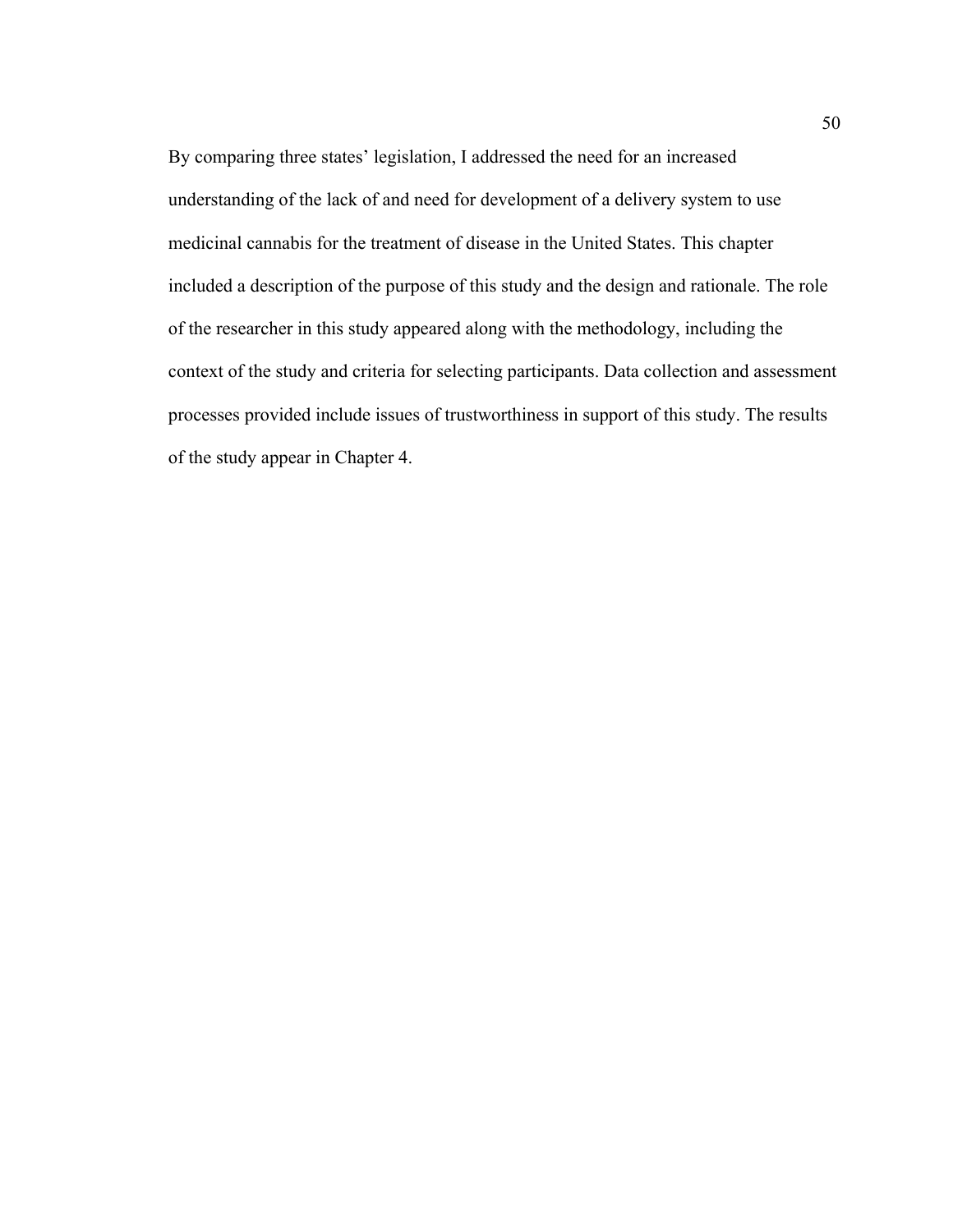By comparing three states' legislation, I addressed the need for an increased understanding of the lack of and need for development of a delivery system to use medicinal cannabis for the treatment of disease in the United States. This chapter included a description of the purpose of this study and the design and rationale. The role of the researcher in this study appeared along with the methodology, including the context of the study and criteria for selecting participants. Data collection and assessment processes provided include issues of trustworthiness in support of this study. The results of the study appear in Chapter 4.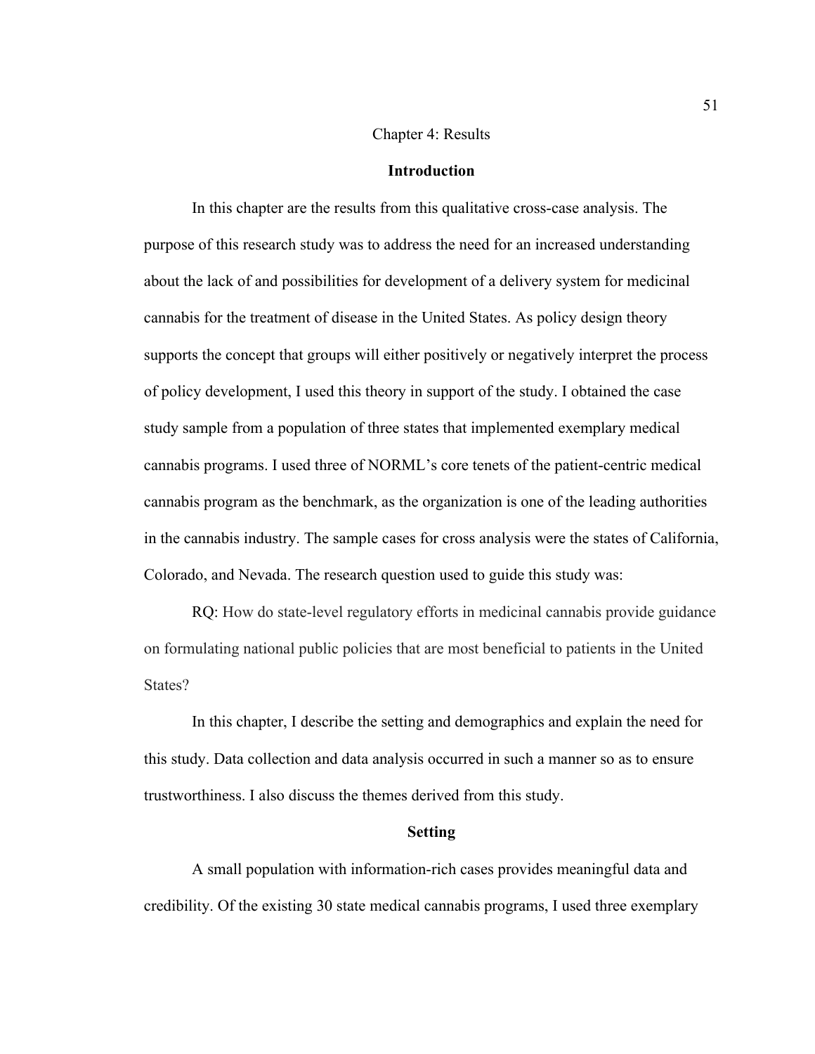# Chapter 4: Results

## Introduction

In this chapter are the results from this qualitative cross-case analysis. The purpose of this research study was to address the need for an increased understanding about the lack of and possibilities for development of a delivery system for medicinal cannabis for the treatment of disease in the United States. As policy design theory supports the concept that groups will either positively or negatively interpret the process of policy development, I used this theory in support of the study. I obtained the case study sample from a population of three states that implemented exemplary medical cannabis programs. I used three of NORML's core tenets of the patient-centric medical cannabis program as the benchmark, as the organization is one of the leading authorities in the cannabis industry. The sample cases for cross analysis were the states of California, Colorado, and Nevada. The research question used to guide this study was:

RQ: How do state-level regulatory efforts in medicinal cannabis provide guidance on formulating national public policies that are most beneficial to patients in the United States?

In this chapter, I describe the setting and demographics and explain the need for this study. Data collection and data analysis occurred in such a manner so as to ensure trustworthiness. I also discuss the themes derived from this study.

## Setting

A small population with information-rich cases provides meaningful data and credibility. Of the existing 30 state medical cannabis programs, I used three exemplary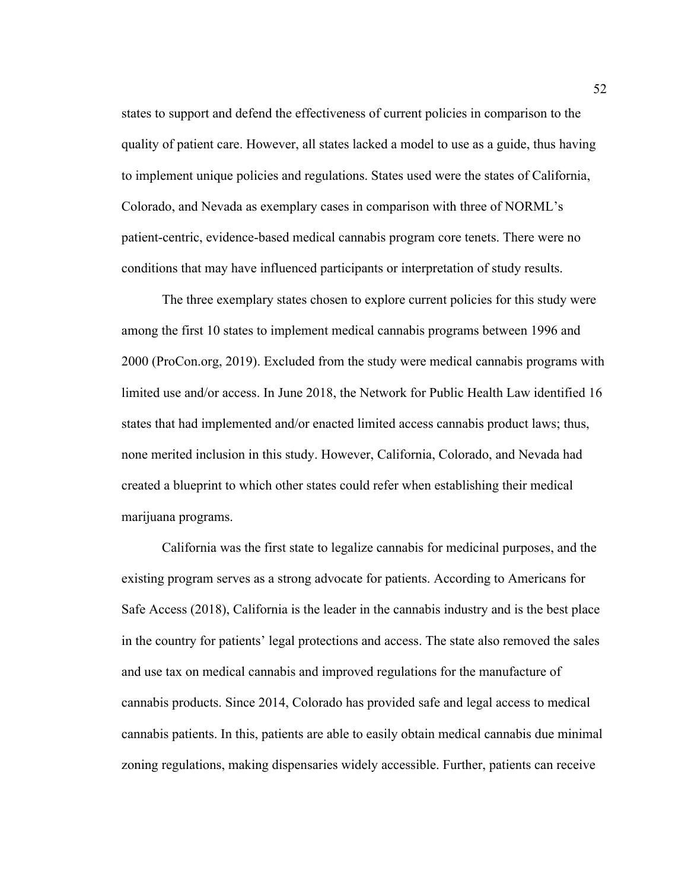states to support and defend the effectiveness of current policies in comparison to the quality of patient care. However, all states lacked a model to use as a guide, thus having to implement unique policies and regulations. States used were the states of California, Colorado, and Nevada as exemplary cases in comparison with three of NORML's patient-centric, evidence-based medical cannabis program core tenets. There were no conditions that may have influenced participants or interpretation of study results.

The three exemplary states chosen to explore current policies for this study were among the first 10 states to implement medical cannabis programs between 1996 and 2000 (ProCon.org, 2019). Excluded from the study were medical cannabis programs with limited use and/or access. In June 2018, the Network for Public Health Law identified 16 states that had implemented and/or enacted limited access cannabis product laws; thus, none merited inclusion in this study. However, California, Colorado, and Nevada had created a blueprint to which other states could refer when establishing their medical marijuana programs.

California was the first state to legalize cannabis for medicinal purposes, and the existing program serves as a strong advocate for patients. According to Americans for Safe Access (2018), California is the leader in the cannabis industry and is the best place in the country for patients' legal protections and access. The state also removed the sales and use tax on medical cannabis and improved regulations for the manufacture of cannabis products. Since 2014, Colorado has provided safe and legal access to medical cannabis patients. In this, patients are able to easily obtain medical cannabis due minimal zoning regulations, making dispensaries widely accessible. Further, patients can receive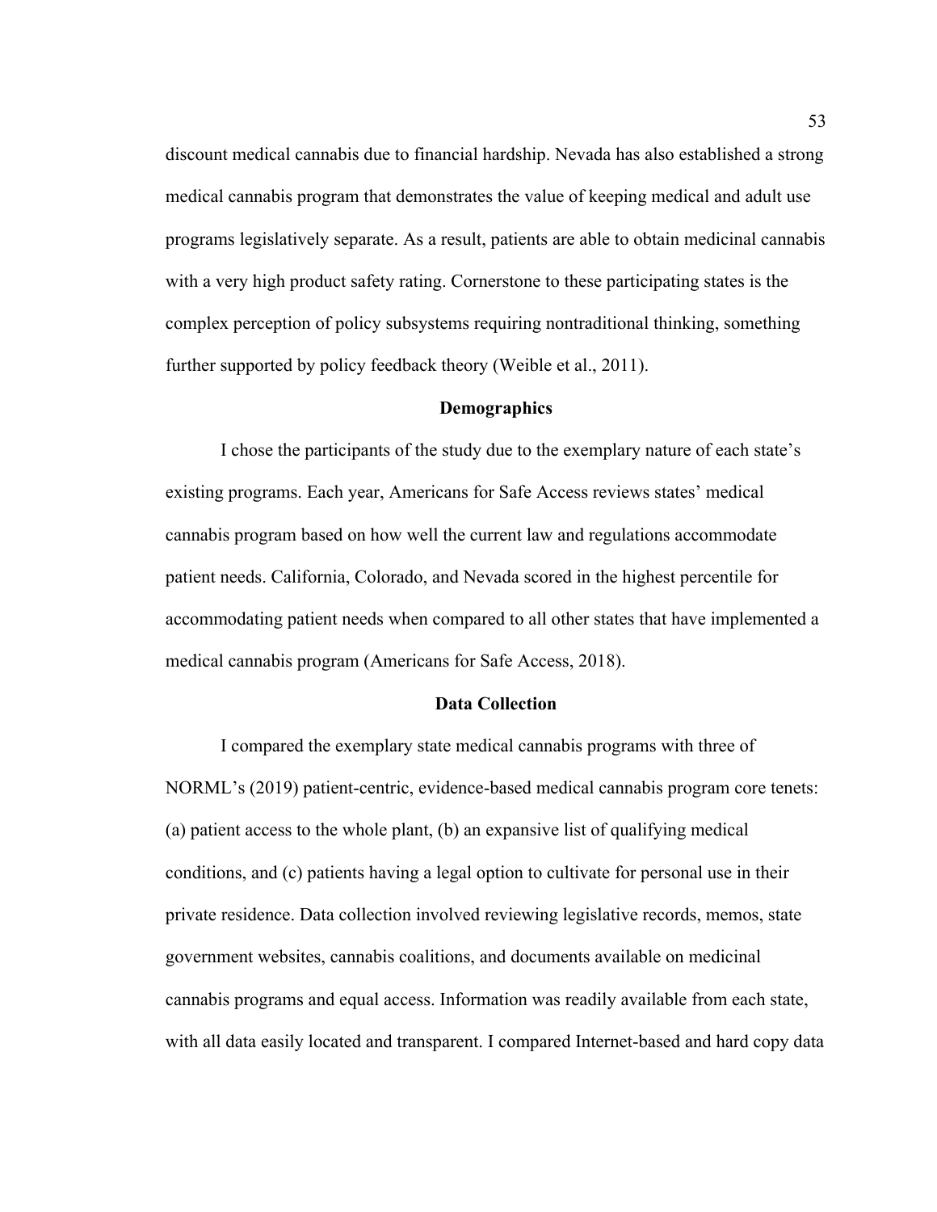discount medical cannabis due to financial hardship. Nevada has also established a strong medical cannabis program that demonstrates the value of keeping medical and adult use programs legislatively separate. As a result, patients are able to obtain medicinal cannabis with a very high product safety rating. Cornerstone to these participating states is the complex perception of policy subsystems requiring nontraditional thinking, something further supported by policy feedback theory (Weible et al., 2011).

## Demographics

I chose the participants of the study due to the exemplary nature of each state's existing programs. Each year, Americans for Safe Access reviews states' medical cannabis program based on how well the current law and regulations accommodate patient needs. California, Colorado, and Nevada scored in the highest percentile for accommodating patient needs when compared to all other states that have implemented a medical cannabis program (Americans for Safe Access, 2018).

## Data Collection

I compared the exemplary state medical cannabis programs with three of NORML's (2019) patient-centric, evidence-based medical cannabis program core tenets: (a) patient access to the whole plant, (b) an expansive list of qualifying medical conditions, and (c) patients having a legal option to cultivate for personal use in their private residence. Data collection involved reviewing legislative records, memos, state government websites, cannabis coalitions, and documents available on medicinal cannabis programs and equal access. Information was readily available from each state, with all data easily located and transparent. I compared Internet-based and hard copy data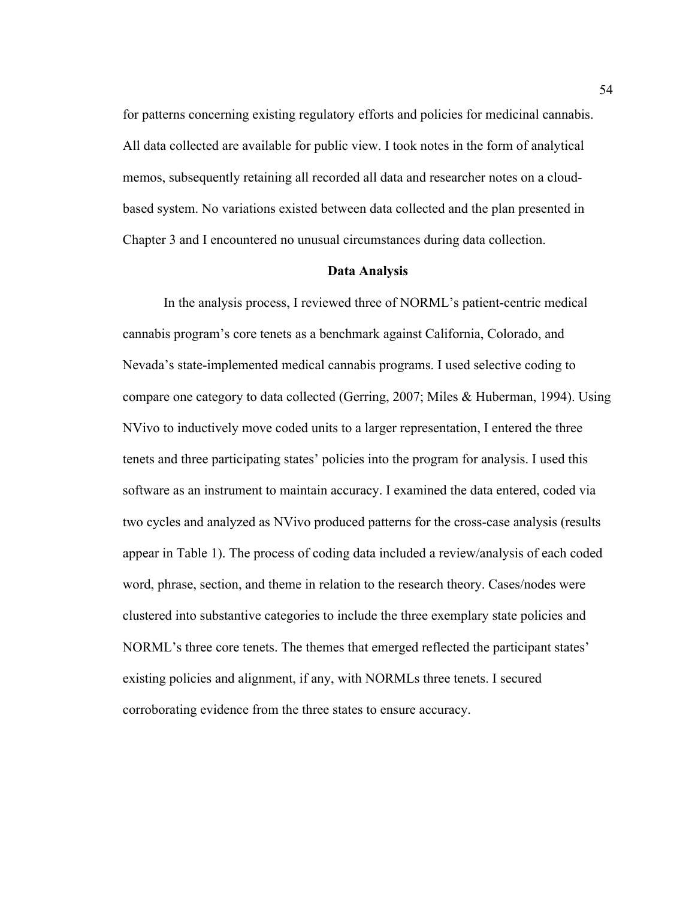for patterns concerning existing regulatory efforts and policies for medicinal cannabis. All data collected are available for public view. I took notes in the form of analytical memos, subsequently retaining all recorded all data and researcher notes on a cloud-based system. No variations existed between data collected and the plan presented in Chapter 3 and I encountered no unusual circumstances during data collection.

## Data Analysis

In the analysis process, I reviewed three of NORML's patient-centric medical cannabis program's core tenets as a benchmark against California, Colorado, and Nevada's state-implemented medical cannabis programs. I used selective coding to compare one category to data collected (Gerring, 2007; Miles & Huberman, 1994). Using NVivo to inductively move coded units to a larger representation, I entered the three tenets and three participating states' policies into the program for analysis. I used this software as an instrument to maintain accuracy. I examined the data entered, coded via two cycles and analyzed as NVivo produced patterns for the cross-case analysis (results appear in Table 1). The process of coding data included a review/analysis of each coded word, phrase, section, and theme in relation to the research theory. Cases/nodes were clustered into substantive categories to include the three exemplary state policies and NORML's three core tenets. The themes that emerged reflected the participant states' existing policies and alignment, if any, with NORMLs three tenets. I secured corroborating evidence from the three states to ensure accuracy.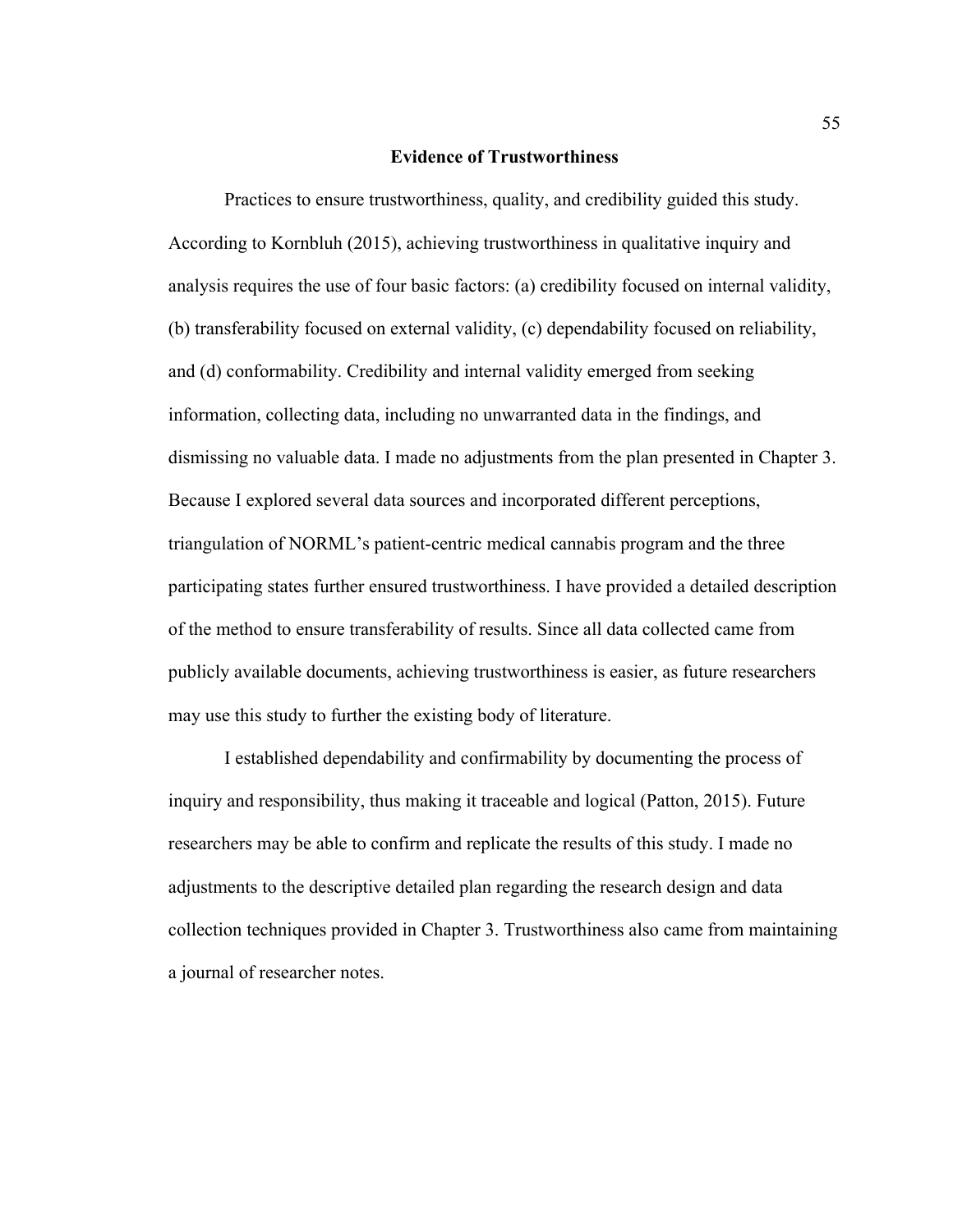## Evidence of Trustworthiness

Practices to ensure trustworthiness, quality, and credibility guided this study. According to Kornbluh (2015), achieving trustworthiness in qualitative inquiry and analysis requires the use of four basic factors: (a) credibility focused on internal validity, (b) transferability focused on external validity, (c) dependability focused on reliability, and (d) conformability. Credibility and internal validity emerged from seeking information, collecting data, including no unwarranted data in the findings, and dismissing no valuable data. I made no adjustments from the plan presented in Chapter 3. Because I explored several data sources and incorporated different perceptions, triangulation of NORML's patient-centric medical cannabis program and the three participating states further ensured trustworthiness. I have provided a detailed description of the method to ensure transferability of results. Since all data collected came from publicly available documents, achieving trustworthiness is easier, as future researchers may use this study to further the existing body of literature.

I established dependability and confirmability by documenting the process of inquiry and responsibility, thus making it traceable and logical (Patton, 2015). Future researchers may be able to confirm and replicate the results of this study. I made no adjustments to the descriptive detailed plan regarding the research design and data collection techniques provided in Chapter 3. Trustworthiness also came from maintaining a journal of researcher notes.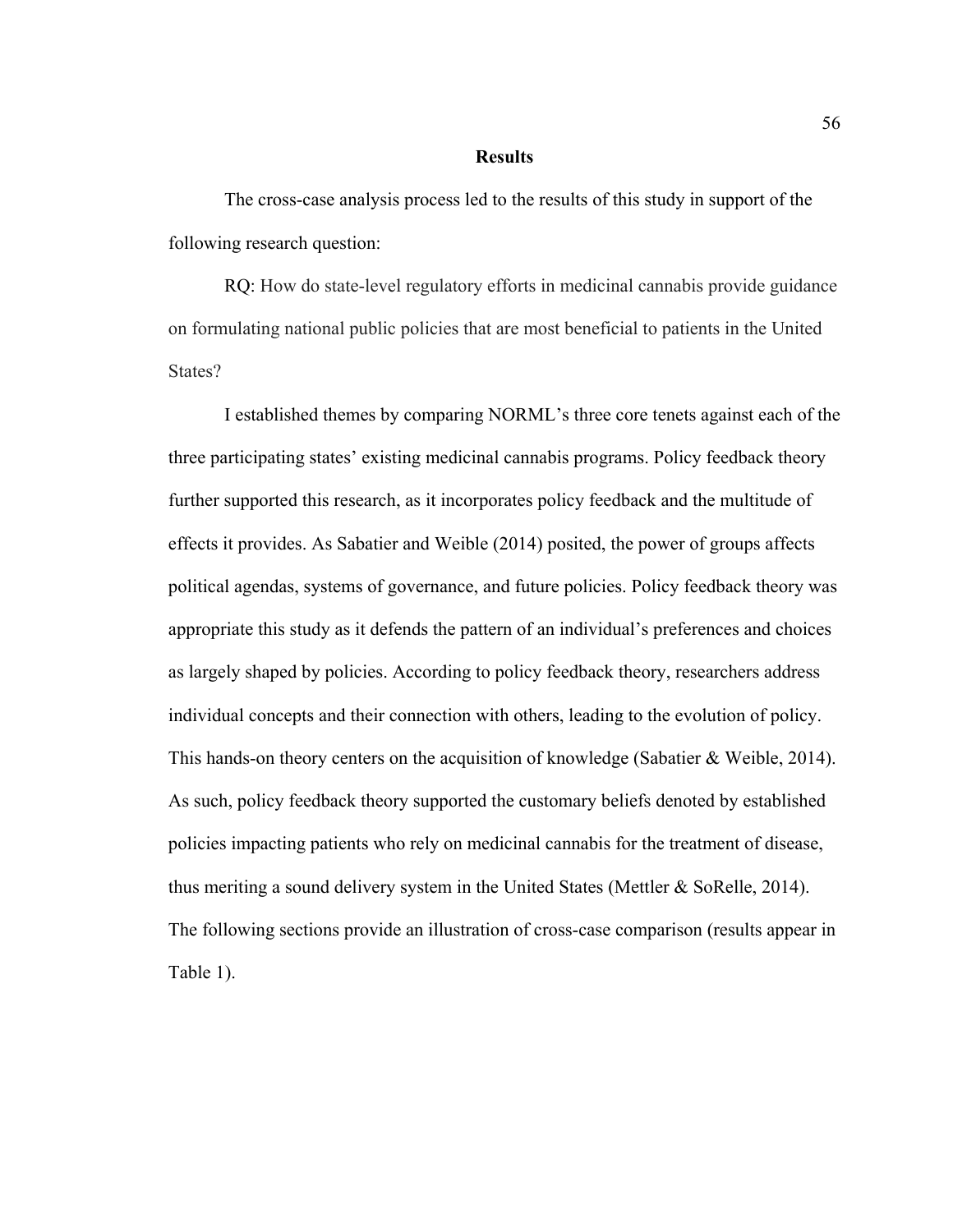# Results

The cross-case analysis process led to the results of this study in support of the following research question:

RQ: How do state-level regulatory efforts in medicinal cannabis provide guidance on formulating national public policies that are most beneficial to patients in the United States?

I established themes by comparing NORML's three core tenets against each of the three participating states' existing medicinal cannabis programs. Policy feedback theory further supported this research, as it incorporates policy feedback and the multitude of effects it provides. As Sabatier and Weible (2014) posited, the power of groups affects political agendas, systems of governance, and future policies. Policy feedback theory was appropriate this study as it defends the pattern of an individual's preferences and choices as largely shaped by policies. According to policy feedback theory, researchers address individual concepts and their connection with others, leading to the evolution of policy. This hands-on theory centers on the acquisition of knowledge (Sabatier & Weible, 2014). As such, policy feedback theory supported the customary beliefs denoted by established policies impacting patients who rely on medicinal cannabis for the treatment of disease, thus meriting a sound delivery system in the United States (Mettler & SoRelle, 2014). The following sections provide an illustration of cross-case comparison (results appear in Table 1).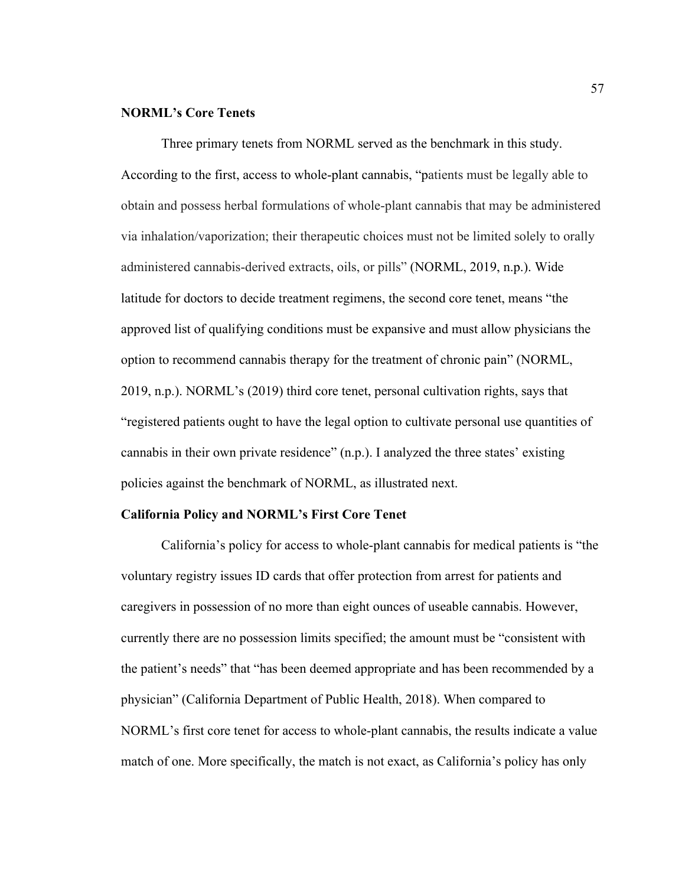**NORML's Core Tenets**

Three primary tenets from NORML served as the benchmark in this study. According to the first, access to whole-plant cannabis, "patients must be legally able to obtain and possess herbal formulations of whole-plant cannabis that may be administered via inhalation/vaporization; their therapeutic choices must not be limited solely to orally administered cannabis-derived extracts, oils, or pills" (NORML, 2019, n.p.). Wide latitude for doctors to decide treatment regimens, the second core tenet, means "the approved list of qualifying conditions must be expansive and must allow physicians the option to recommend cannabis therapy for the treatment of chronic pain" (NORML, 2019, n.p.). NORML's (2019) third core tenet, personal cultivation rights, says that "registered patients ought to have the legal option to cultivate personal use quantities of cannabis in their own private residence" (n.p.). I analyzed the three states' existing policies against the benchmark of NORML, as illustrated next.

**California Policy and NORML's First Core Tenet**

California's policy for access to whole-plant cannabis for medical patients is "the voluntary registry issues ID cards that offer protection from arrest for patients and caregivers in possession of no more than eight ounces of useable cannabis. However, currently there are no possession limits specified; the amount must be "consistent with the patient's needs" that "has been deemed appropriate and has been recommended by a physician" (California Department of Public Health, 2018). When compared to NORML's first core tenet for access to whole-plant cannabis, the results indicate a value match of one. More specifically, the match is not exact, as California's policy has only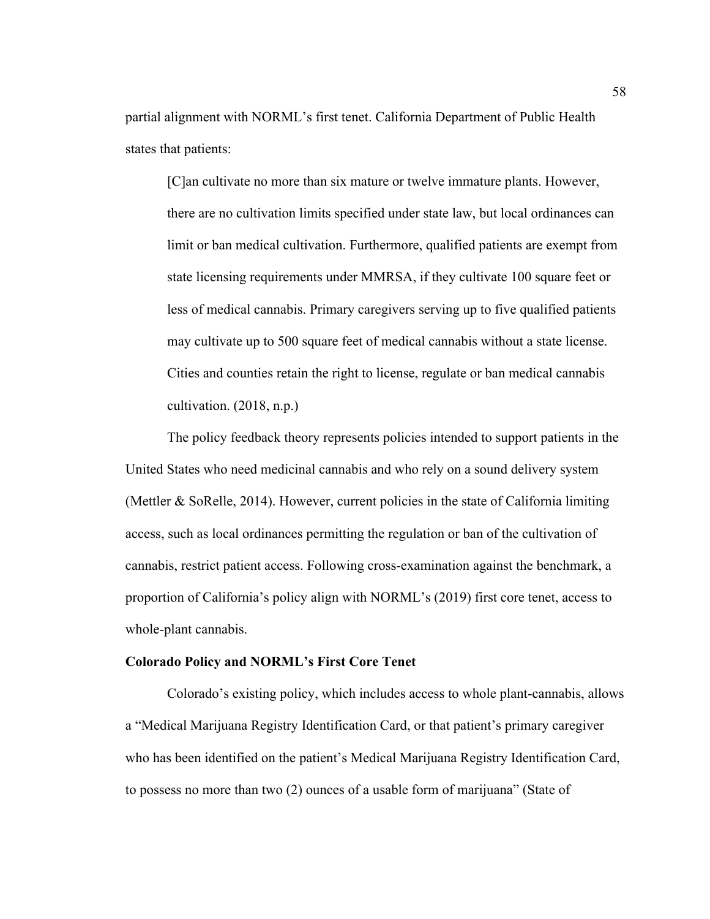partial alignment with NORML's first tenet. California Department of Public Health states that patients:

> [C]an cultivate no more than six mature or twelve immature plants. However, there are no cultivation limits specified under state law, but local ordinances can limit or ban medical cultivation. Furthermore, qualified patients are exempt from state licensing requirements under MMRSA, if they cultivate 100 square feet or less of medical cannabis. Primary caregivers serving up to five qualified patients may cultivate up to 500 square feet of medical cannabis without a state license. Cities and counties retain the right to license, regulate or ban medical cannabis cultivation. (2018, n.p.)

The policy feedback theory represents policies intended to support patients in the United States who need medicinal cannabis and who rely on a sound delivery system (Mettler & SoRelle, 2014). However, current policies in the state of California limiting access, such as local ordinances permitting the regulation or ban of the cultivation of cannabis, restrict patient access. Following cross-examination against the benchmark, a proportion of California's policy align with NORML's (2019) first core tenet, access to whole-plant cannabis.

**Colorado Policy and NORML's First Core Tenet**

Colorado's existing policy, which includes access to whole plant-cannabis, allows a "Medical Marijuana Registry Identification Card, or that patient's primary caregiver who has been identified on the patient's Medical Marijuana Registry Identification Card, to possess no more than two (2) ounces of a usable form of marijuana" (State of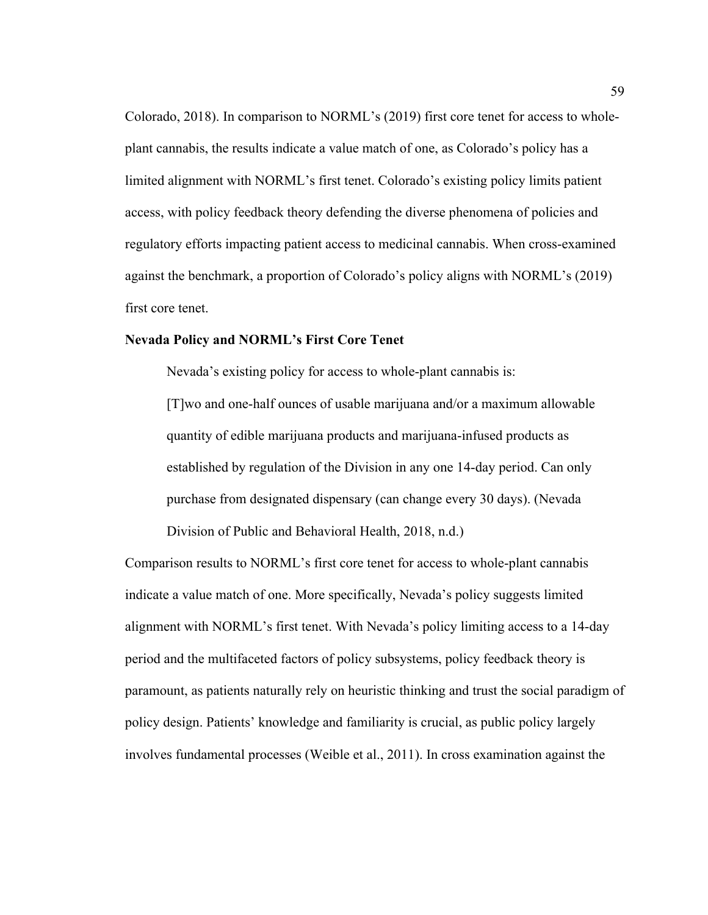Colorado, 2018). In comparison to NORML's (2019) first core tenet for access to whole-plant cannabis, the results indicate a value match of one, as Colorado's policy has a limited alignment with NORML's first tenet. Colorado's existing policy limits patient access, with policy feedback theory defending the diverse phenomena of policies and regulatory efforts impacting patient access to medicinal cannabis. When cross-examined against the benchmark, a proportion of Colorado's policy aligns with NORML's (2019) first core tenet.

**Nevada Policy and NORML's First Core Tenet**

Nevada's existing policy for access to whole-plant cannabis is:

> [T]wo and one-half ounces of usable marijuana and/or a maximum allowable quantity of edible marijuana products and marijuana-infused products as established by regulation of the Division in any one 14-day period. Can only purchase from designated dispensary (can change every 30 days). (Nevada Division of Public and Behavioral Health, 2018, n.d.)

Comparison results to NORML's first core tenet for access to whole-plant cannabis indicate a value match of one. More specifically, Nevada's policy suggests limited alignment with NORML's first tenet. With Nevada's policy limiting access to a 14-day period and the multifaceted factors of policy subsystems, policy feedback theory is paramount, as patients naturally rely on heuristic thinking and trust the social paradigm of policy design. Patients' knowledge and familiarity is crucial, as public policy largely involves fundamental processes (Weible et al., 2011). In cross examination against the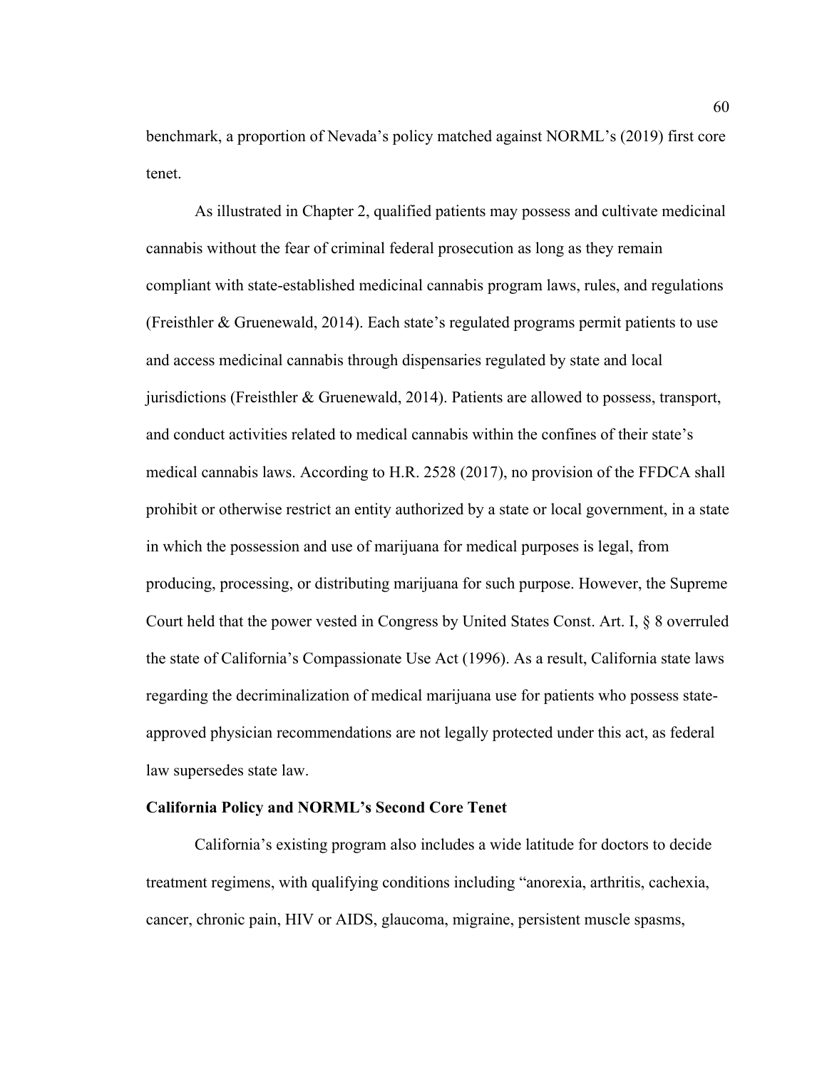benchmark, a proportion of Nevada's policy matched against NORML's (2019) first core tenet.

As illustrated in Chapter 2, qualified patients may possess and cultivate medicinal cannabis without the fear of criminal federal prosecution as long as they remain compliant with state-established medicinal cannabis program laws, rules, and regulations (Freisthler & Gruenewald, 2014). Each state's regulated programs permit patients to use and access medicinal cannabis through dispensaries regulated by state and local jurisdictions (Freisthler & Gruenewald, 2014). Patients are allowed to possess, transport, and conduct activities related to medical cannabis within the confines of their state's medical cannabis laws. According to H.R. 2528 (2017), no provision of the FFDCA shall prohibit or otherwise restrict an entity authorized by a state or local government, in a state in which the possession and use of marijuana for medical purposes is legal, from producing, processing, or distributing marijuana for such purpose. However, the Supreme Court held that the power vested in Congress by United States Const. Art. I, § 8 overruled the state of California's Compassionate Use Act (1996). As a result, California state laws regarding the decriminalization of medical marijuana use for patients who possess state-approved physician recommendations are not legally protected under this act, as federal law supersedes state law.

**California Policy and NORML's Second Core Tenet**

California's existing program also includes a wide latitude for doctors to decide treatment regimens, with qualifying conditions including "anorexia, arthritis, cachexia, cancer, chronic pain, HIV or AIDS, glaucoma, migraine, persistent muscle spasms,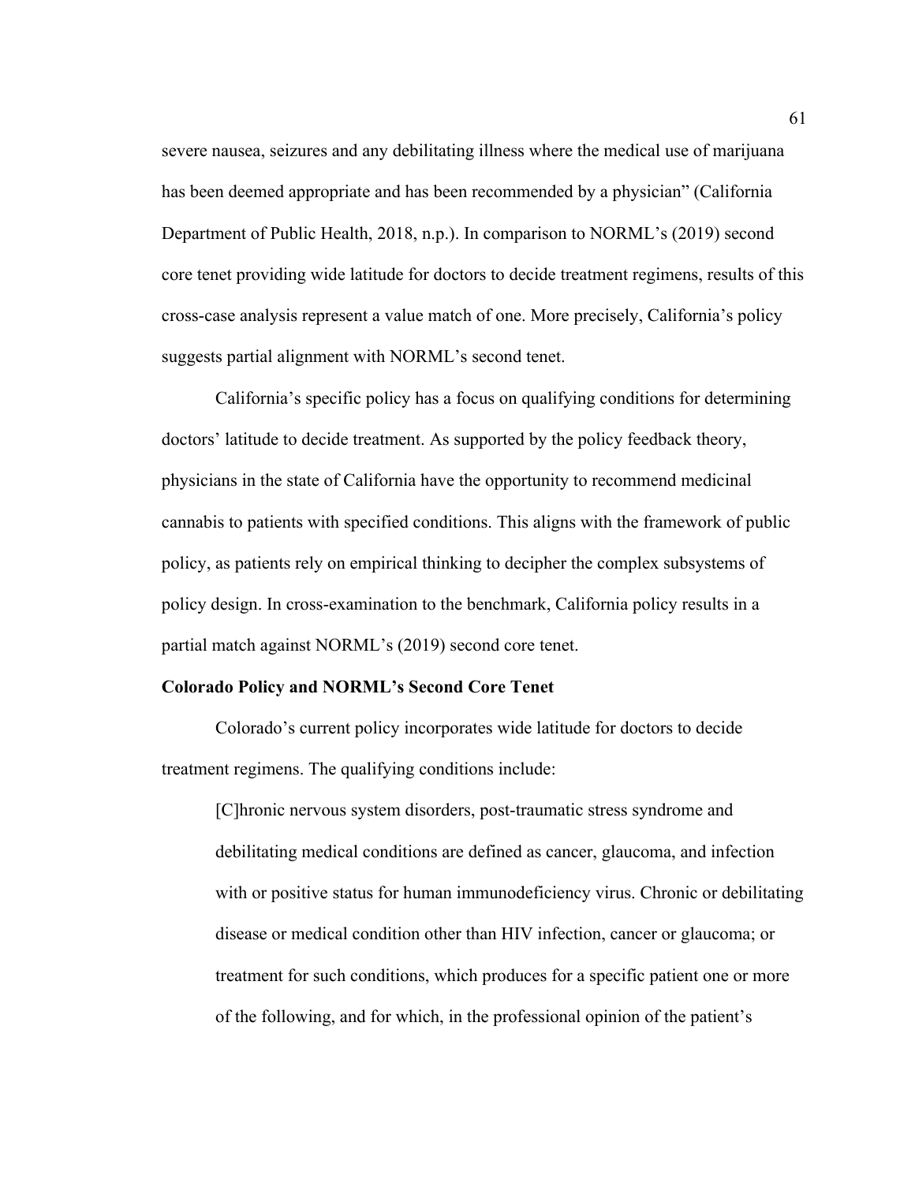severe nausea, seizures and any debilitating illness where the medical use of marijuana has been deemed appropriate and has been recommended by a physician" (California Department of Public Health, 2018, n.p.). In comparison to NORML's (2019) second core tenet providing wide latitude for doctors to decide treatment regimens, results of this cross-case analysis represent a value match of one. More precisely, California's policy suggests partial alignment with NORML's second tenet.

California's specific policy has a focus on qualifying conditions for determining doctors' latitude to decide treatment. As supported by the policy feedback theory, physicians in the state of California have the opportunity to recommend medicinal cannabis to patients with specified conditions. This aligns with the framework of public policy, as patients rely on empirical thinking to decipher the complex subsystems of policy design. In cross-examination to the benchmark, California policy results in a partial match against NORML's (2019) second core tenet.

**Colorado Policy and NORML's Second Core Tenet**

Colorado's current policy incorporates wide latitude for doctors to decide treatment regimens. The qualifying conditions include:

> [C]hronic nervous system disorders, post-traumatic stress syndrome and debilitating medical conditions are defined as cancer, glaucoma, and infection with or positive status for human immunodeficiency virus. Chronic or debilitating disease or medical condition other than HIV infection, cancer or glaucoma; or treatment for such conditions, which produces for a specific patient one or more of the following, and for which, in the professional opinion of the patient's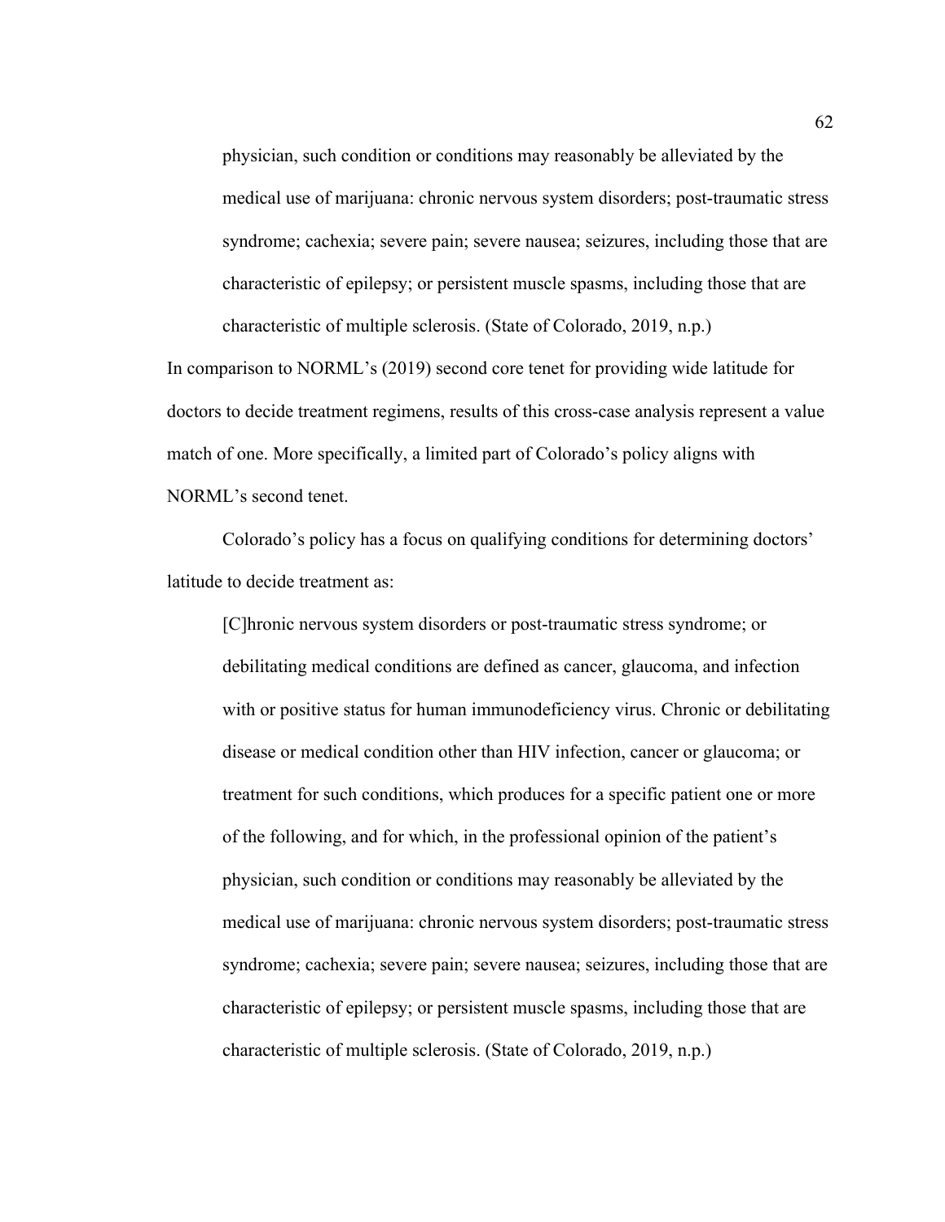> physician, such condition or conditions may reasonably be alleviated by the medical use of marijuana: chronic nervous system disorders; post-traumatic stress syndrome; cachexia; severe pain; severe nausea; seizures, including those that are characteristic of epilepsy; or persistent muscle spasms, including those that are characteristic of multiple sclerosis. (State of Colorado, 2019, n.p.)

In comparison to NORML's (2019) second core tenet for providing wide latitude for doctors to decide treatment regimens, results of this cross-case analysis represent a value match of one. More specifically, a limited part of Colorado's policy aligns with NORML's second tenet.

Colorado's policy has a focus on qualifying conditions for determining doctors' latitude to decide treatment as:

> [C]hronic nervous system disorders or post-traumatic stress syndrome; or debilitating medical conditions are defined as cancer, glaucoma, and infection with or positive status for human immunodeficiency virus. Chronic or debilitating disease or medical condition other than HIV infection, cancer or glaucoma; or treatment for such conditions, which produces for a specific patient one or more of the following, and for which, in the professional opinion of the patient's physician, such condition or conditions may reasonably be alleviated by the medical use of marijuana: chronic nervous system disorders; post-traumatic stress syndrome; cachexia; severe pain; severe nausea; seizures, including those that are characteristic of epilepsy; or persistent muscle spasms, including those that are characteristic of multiple sclerosis. (State of Colorado, 2019, n.p.)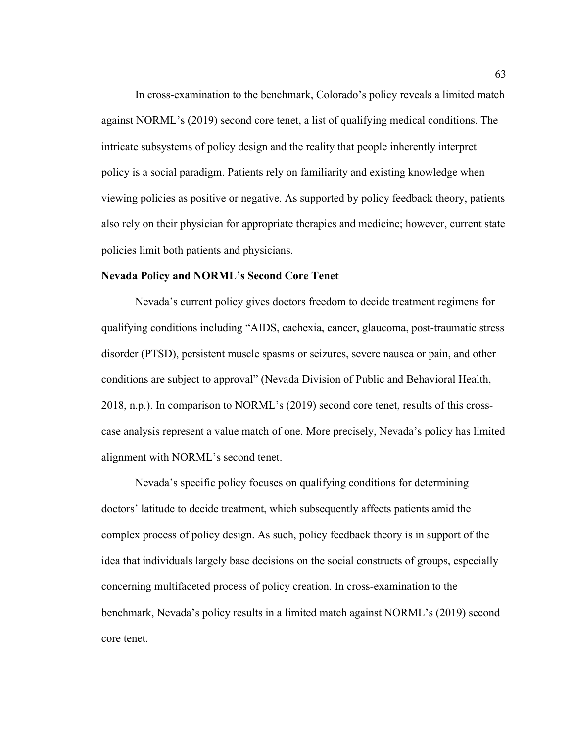In cross-examination to the benchmark, Colorado's policy reveals a limited match against NORML's (2019) second core tenet, a list of qualifying medical conditions. The intricate subsystems of policy design and the reality that people inherently interpret policy is a social paradigm. Patients rely on familiarity and existing knowledge when viewing policies as positive or negative. As supported by policy feedback theory, patients also rely on their physician for appropriate therapies and medicine; however, current state policies limit both patients and physicians.

**Nevada Policy and NORML's Second Core Tenet**

Nevada's current policy gives doctors freedom to decide treatment regimens for qualifying conditions including "AIDS, cachexia, cancer, glaucoma, post-traumatic stress disorder (PTSD), persistent muscle spasms or seizures, severe nausea or pain, and other conditions are subject to approval" (Nevada Division of Public and Behavioral Health, 2018, n.p.). In comparison to NORML's (2019) second core tenet, results of this cross-case analysis represent a value match of one. More precisely, Nevada's policy has limited alignment with NORML's second tenet.

Nevada's specific policy focuses on qualifying conditions for determining doctors' latitude to decide treatment, which subsequently affects patients amid the complex process of policy design. As such, policy feedback theory is in support of the idea that individuals largely base decisions on the social constructs of groups, especially concerning multifaceted process of policy creation. In cross-examination to the benchmark, Nevada's policy results in a limited match against NORML's (2019) second core tenet.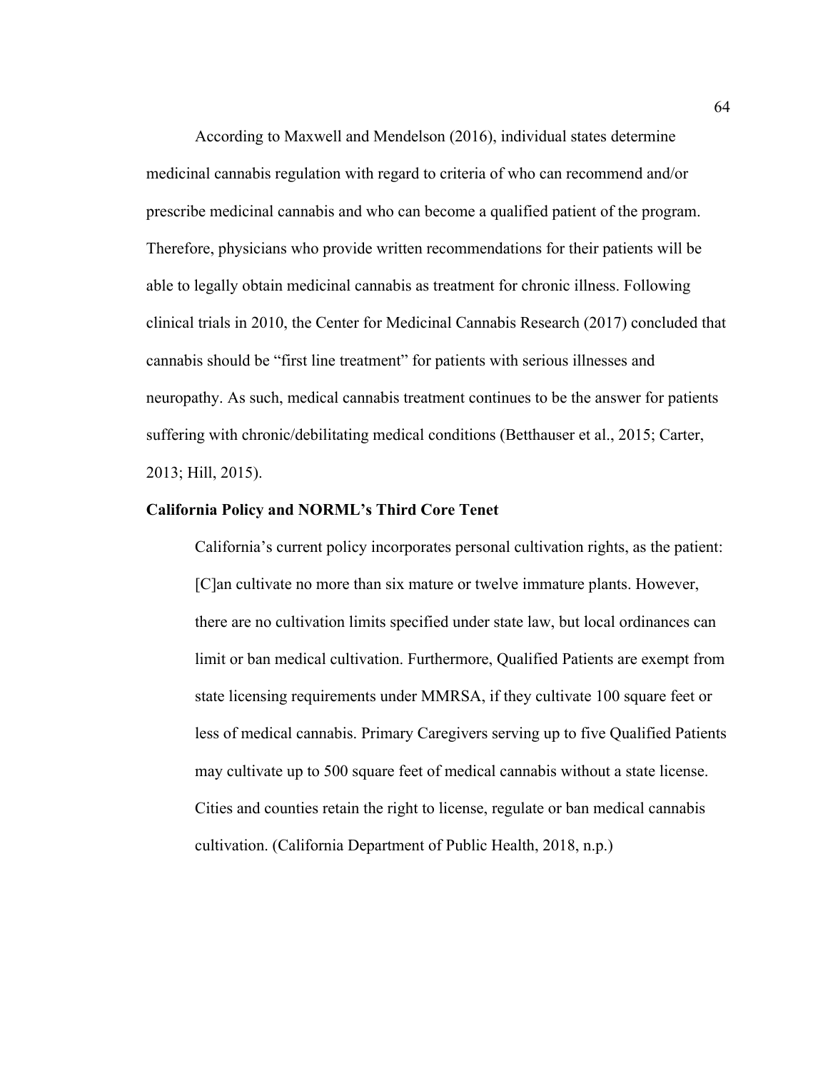According to Maxwell and Mendelson (2016), individual states determine medicinal cannabis regulation with regard to criteria of who can recommend and/or prescribe medicinal cannabis and who can become a qualified patient of the program. Therefore, physicians who provide written recommendations for their patients will be able to legally obtain medicinal cannabis as treatment for chronic illness. Following clinical trials in 2010, the Center for Medicinal Cannabis Research (2017) concluded that cannabis should be "first line treatment" for patients with serious illnesses and neuropathy. As such, medical cannabis treatment continues to be the answer for patients suffering with chronic/debilitating medical conditions (Betthauser et al., 2015; Carter, 2013; Hill, 2015).

**California Policy and NORML's Third Core Tenet**

California's current policy incorporates personal cultivation rights, as the patient:

> [C]an cultivate no more than six mature or twelve immature plants. However, there are no cultivation limits specified under state law, but local ordinances can limit or ban medical cultivation. Furthermore, Qualified Patients are exempt from state licensing requirements under MMRSA, if they cultivate 100 square feet or less of medical cannabis. Primary Caregivers serving up to five Qualified Patients may cultivate up to 500 square feet of medical cannabis without a state license. Cities and counties retain the right to license, regulate or ban medical cannabis cultivation. (California Department of Public Health, 2018, n.p.)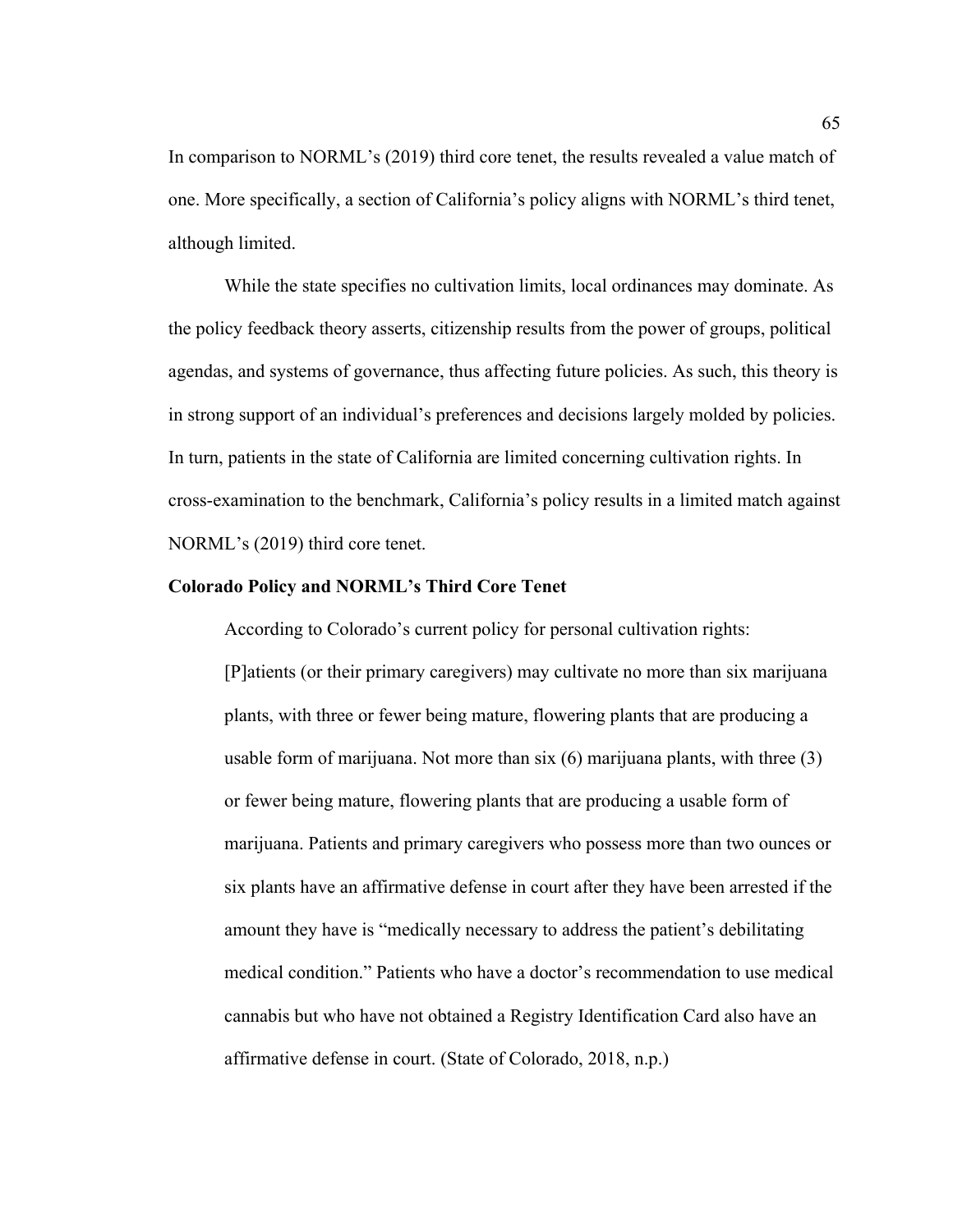In comparison to NORML's (2019) third core tenet, the results revealed a value match of one. More specifically, a section of California's policy aligns with NORML's third tenet, although limited.

While the state specifies no cultivation limits, local ordinances may dominate. As the policy feedback theory asserts, citizenship results from the power of groups, political agendas, and systems of governance, thus affecting future policies. As such, this theory is in strong support of an individual's preferences and decisions largely molded by policies. In turn, patients in the state of California are limited concerning cultivation rights. In cross-examination to the benchmark, California's policy results in a limited match against NORML's (2019) third core tenet.

**Colorado Policy and NORML's Third Core Tenet**

According to Colorado's current policy for personal cultivation rights:

> [P]atients (or their primary caregivers) may cultivate no more than six marijuana plants, with three or fewer being mature, flowering plants that are producing a usable form of marijuana. Not more than six (6) marijuana plants, with three (3) or fewer being mature, flowering plants that are producing a usable form of marijuana. Patients and primary caregivers who possess more than two ounces or six plants have an affirmative defense in court after they have been arrested if the amount they have is "medically necessary to address the patient's debilitating medical condition." Patients who have a doctor's recommendation to use medical cannabis but who have not obtained a Registry Identification Card also have an affirmative defense in court. (State of Colorado, 2018, n.p.)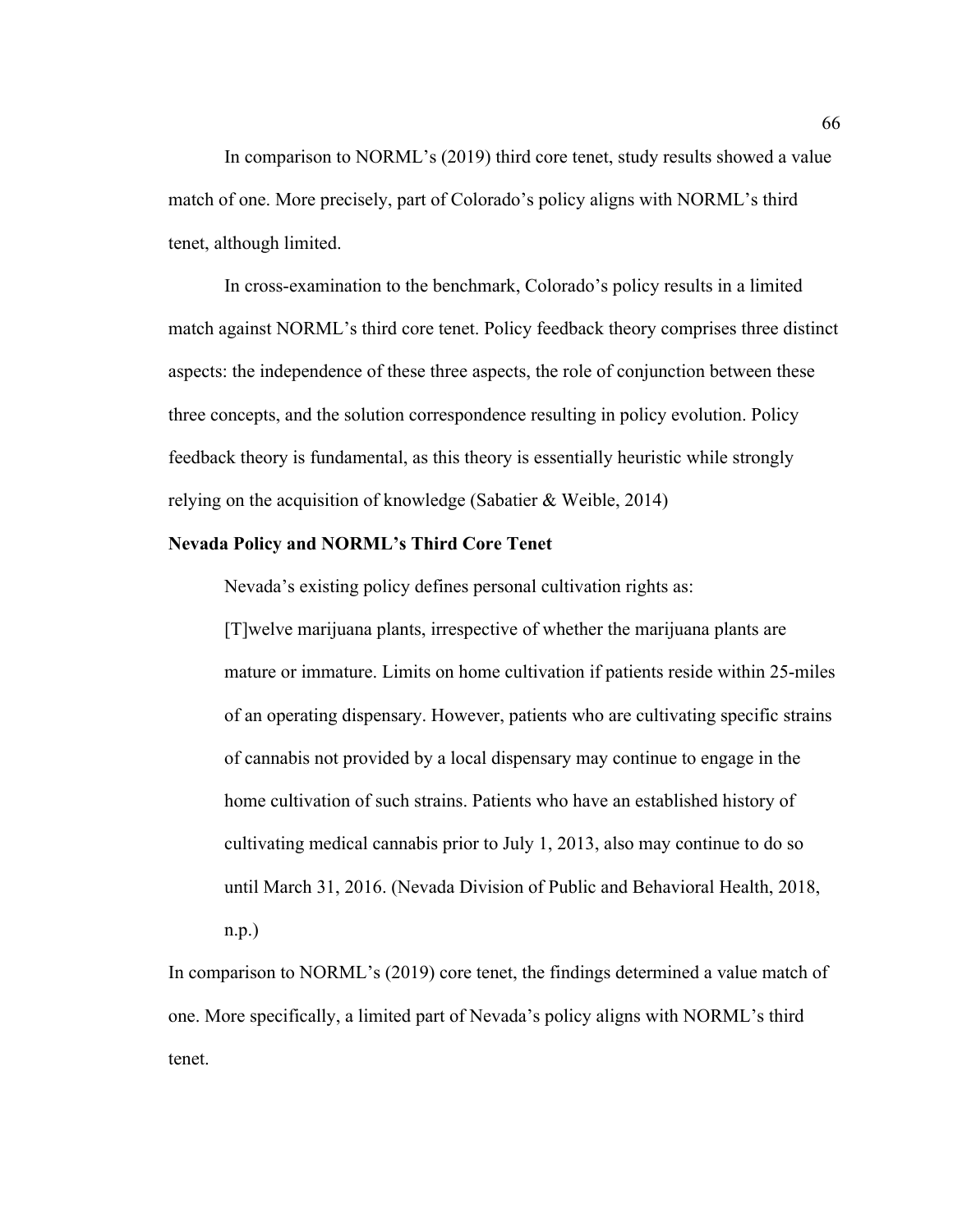In comparison to NORML's (2019) third core tenet, study results showed a value match of one. More precisely, part of Colorado's policy aligns with NORML's third tenet, although limited.

In cross-examination to the benchmark, Colorado's policy results in a limited match against NORML's third core tenet. Policy feedback theory comprises three distinct aspects: the independence of these three aspects, the role of conjunction between these three concepts, and the solution correspondence resulting in policy evolution. Policy feedback theory is fundamental, as this theory is essentially heuristic while strongly relying on the acquisition of knowledge (Sabatier & Weible, 2014)

### Nevada Policy and NORML's Third Core Tenet

Nevada's existing policy defines personal cultivation rights as:

> [T]welve marijuana plants, irrespective of whether the marijuana plants are mature or immature. Limits on home cultivation if patients reside within 25-miles of an operating dispensary. However, patients who are cultivating specific strains of cannabis not provided by a local dispensary may continue to engage in the home cultivation of such strains. Patients who have an established history of cultivating medical cannabis prior to July 1, 2013, also may continue to do so until March 31, 2016. (Nevada Division of Public and Behavioral Health, 2018, n.p.)

In comparison to NORML's (2019) core tenet, the findings determined a value match of one. More specifically, a limited part of Nevada's policy aligns with NORML's third tenet.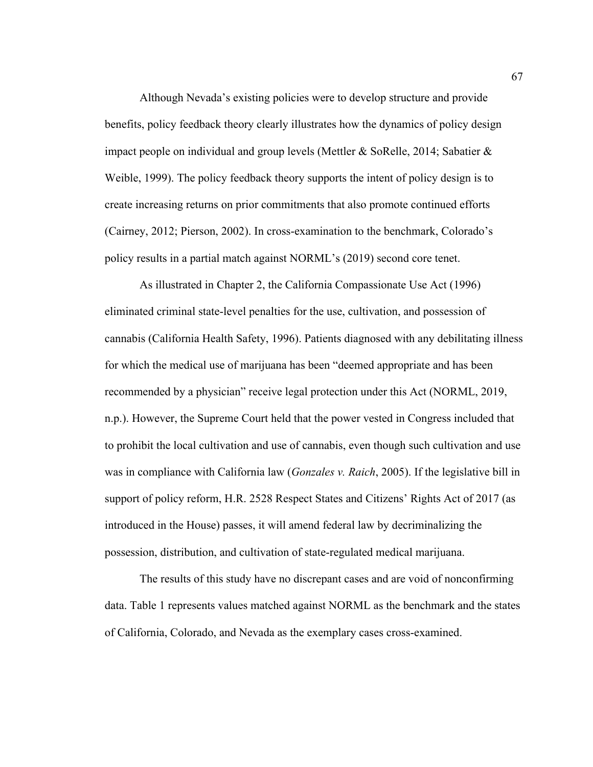Although Nevada's existing policies were to develop structure and provide benefits, policy feedback theory clearly illustrates how the dynamics of policy design impact people on individual and group levels (Mettler & SoRelle, 2014; Sabatier & Weible, 1999). The policy feedback theory supports the intent of policy design is to create increasing returns on prior commitments that also promote continued efforts (Cairney, 2012; Pierson, 2002). In cross-examination to the benchmark, Colorado's policy results in a partial match against NORML's (2019) second core tenet.

As illustrated in Chapter 2, the California Compassionate Use Act (1996) eliminated criminal state-level penalties for the use, cultivation, and possession of cannabis (California Health Safety, 1996). Patients diagnosed with any debilitating illness for which the medical use of marijuana has been "deemed appropriate and has been recommended by a physician" receive legal protection under this Act (NORML, 2019, n.p.). However, the Supreme Court held that the power vested in Congress included that to prohibit the local cultivation and use of cannabis, even though such cultivation and use was in compliance with California law (*Gonzales v. Raich*, 2005). If the legislative bill in support of policy reform, H.R. 2528 Respect States and Citizens' Rights Act of 2017 (as introduced in the House) passes, it will amend federal law by decriminalizing the possession, distribution, and cultivation of state-regulated medical marijuana.

The results of this study have no discrepant cases and are void of nonconfirming data. Table 1 represents values matched against NORML as the benchmark and the states of California, Colorado, and Nevada as the exemplary cases cross-examined.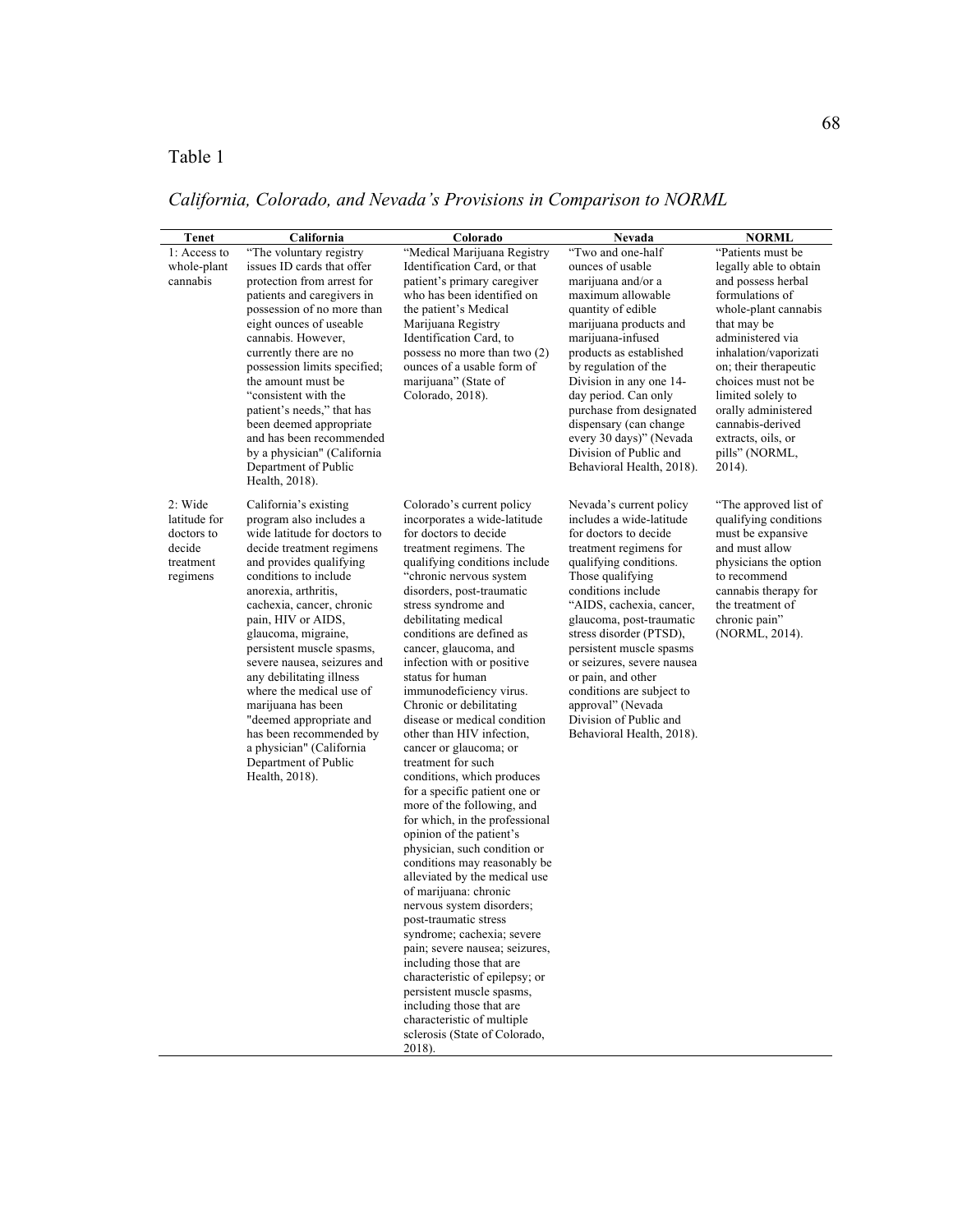Table 1

*California, Colorado, and Nevada's Provisions in Comparison to NORML*

| Tenet | California | Colorado | Nevada | NORML |
|---|---|---|---|---|
| 1: Access to whole-plant cannabis | "The voluntary registry issues ID cards that offer protection from arrest for patients and caregivers in possession of no more than eight ounces of useable cannabis. However, currently there are no possession limits specified; the amount must be "consistent with the patient's needs," that has been deemed appropriate and has been recommended by a physician" (California Department of Public Health, 2018). | "Medical Marijuana Registry Identification Card, or that patient's primary caregiver who has been identified on the patient's Medical Marijuana Registry Identification Card, to possess no more than two (2) ounces of a usable form of marijuana" (State of Colorado, 2018). | "Two and one-half ounces of usable marijuana and/or a maximum allowable quantity of edible marijuana products and marijuana-infused products as established by regulation of the Division in any one 14-day period. Can only purchase from designated dispensary (can change every 30 days)" (Nevada Division of Public and Behavioral Health, 2018). | "Patients must be legally able to obtain and possess herbal formulations of whole-plant cannabis that may be administered via inhalation/vaporization; their therapeutic choices must not be limited solely to orally administered cannabis-derived extracts, oils, or pills" (NORML, 2014). |
| 2: Wide latitude for doctors to decide treatment regimens | California's existing program also includes a wide latitude for doctors to decide treatment regimens and provides qualifying conditions to include anorexia, arthritis, cachexia, cancer, chronic pain, HIV or AIDS, glaucoma, migraine, persistent muscle spasms, severe nausea, seizures and any debilitating illness where the medical use of marijuana has been "deemed appropriate and has been recommended by a physician" (California Department of Public Health, 2018). | Colorado's current policy incorporates a wide-latitude for doctors to decide treatment regimens. The qualifying conditions include "chronic nervous system disorders, post-traumatic stress syndrome and debilitating medical conditions are defined as cancer, glaucoma, and infection with or positive status for human immunodeficiency virus. Chronic or debilitating disease or medical condition other than HIV infection, cancer or glaucoma; or treatment for such conditions, which produces for a specific patient one or more of the following, and for which, in the professional opinion of the patient's physician, such condition or conditions may reasonably be alleviated by the medical use of marijuana: chronic nervous system disorders; post-traumatic stress syndrome; cachexia; severe pain; severe nausea; seizures, including those that are characteristic of epilepsy; or persistent muscle spasms, including those that are characteristic of multiple sclerosis (State of Colorado, 2018). | Nevada's current policy includes a wide-latitude for doctors to decide treatment regimens for qualifying conditions. Those qualifying conditions include "AIDS, cachexia, cancer, glaucoma, post-traumatic stress disorder (PTSD), persistent muscle spasms or seizures, severe nausea or pain, and other conditions are subject to approval" (Nevada Division of Public and Behavioral Health, 2018). | "The approved list of qualifying conditions must be expansive and must allow physicians the option to recommend cannabis therapy for the treatment of chronic pain" (NORML, 2014). |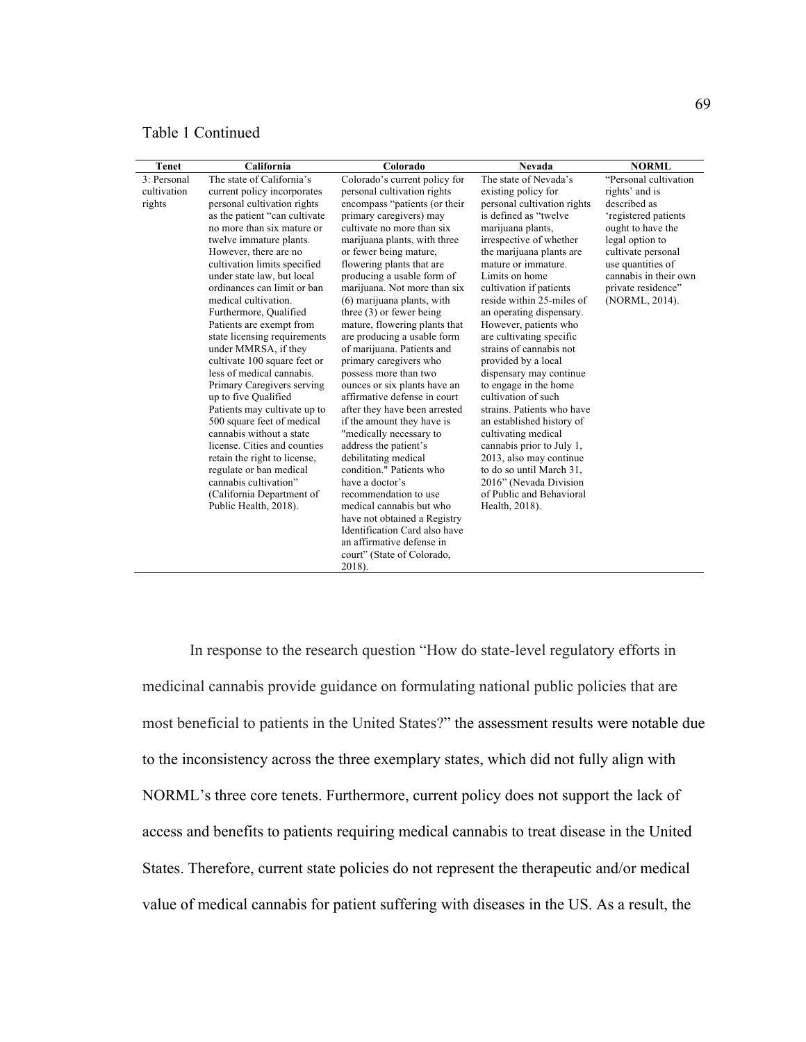Table 1 Continued

| Tenet | California | Colorado | Nevada | NORML |
|---|---|---|---|---|
| 3: Personal cultivation rights | The state of California's current policy incorporates personal cultivation rights as the patient "can cultivate no more than six mature or twelve immature plants. However, there are no cultivation limits specified under state law, but local ordinances can limit or ban medical cultivation. Furthermore, Qualified Patients are exempt from state licensing requirements under MMRSA, if they cultivate 100 square feet or less of medical cannabis. Primary Caregivers serving up to five Qualified Patients may cultivate up to 500 square feet of medical cannabis without a state license. Cities and counties retain the right to license, regulate or ban medical cannabis cultivation" (California Department of Public Health, 2018). | Colorado's current policy for personal cultivation rights encompass "patients (or their primary caregivers) may cultivate no more than six marijuana plants, with three or fewer being mature, flowering plants that are producing a usable form of marijuana. Not more than six (6) marijuana plants, with three (3) or fewer being mature, flowering plants that are producing a usable form of marijuana. Patients and primary caregivers who possess more than two ounces or six plants have an affirmative defense in court after they have been arrested if the amount they have is "medically necessary to address the patient's debilitating medical condition." Patients who have a doctor's recommendation to use medical cannabis but who have not obtained a Registry Identification Card also have an affirmative defense in court" (State of Colorado, 2018). | The state of Nevada's existing policy for personal cultivation rights is defined as "twelve marijuana plants, irrespective of whether the marijuana plants are mature or immature. Limits on home cultivation if patients reside within 25-miles of an operating dispensary. However, patients who are cultivating specific strains of cannabis not provided by a local dispensary may continue to engage in the home cultivation of such strains. Patients who have an established history of cultivating medical cannabis prior to July 1, 2013, also may continue to do so until March 31, 2016" (Nevada Division of Public and Behavioral Health, 2018). | "Personal cultivation rights' and is described as 'registered patients ought to have the legal option to cultivate personal use quantities of cannabis in their own private residence" (NORML, 2014). |

In response to the research question "How do state-level regulatory efforts in medicinal cannabis provide guidance on formulating national public policies that are most beneficial to patients in the United States?" the assessment results were notable due to the inconsistency across the three exemplary states, which did not fully align with NORML's three core tenets. Furthermore, current policy does not support the lack of access and benefits to patients requiring medical cannabis to treat disease in the United States. Therefore, current state policies do not represent the therapeutic and/or medical value of medical cannabis for patient suffering with diseases in the US. As a result, the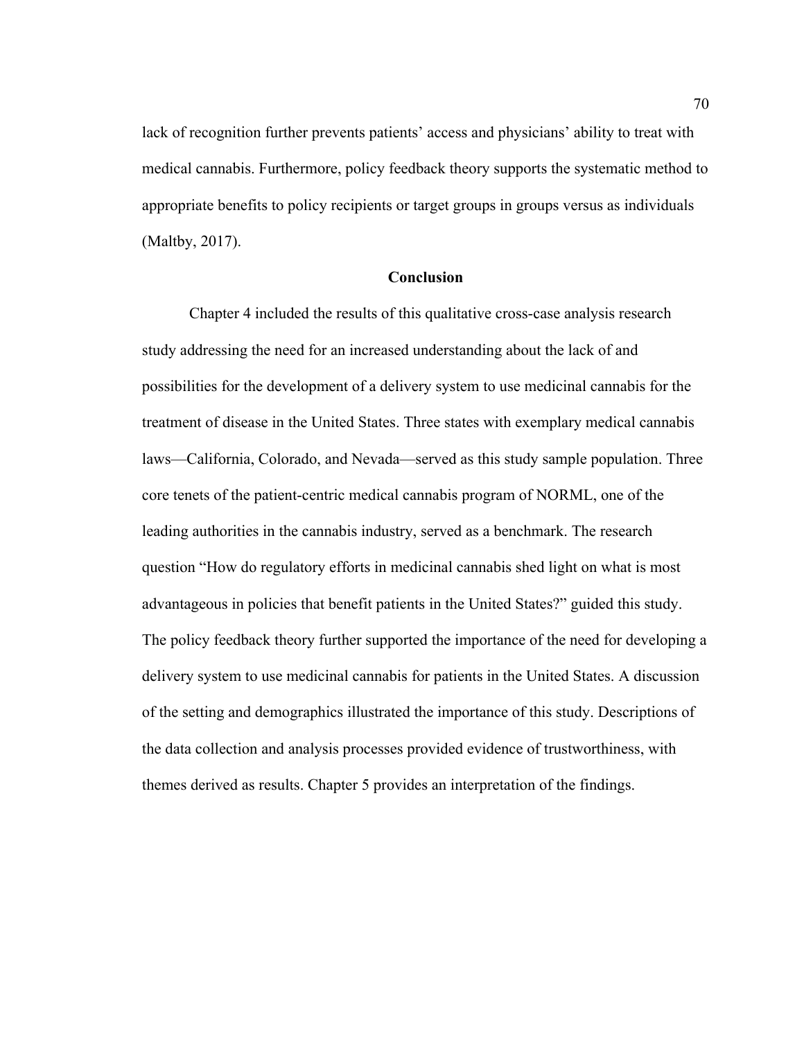lack of recognition further prevents patients' access and physicians' ability to treat with medical cannabis. Furthermore, policy feedback theory supports the systematic method to appropriate benefits to policy recipients or target groups in groups versus as individuals (Maltby, 2017).

## Conclusion

Chapter 4 included the results of this qualitative cross-case analysis research study addressing the need for an increased understanding about the lack of and possibilities for the development of a delivery system to use medicinal cannabis for the treatment of disease in the United States. Three states with exemplary medical cannabis laws—California, Colorado, and Nevada—served as this study sample population. Three core tenets of the patient-centric medical cannabis program of NORML, one of the leading authorities in the cannabis industry, served as a benchmark. The research question "How do regulatory efforts in medicinal cannabis shed light on what is most advantageous in policies that benefit patients in the United States?" guided this study. The policy feedback theory further supported the importance of the need for developing a delivery system to use medicinal cannabis for patients in the United States. A discussion of the setting and demographics illustrated the importance of this study. Descriptions of the data collection and analysis processes provided evidence of trustworthiness, with themes derived as results. Chapter 5 provides an interpretation of the findings.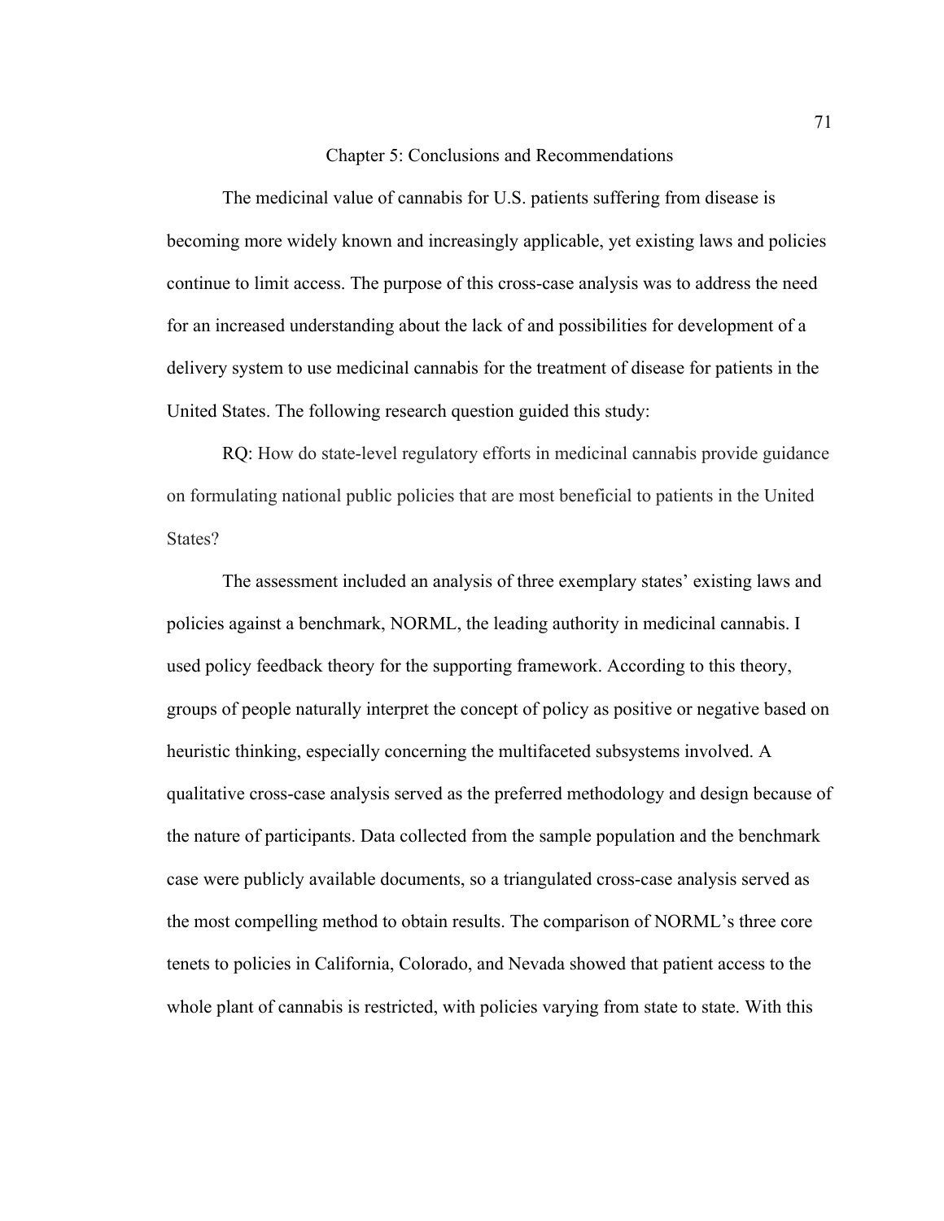# Chapter 5: Conclusions and Recommendations

The medicinal value of cannabis for U.S. patients suffering from disease is becoming more widely known and increasingly applicable, yet existing laws and policies continue to limit access. The purpose of this cross-case analysis was to address the need for an increased understanding about the lack of and possibilities for development of a delivery system to use medicinal cannabis for the treatment of disease for patients in the United States. The following research question guided this study:

RQ: How do state-level regulatory efforts in medicinal cannabis provide guidance on formulating national public policies that are most beneficial to patients in the United States?

The assessment included an analysis of three exemplary states' existing laws and policies against a benchmark, NORML, the leading authority in medicinal cannabis. I used policy feedback theory for the supporting framework. According to this theory, groups of people naturally interpret the concept of policy as positive or negative based on heuristic thinking, especially concerning the multifaceted subsystems involved. A qualitative cross-case analysis served as the preferred methodology and design because of the nature of participants. Data collected from the sample population and the benchmark case were publicly available documents, so a triangulated cross-case analysis served as the most compelling method to obtain results. The comparison of NORML's three core tenets to policies in California, Colorado, and Nevada showed that patient access to the whole plant of cannabis is restricted, with policies varying from state to state. With this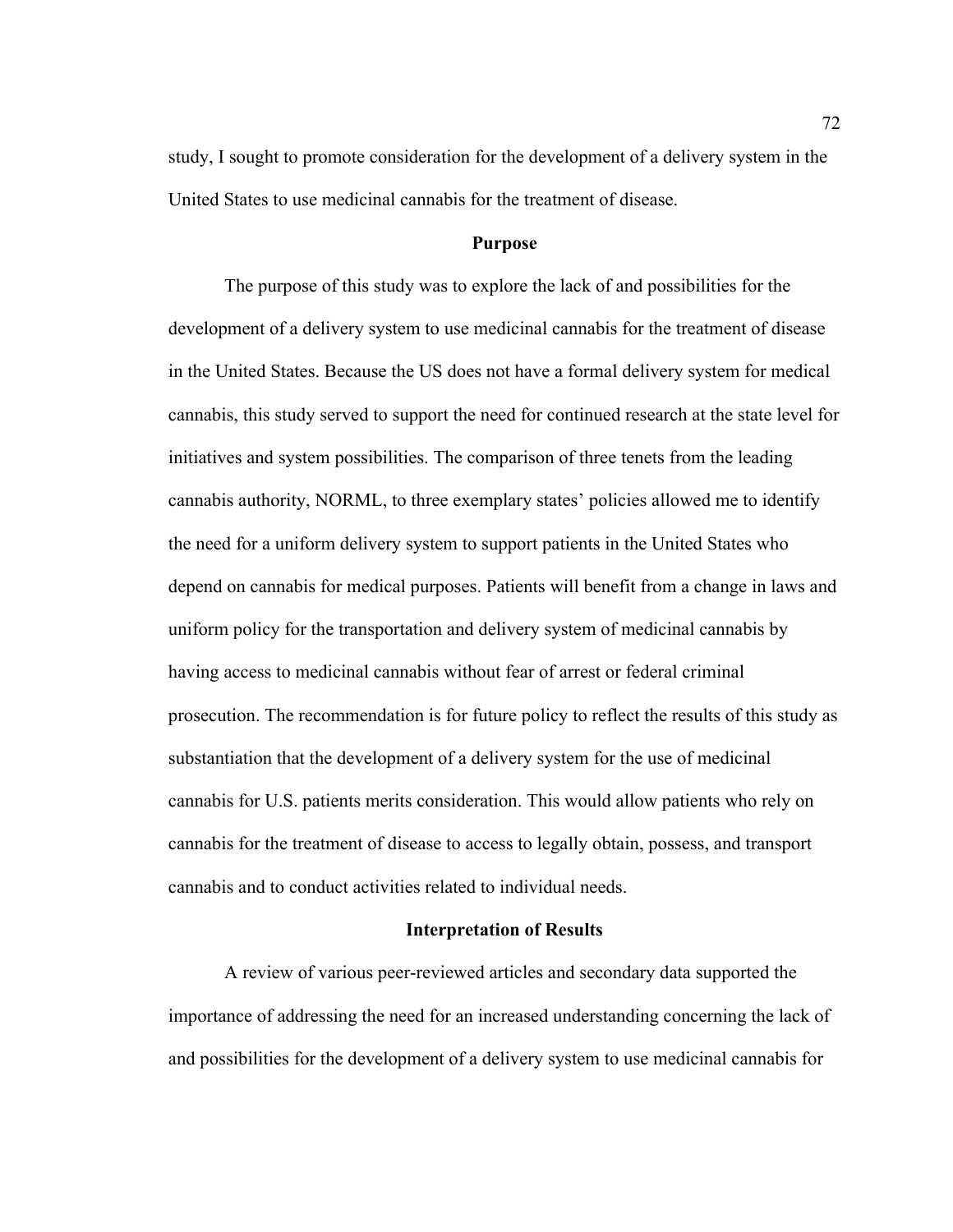study, I sought to promote consideration for the development of a delivery system in the United States to use medicinal cannabis for the treatment of disease.

## Purpose

The purpose of this study was to explore the lack of and possibilities for the development of a delivery system to use medicinal cannabis for the treatment of disease in the United States. Because the US does not have a formal delivery system for medical cannabis, this study served to support the need for continued research at the state level for initiatives and system possibilities. The comparison of three tenets from the leading cannabis authority, NORML, to three exemplary states' policies allowed me to identify the need for a uniform delivery system to support patients in the United States who depend on cannabis for medical purposes. Patients will benefit from a change in laws and uniform policy for the transportation and delivery system of medicinal cannabis by having access to medicinal cannabis without fear of arrest or federal criminal prosecution. The recommendation is for future policy to reflect the results of this study as substantiation that the development of a delivery system for the use of medicinal cannabis for U.S. patients merits consideration. This would allow patients who rely on cannabis for the treatment of disease to access to legally obtain, possess, and transport cannabis and to conduct activities related to individual needs.

## Interpretation of Results

A review of various peer-reviewed articles and secondary data supported the importance of addressing the need for an increased understanding concerning the lack of and possibilities for the development of a delivery system to use medicinal cannabis for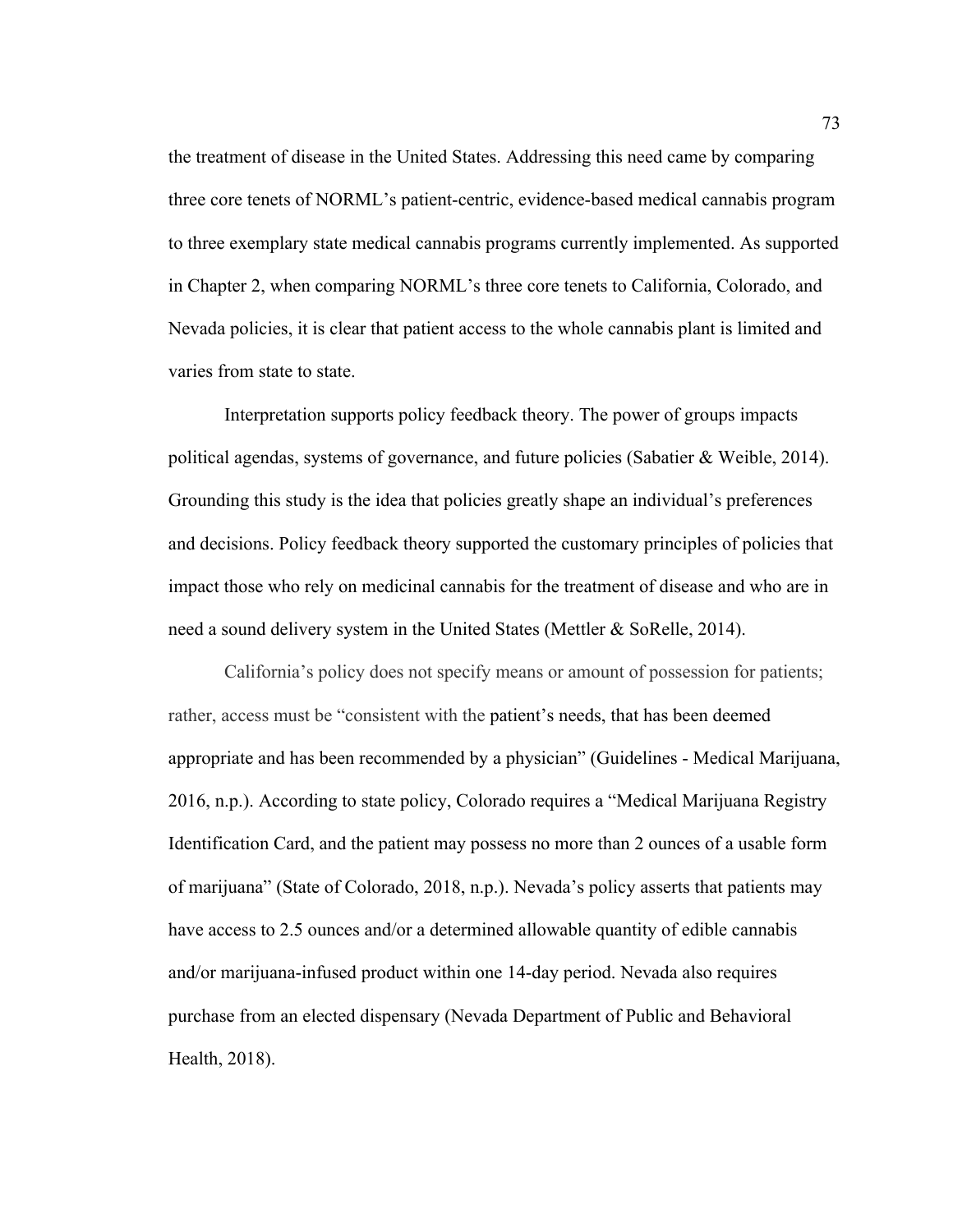the treatment of disease in the United States. Addressing this need came by comparing three core tenets of NORML's patient-centric, evidence-based medical cannabis program to three exemplary state medical cannabis programs currently implemented. As supported in Chapter 2, when comparing NORML's three core tenets to California, Colorado, and Nevada policies, it is clear that patient access to the whole cannabis plant is limited and varies from state to state.

Interpretation supports policy feedback theory. The power of groups impacts political agendas, systems of governance, and future policies (Sabatier & Weible, 2014). Grounding this study is the idea that policies greatly shape an individual's preferences and decisions. Policy feedback theory supported the customary principles of policies that impact those who rely on medicinal cannabis for the treatment of disease and who are in need a sound delivery system in the United States (Mettler & SoRelle, 2014).

California's policy does not specify means or amount of possession for patients; rather, access must be "consistent with the patient's needs, that has been deemed appropriate and has been recommended by a physician" (Guidelines - Medical Marijuana, 2016, n.p.). According to state policy, Colorado requires a "Medical Marijuana Registry Identification Card, and the patient may possess no more than 2 ounces of a usable form of marijuana" (State of Colorado, 2018, n.p.). Nevada's policy asserts that patients may have access to 2.5 ounces and/or a determined allowable quantity of edible cannabis and/or marijuana-infused product within one 14-day period. Nevada also requires purchase from an elected dispensary (Nevada Department of Public and Behavioral Health, 2018).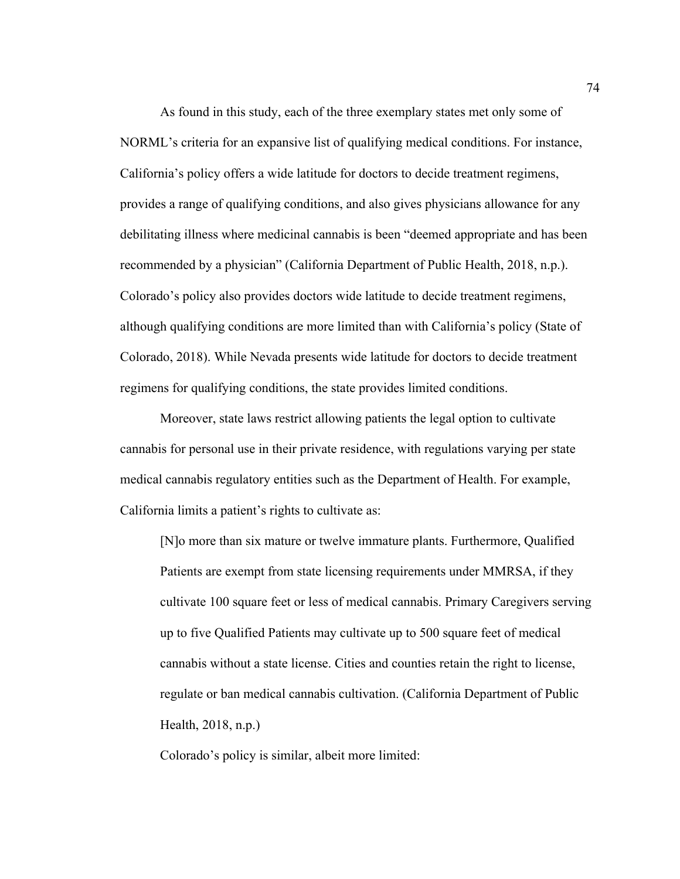As found in this study, each of the three exemplary states met only some of NORML's criteria for an expansive list of qualifying medical conditions. For instance, California's policy offers a wide latitude for doctors to decide treatment regimens, provides a range of qualifying conditions, and also gives physicians allowance for any debilitating illness where medicinal cannabis is been "deemed appropriate and has been recommended by a physician" (California Department of Public Health, 2018, n.p.). Colorado's policy also provides doctors wide latitude to decide treatment regimens, although qualifying conditions are more limited than with California's policy (State of Colorado, 2018). While Nevada presents wide latitude for doctors to decide treatment regimens for qualifying conditions, the state provides limited conditions.

Moreover, state laws restrict allowing patients the legal option to cultivate cannabis for personal use in their private residence, with regulations varying per state medical cannabis regulatory entities such as the Department of Health. For example, California limits a patient's rights to cultivate as:

> [N]o more than six mature or twelve immature plants. Furthermore, Qualified Patients are exempt from state licensing requirements under MMRSA, if they cultivate 100 square feet or less of medical cannabis. Primary Caregivers serving up to five Qualified Patients may cultivate up to 500 square feet of medical cannabis without a state license. Cities and counties retain the right to license, regulate or ban medical cannabis cultivation. (California Department of Public Health, 2018, n.p.)

Colorado's policy is similar, albeit more limited: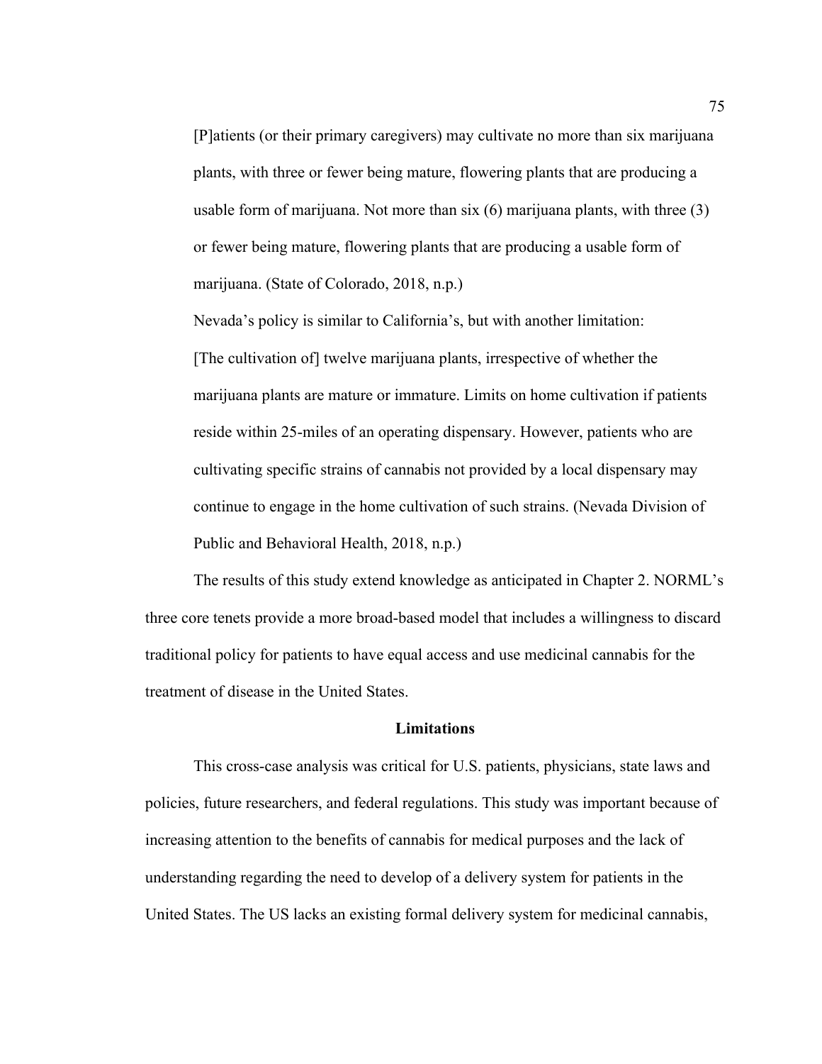> [P]atients (or their primary caregivers) may cultivate no more than six marijuana plants, with three or fewer being mature, flowering plants that are producing a usable form of marijuana. Not more than six (6) marijuana plants, with three (3) or fewer being mature, flowering plants that are producing a usable form of marijuana. (State of Colorado, 2018, n.p.)

Nevada's policy is similar to California's, but with another limitation:

> [The cultivation of] twelve marijuana plants, irrespective of whether the marijuana plants are mature or immature. Limits on home cultivation if patients reside within 25-miles of an operating dispensary. However, patients who are cultivating specific strains of cannabis not provided by a local dispensary may continue to engage in the home cultivation of such strains. (Nevada Division of Public and Behavioral Health, 2018, n.p.)

The results of this study extend knowledge as anticipated in Chapter 2. NORML's three core tenets provide a more broad-based model that includes a willingness to discard traditional policy for patients to have equal access and use medicinal cannabis for the treatment of disease in the United States.

## Limitations

This cross-case analysis was critical for U.S. patients, physicians, state laws and policies, future researchers, and federal regulations. This study was important because of increasing attention to the benefits of cannabis for medical purposes and the lack of understanding regarding the need to develop of a delivery system for patients in the United States. The US lacks an existing formal delivery system for medicinal cannabis,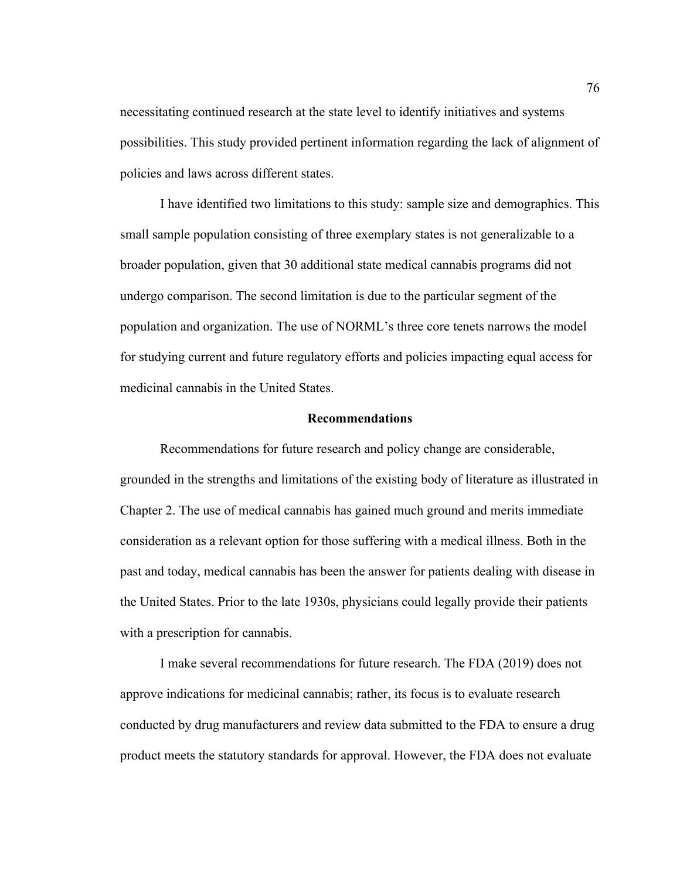necessitating continued research at the state level to identify initiatives and systems possibilities. This study provided pertinent information regarding the lack of alignment of policies and laws across different states.

I have identified two limitations to this study: sample size and demographics. This small sample population consisting of three exemplary states is not generalizable to a broader population, given that 30 additional state medical cannabis programs did not undergo comparison. The second limitation is due to the particular segment of the population and organization. The use of NORML's three core tenets narrows the model for studying current and future regulatory efforts and policies impacting equal access for medicinal cannabis in the United States.

## Recommendations

Recommendations for future research and policy change are considerable, grounded in the strengths and limitations of the existing body of literature as illustrated in Chapter 2. The use of medical cannabis has gained much ground and merits immediate consideration as a relevant option for those suffering with a medical illness. Both in the past and today, medical cannabis has been the answer for patients dealing with disease in the United States. Prior to the late 1930s, physicians could legally provide their patients with a prescription for cannabis.

I make several recommendations for future research. The FDA (2019) does not approve indications for medicinal cannabis; rather, its focus is to evaluate research conducted by drug manufacturers and review data submitted to the FDA to ensure a drug product meets the statutory standards for approval. However, the FDA does not evaluate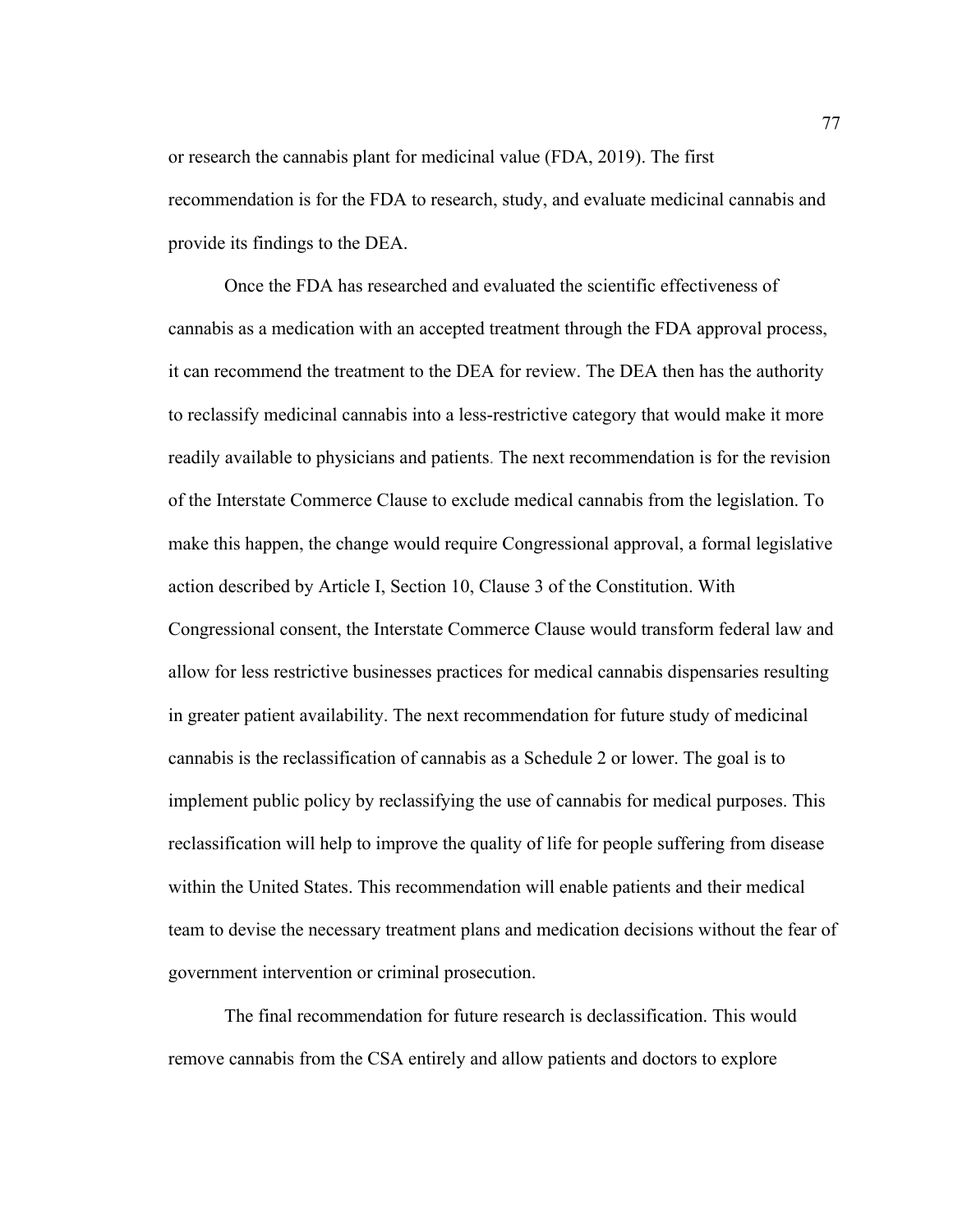or research the cannabis plant for medicinal value (FDA, 2019). The first recommendation is for the FDA to research, study, and evaluate medicinal cannabis and provide its findings to the DEA.

Once the FDA has researched and evaluated the scientific effectiveness of cannabis as a medication with an accepted treatment through the FDA approval process, it can recommend the treatment to the DEA for review. The DEA then has the authority to reclassify medicinal cannabis into a less-restrictive category that would make it more readily available to physicians and patients. The next recommendation is for the revision of the Interstate Commerce Clause to exclude medical cannabis from the legislation. To make this happen, the change would require Congressional approval, a formal legislative action described by Article I, Section 10, Clause 3 of the Constitution. With Congressional consent, the Interstate Commerce Clause would transform federal law and allow for less restrictive businesses practices for medical cannabis dispensaries resulting in greater patient availability. The next recommendation for future study of medicinal cannabis is the reclassification of cannabis as a Schedule 2 or lower. The goal is to implement public policy by reclassifying the use of cannabis for medical purposes. This reclassification will help to improve the quality of life for people suffering from disease within the United States. This recommendation will enable patients and their medical team to devise the necessary treatment plans and medication decisions without the fear of government intervention or criminal prosecution.

The final recommendation for future research is declassification. This would remove cannabis from the CSA entirely and allow patients and doctors to explore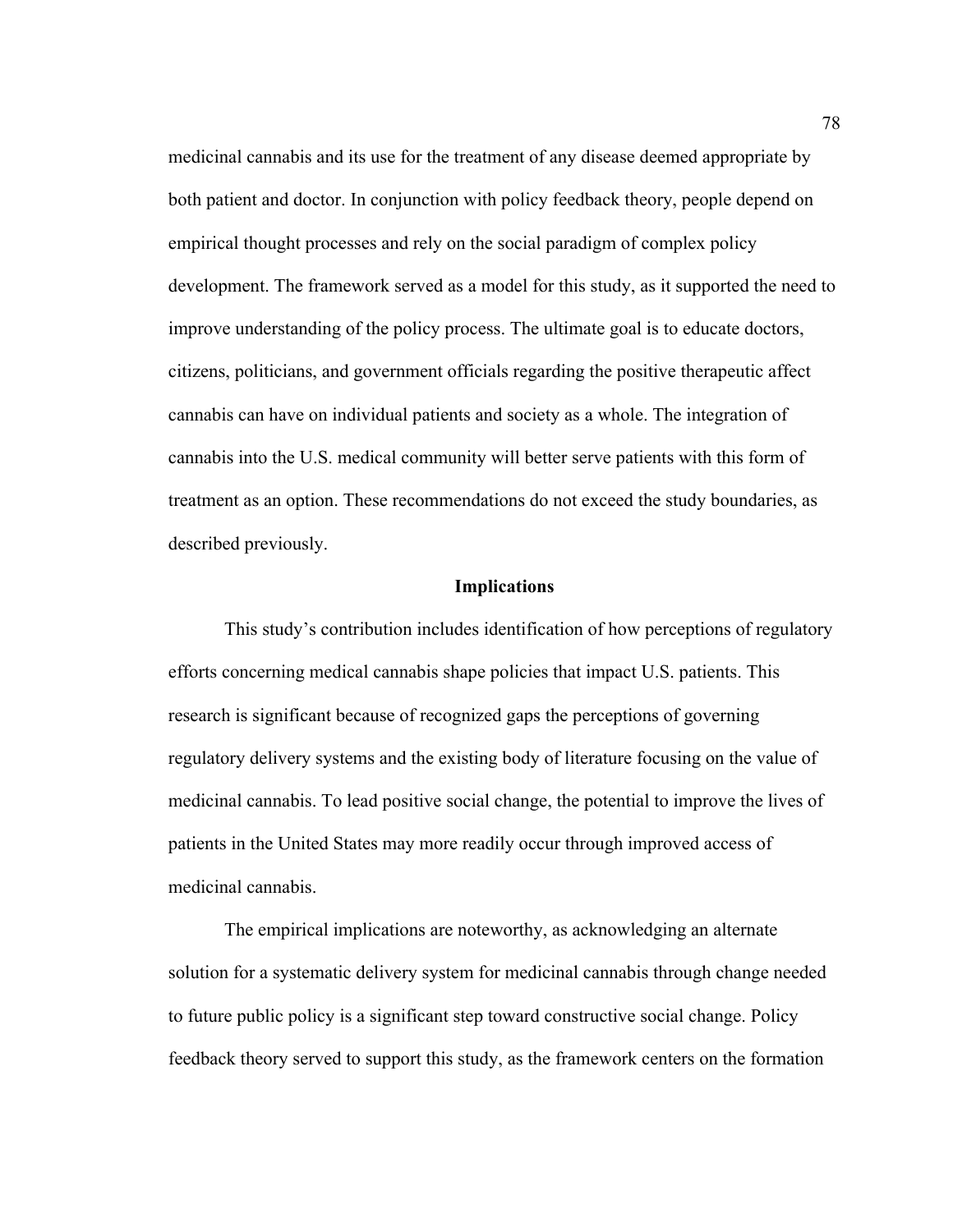medicinal cannabis and its use for the treatment of any disease deemed appropriate by both patient and doctor. In conjunction with policy feedback theory, people depend on empirical thought processes and rely on the social paradigm of complex policy development. The framework served as a model for this study, as it supported the need to improve understanding of the policy process. The ultimate goal is to educate doctors, citizens, politicians, and government officials regarding the positive therapeutic affect cannabis can have on individual patients and society as a whole. The integration of cannabis into the U.S. medical community will better serve patients with this form of treatment as an option. These recommendations do not exceed the study boundaries, as described previously.

## Implications

This study's contribution includes identification of how perceptions of regulatory efforts concerning medical cannabis shape policies that impact U.S. patients. This research is significant because of recognized gaps the perceptions of governing regulatory delivery systems and the existing body of literature focusing on the value of medicinal cannabis. To lead positive social change, the potential to improve the lives of patients in the United States may more readily occur through improved access of medicinal cannabis.

The empirical implications are noteworthy, as acknowledging an alternate solution for a systematic delivery system for medicinal cannabis through change needed to future public policy is a significant step toward constructive social change. Policy feedback theory served to support this study, as the framework centers on the formation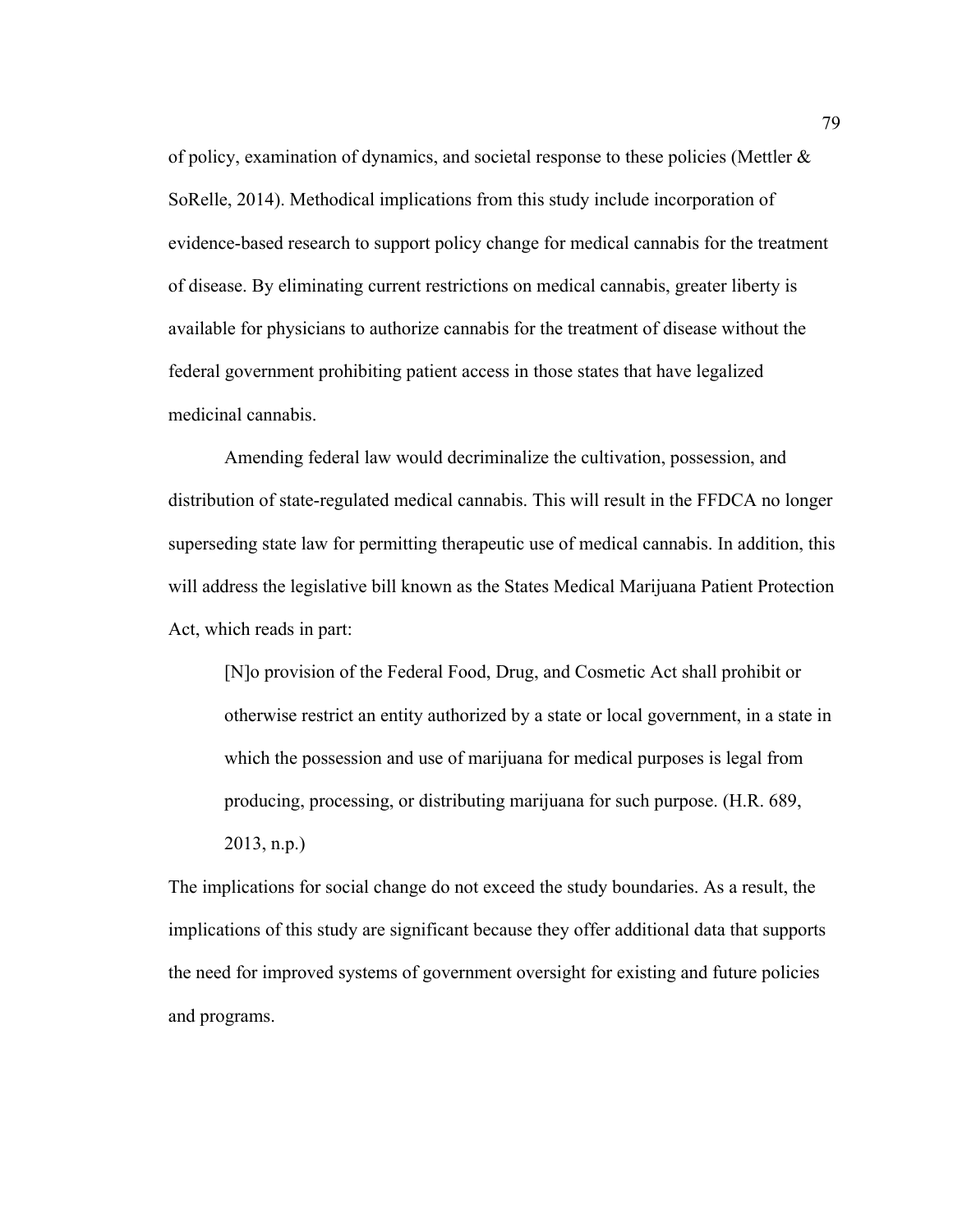of policy, examination of dynamics, and societal response to these policies (Mettler & SoRelle, 2014). Methodical implications from this study include incorporation of evidence-based research to support policy change for medical cannabis for the treatment of disease. By eliminating current restrictions on medical cannabis, greater liberty is available for physicians to authorize cannabis for the treatment of disease without the federal government prohibiting patient access in those states that have legalized medicinal cannabis.

Amending federal law would decriminalize the cultivation, possession, and distribution of state-regulated medical cannabis. This will result in the FFDCA no longer superseding state law for permitting therapeutic use of medical cannabis. In addition, this will address the legislative bill known as the States Medical Marijuana Patient Protection Act, which reads in part:

> [N]o provision of the Federal Food, Drug, and Cosmetic Act shall prohibit or otherwise restrict an entity authorized by a state or local government, in a state in which the possession and use of marijuana for medical purposes is legal from producing, processing, or distributing marijuana for such purpose. (H.R. 689, 2013, n.p.)

The implications for social change do not exceed the study boundaries. As a result, the implications of this study are significant because they offer additional data that supports the need for improved systems of government oversight for existing and future policies and programs.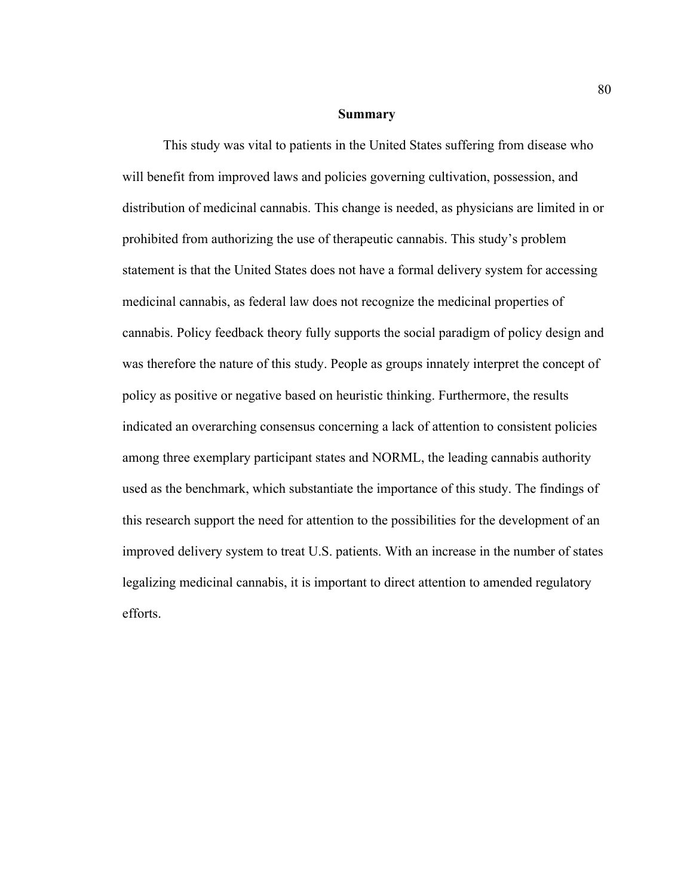## Summary

This study was vital to patients in the United States suffering from disease who will benefit from improved laws and policies governing cultivation, possession, and distribution of medicinal cannabis. This change is needed, as physicians are limited in or prohibited from authorizing the use of therapeutic cannabis. This study's problem statement is that the United States does not have a formal delivery system for accessing medicinal cannabis, as federal law does not recognize the medicinal properties of cannabis. Policy feedback theory fully supports the social paradigm of policy design and was therefore the nature of this study. People as groups innately interpret the concept of policy as positive or negative based on heuristic thinking. Furthermore, the results indicated an overarching consensus concerning a lack of attention to consistent policies among three exemplary participant states and NORML, the leading cannabis authority used as the benchmark, which substantiate the importance of this study. The findings of this research support the need for attention to the possibilities for the development of an improved delivery system to treat U.S. patients. With an increase in the number of states legalizing medicinal cannabis, it is important to direct attention to amended regulatory efforts.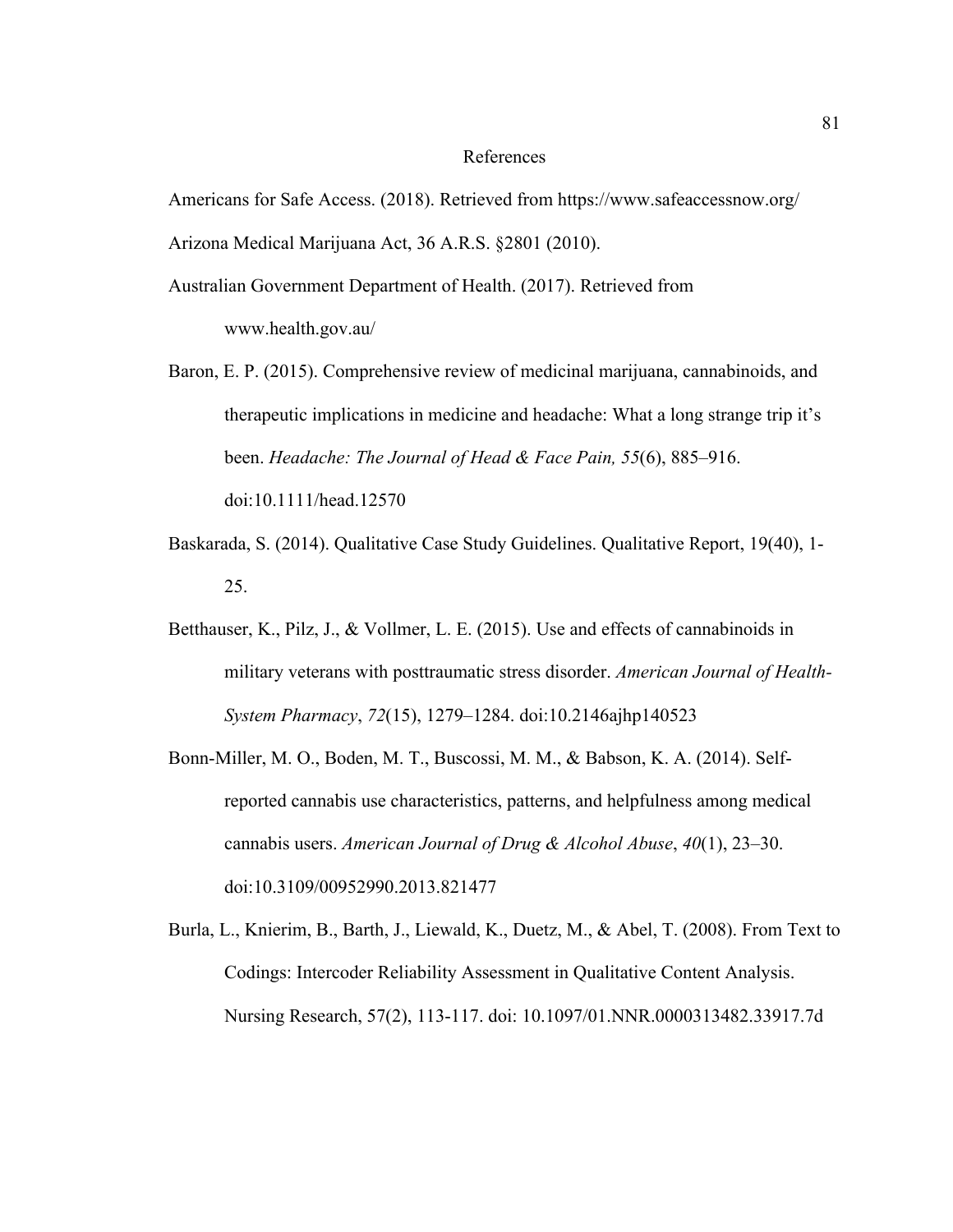# References

Americans for Safe Access. (2018). Retrieved from https://www.safeaccessnow.org/

Arizona Medical Marijuana Act, 36 A.R.S. §2801 (2010).

Australian Government Department of Health. (2017). Retrieved from www.health.gov.au/

Baron, E. P. (2015). Comprehensive review of medicinal marijuana, cannabinoids, and therapeutic implications in medicine and headache: What a long strange trip it's been. *Headache: The Journal of Head & Face Pain, 55*(6), 885–916. doi:10.1111/head.12570

Baskarada, S. (2014). Qualitative Case Study Guidelines. Qualitative Report, 19(40), 1-25.

Betthauser, K., Pilz, J., & Vollmer, L. E. (2015). Use and effects of cannabinoids in military veterans with posttraumatic stress disorder. *American Journal of Health-System Pharmacy*, *72*(15), 1279–1284. doi:10.2146ajhp140523

Bonn-Miller, M. O., Boden, M. T., Buscossi, M. M., & Babson, K. A. (2014). Self-reported cannabis use characteristics, patterns, and helpfulness among medical cannabis users. *American Journal of Drug & Alcohol Abuse*, *40*(1), 23–30. doi:10.3109/00952990.2013.821477

Burla, L., Knierim, B., Barth, J., Liewald, K., Duetz, M., & Abel, T. (2008). From Text to Codings: Intercoder Reliability Assessment in Qualitative Content Analysis. Nursing Research, 57(2), 113-117. doi: 10.1097/01.NNR.0000313482.33917.7d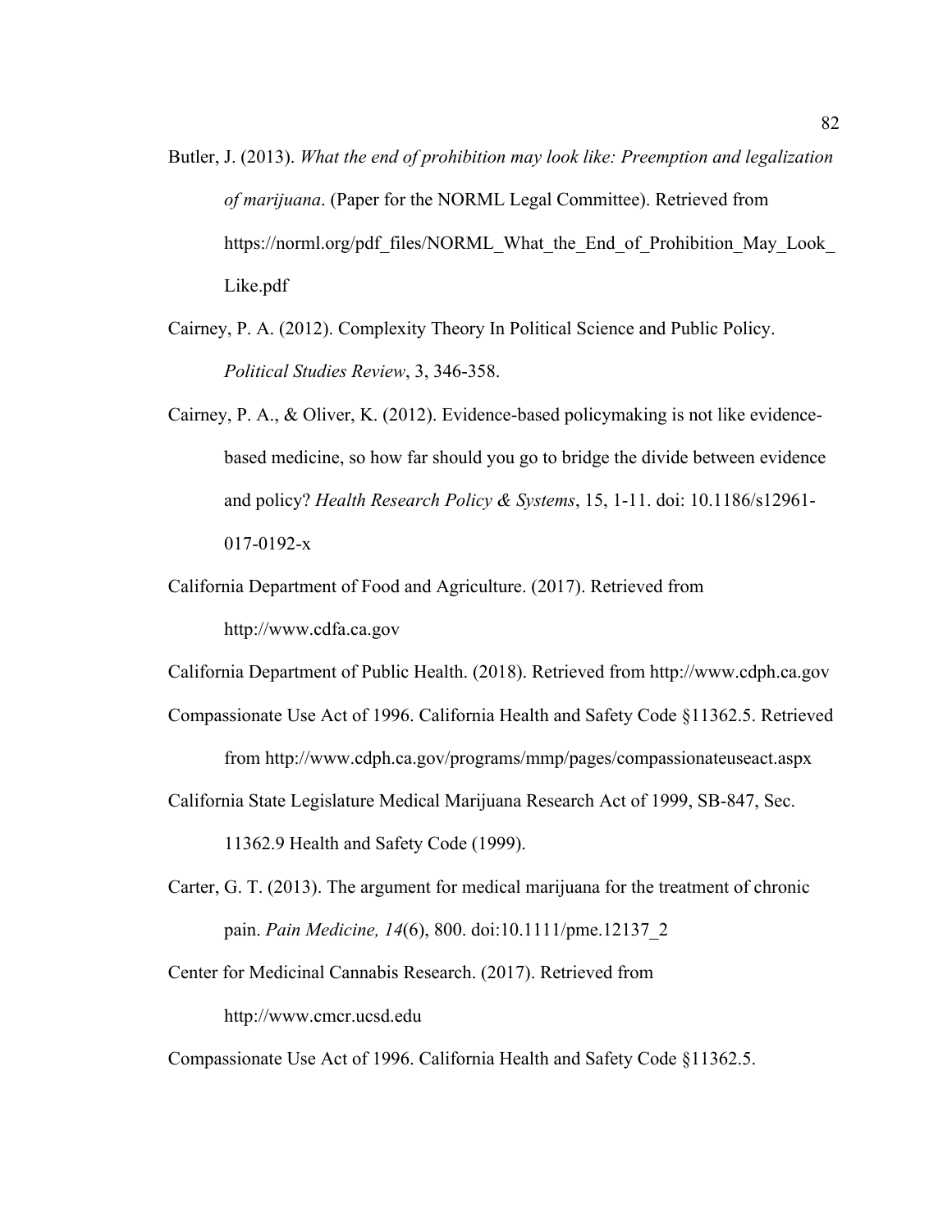Butler, J. (2013). *What the end of prohibition may look like: Preemption and legalization of marijuana*. (Paper for the NORML Legal Committee). Retrieved from https://norml.org/pdf_files/NORML_What_the_End_of_Prohibition_May_Look_Like.pdf

Cairney, P. A. (2012). Complexity Theory In Political Science and Public Policy. *Political Studies Review*, 3, 346-358.

Cairney, P. A., & Oliver, K. (2012). Evidence-based policymaking is not like evidence-based medicine, so how far should you go to bridge the divide between evidence and policy? *Health Research Policy & Systems*, 15, 1-11. doi: 10.1186/s12961-017-0192-x

California Department of Food and Agriculture. (2017). Retrieved from http://www.cdfa.ca.gov

California Department of Public Health. (2018). Retrieved from http://www.cdph.ca.gov

Compassionate Use Act of 1996. California Health and Safety Code §11362.5. Retrieved from http://www.cdph.ca.gov/programs/mmp/pages/compassionateuseact.aspx

California State Legislature Medical Marijuana Research Act of 1999, SB-847, Sec. 11362.9 Health and Safety Code (1999).

Carter, G. T. (2013). The argument for medical marijuana for the treatment of chronic pain. *Pain Medicine, 14*(6), 800. doi:10.1111/pme.12137_2

Center for Medicinal Cannabis Research. (2017). Retrieved from http://www.cmcr.ucsd.edu

Compassionate Use Act of 1996. California Health and Safety Code §11362.5.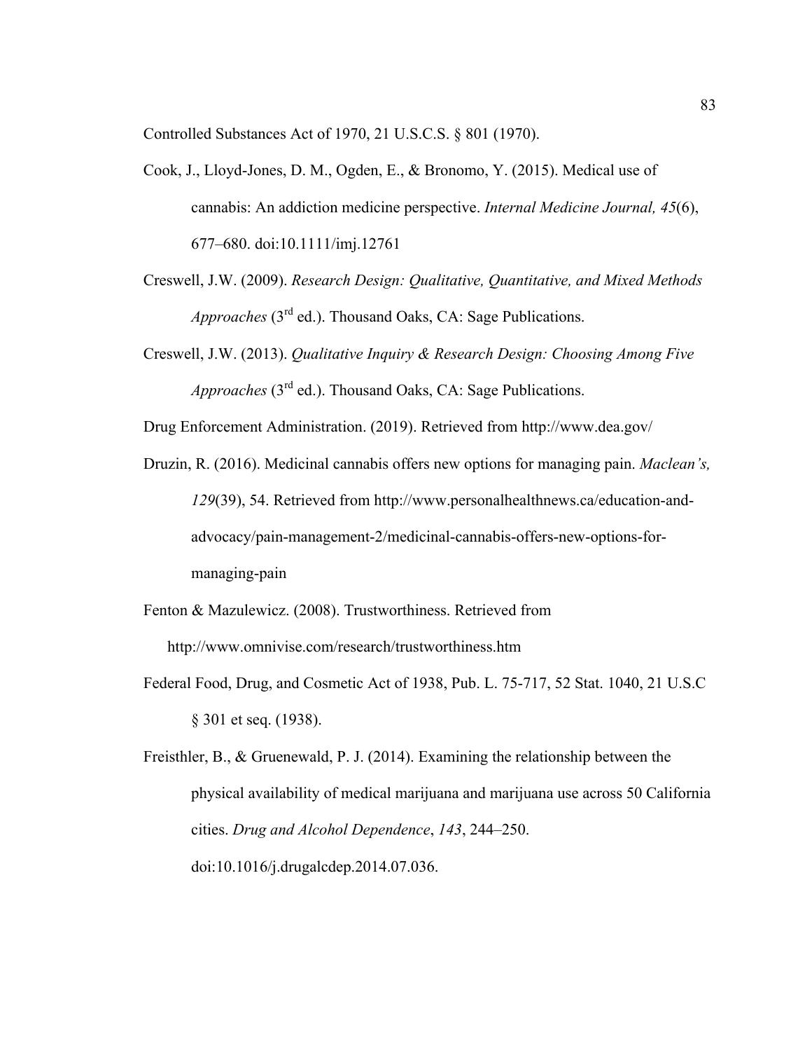Controlled Substances Act of 1970, 21 U.S.C.S. § 801 (1970).

Cook, J., Lloyd-Jones, D. M., Ogden, E., & Bronomo, Y. (2015). Medical use of cannabis: An addiction medicine perspective. *Internal Medicine Journal, 45*(6), 677–680. doi:10.1111/imj.12761

Creswell, J.W. (2009). *Research Design: Qualitative, Quantitative, and Mixed Methods Approaches* (3rd ed.). Thousand Oaks, CA: Sage Publications.

Creswell, J.W. (2013). *Qualitative Inquiry & Research Design: Choosing Among Five Approaches* (3rd ed.). Thousand Oaks, CA: Sage Publications.

Drug Enforcement Administration. (2019). Retrieved from http://www.dea.gov/

Druzin, R. (2016). Medicinal cannabis offers new options for managing pain. *Maclean's, 129*(39), 54. Retrieved from http://www.personalhealthnews.ca/education-and-advocacy/pain-management-2/medicinal-cannabis-offers-new-options-for-managing-pain

Fenton & Mazulewicz. (2008). Trustworthiness. Retrieved from http://www.omnivise.com/research/trustworthiness.htm

Federal Food, Drug, and Cosmetic Act of 1938, Pub. L. 75-717, 52 Stat. 1040, 21 U.S.C § 301 et seq. (1938).

Freisthler, B., & Gruenewald, P. J. (2014). Examining the relationship between the physical availability of medical marijuana and marijuana use across 50 California cities. *Drug and Alcohol Dependence*, *143*, 244–250. doi:10.1016/j.drugalcdep.2014.07.036.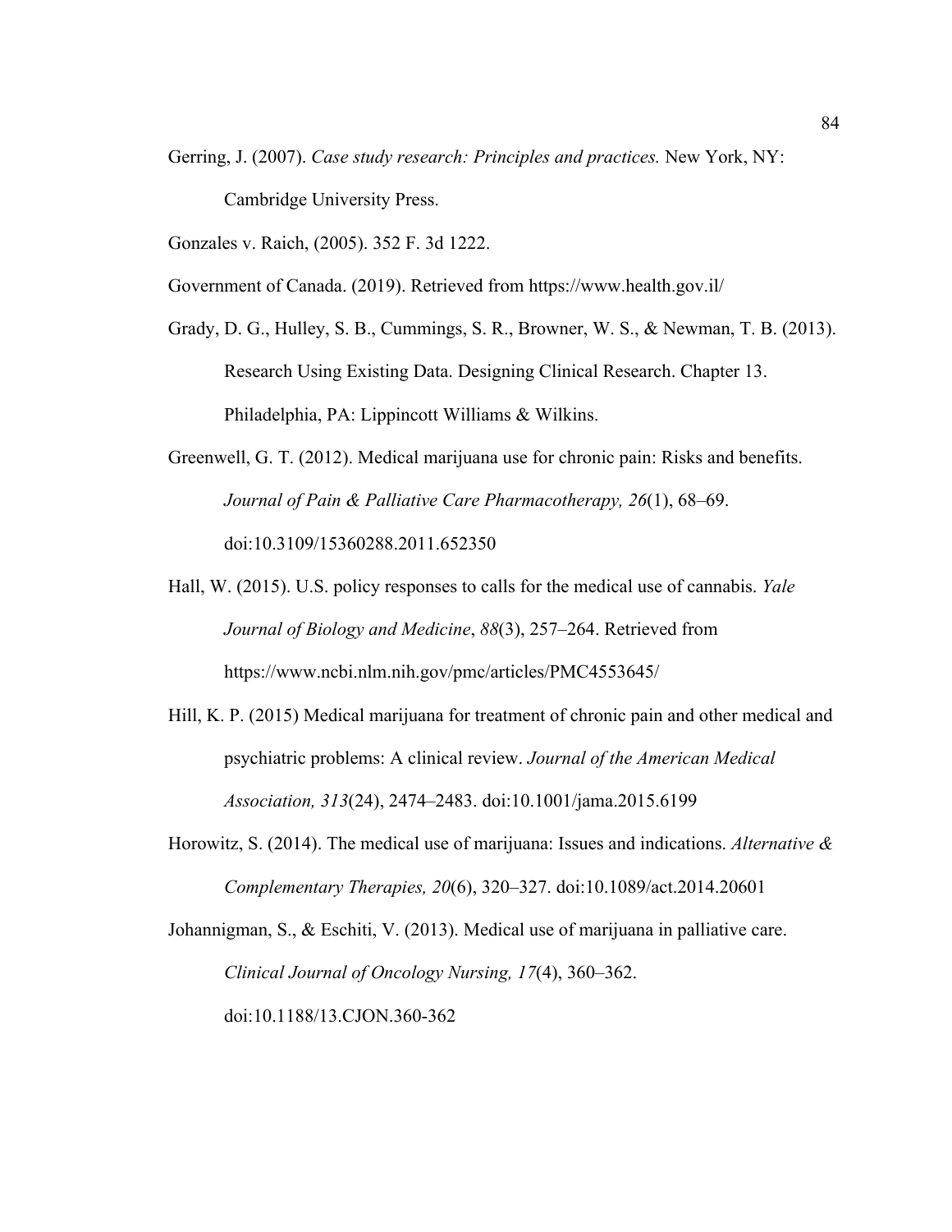Gerring, J. (2007). *Case study research: Principles and practices.* New York, NY: Cambridge University Press.

Gonzales v. Raich, (2005). 352 F. 3d 1222.

Government of Canada. (2019). Retrieved from https://www.health.gov.il/

Grady, D. G., Hulley, S. B., Cummings, S. R., Browner, W. S., & Newman, T. B. (2013). Research Using Existing Data. Designing Clinical Research. Chapter 13. Philadelphia, PA: Lippincott Williams & Wilkins.

Greenwell, G. T. (2012). Medical marijuana use for chronic pain: Risks and benefits. *Journal of Pain & Palliative Care Pharmacotherapy, 26*(1), 68–69. doi:10.3109/15360288.2011.652350

Hall, W. (2015). U.S. policy responses to calls for the medical use of cannabis. *Yale Journal of Biology and Medicine*, *88*(3), 257–264. Retrieved from https://www.ncbi.nlm.nih.gov/pmc/articles/PMC4553645/

Hill, K. P. (2015) Medical marijuana for treatment of chronic pain and other medical and psychiatric problems: A clinical review. *Journal of the American Medical Association, 313*(24), 2474–2483. doi:10.1001/jama.2015.6199

Horowitz, S. (2014). The medical use of marijuana: Issues and indications. *Alternative & Complementary Therapies, 20*(6), 320–327. doi:10.1089/act.2014.20601

Johannigman, S., & Eschiti, V. (2013). Medical use of marijuana in palliative care. *Clinical Journal of Oncology Nursing, 17*(4), 360–362. doi:10.1188/13.CJON.360-362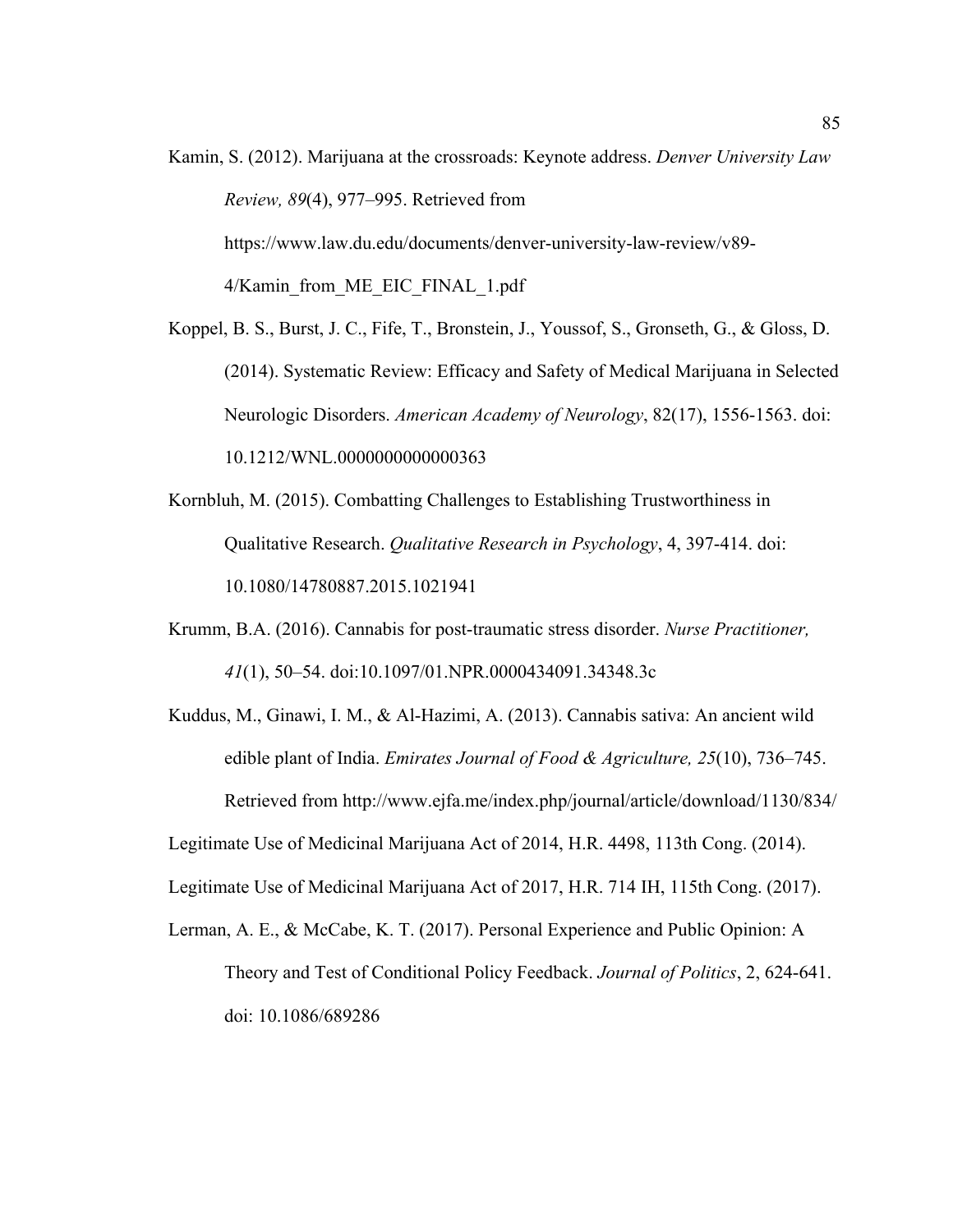Kamin, S. (2012). Marijuana at the crossroads: Keynote address. *Denver University Law Review, 89*(4), 977–995. Retrieved from https://www.law.du.edu/documents/denver-university-law-review/v89-4/Kamin_from_ME_EIC_FINAL_1.pdf

Koppel, B. S., Burst, J. C., Fife, T., Bronstein, J., Youssof, S., Gronseth, G., & Gloss, D. (2014). Systematic Review: Efficacy and Safety of Medical Marijuana in Selected Neurologic Disorders. *American Academy of Neurology*, 82(17), 1556-1563. doi: 10.1212/WNL.0000000000000363

Kornbluh, M. (2015). Combatting Challenges to Establishing Trustworthiness in Qualitative Research. *Qualitative Research in Psychology*, 4, 397-414. doi: 10.1080/14780887.2015.1021941

Krumm, B.A. (2016). Cannabis for post-traumatic stress disorder. *Nurse Practitioner, 41*(1), 50–54. doi:10.1097/01.NPR.0000434091.34348.3c

Kuddus, M., Ginawi, I. M., & Al-Hazimi, A. (2013). Cannabis sativa: An ancient wild edible plant of India. *Emirates Journal of Food & Agriculture, 25*(10), 736–745. Retrieved from http://www.ejfa.me/index.php/journal/article/download/1130/834/

Legitimate Use of Medicinal Marijuana Act of 2014, H.R. 4498, 113th Cong. (2014).

Legitimate Use of Medicinal Marijuana Act of 2017, H.R. 714 IH, 115th Cong. (2017).

Lerman, A. E., & McCabe, K. T. (2017). Personal Experience and Public Opinion: A Theory and Test of Conditional Policy Feedback. *Journal of Politics*, 2, 624-641. doi: 10.1086/689286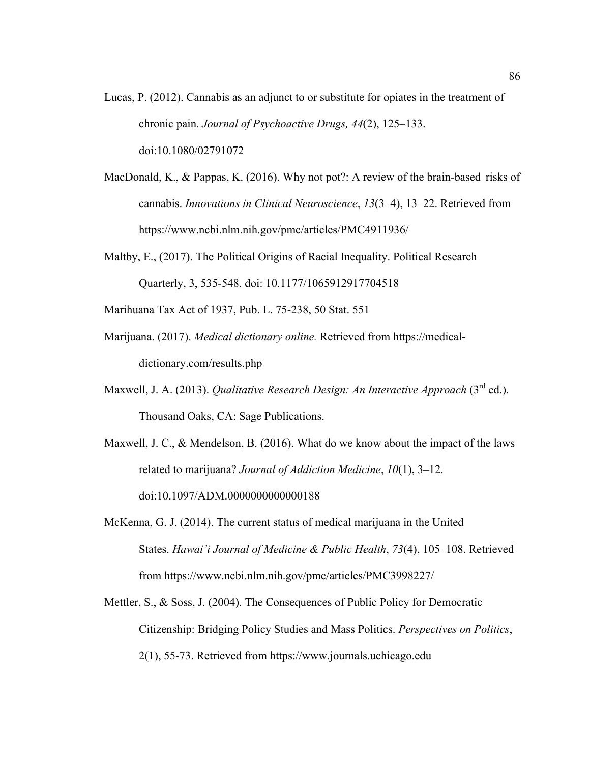Lucas, P. (2012). Cannabis as an adjunct to or substitute for opiates in the treatment of chronic pain. *Journal of Psychoactive Drugs, 44*(2), 125–133. doi:10.1080/02791072

MacDonald, K., & Pappas, K. (2016). Why not pot?: A review of the brain-based risks of cannabis. *Innovations in Clinical Neuroscience*, *13*(3–4), 13–22. Retrieved from https://www.ncbi.nlm.nih.gov/pmc/articles/PMC4911936/

Maltby, E., (2017). The Political Origins of Racial Inequality. Political Research Quarterly, 3, 535-548. doi: 10.1177/1065912917704518

Marihuana Tax Act of 1937, Pub. L. 75-238, 50 Stat. 551

Marijuana. (2017). *Medical dictionary online.* Retrieved from https://medical-dictionary.com/results.php

Maxwell, J. A. (2013). *Qualitative Research Design: An Interactive Approach* (3rd ed.). Thousand Oaks, CA: Sage Publications.

Maxwell, J. C., & Mendelson, B. (2016). What do we know about the impact of the laws related to marijuana? *Journal of Addiction Medicine*, *10*(1), 3–12. doi:10.1097/ADM.0000000000000188

McKenna, G. J. (2014). The current status of medical marijuana in the United States. *Hawai'i Journal of Medicine & Public Health*, *73*(4), 105–108. Retrieved from https://www.ncbi.nlm.nih.gov/pmc/articles/PMC3998227/

Mettler, S., & Soss, J. (2004). The Consequences of Public Policy for Democratic Citizenship: Bridging Policy Studies and Mass Politics. *Perspectives on Politics*, 2(1), 55-73. Retrieved from https://www.journals.uchicago.edu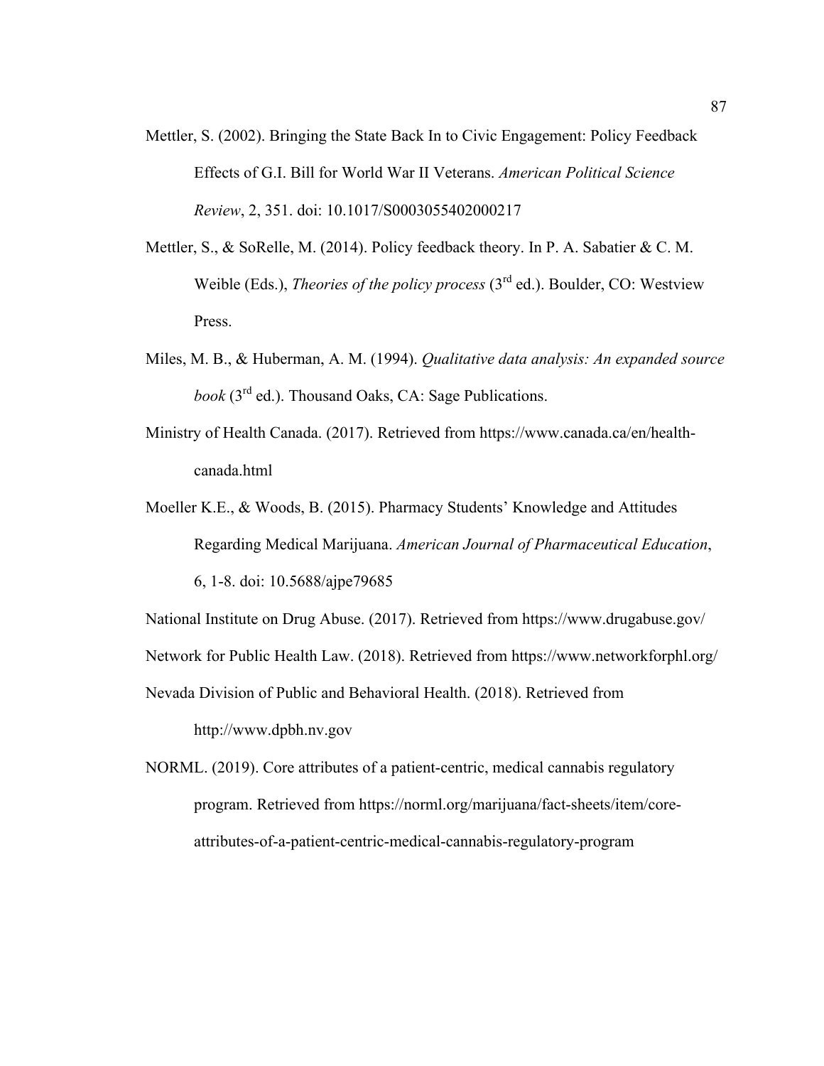Mettler, S. (2002). Bringing the State Back In to Civic Engagement: Policy Feedback Effects of G.I. Bill for World War II Veterans. *American Political Science Review*, 2, 351. doi: 10.1017/S0003055402000217

Mettler, S., & SoRelle, M. (2014). Policy feedback theory. In P. A. Sabatier & C. M. Weible (Eds.), *Theories of the policy process* (3rd ed.). Boulder, CO: Westview Press.

Miles, M. B., & Huberman, A. M. (1994). *Qualitative data analysis: An expanded source book* (3rd ed.). Thousand Oaks, CA: Sage Publications.

Ministry of Health Canada. (2017). Retrieved from https://www.canada.ca/en/health-canada.html

Moeller K.E., & Woods, B. (2015). Pharmacy Students' Knowledge and Attitudes Regarding Medical Marijuana. *American Journal of Pharmaceutical Education*, 6, 1-8. doi: 10.5688/ajpe79685

National Institute on Drug Abuse. (2017). Retrieved from https://www.drugabuse.gov/

Network for Public Health Law. (2018). Retrieved from https://www.networkforphl.org/

Nevada Division of Public and Behavioral Health. (2018). Retrieved from http://www.dpbh.nv.gov

NORML. (2019). Core attributes of a patient-centric, medical cannabis regulatory program. Retrieved from https://norml.org/marijuana/fact-sheets/item/core-attributes-of-a-patient-centric-medical-cannabis-regulatory-program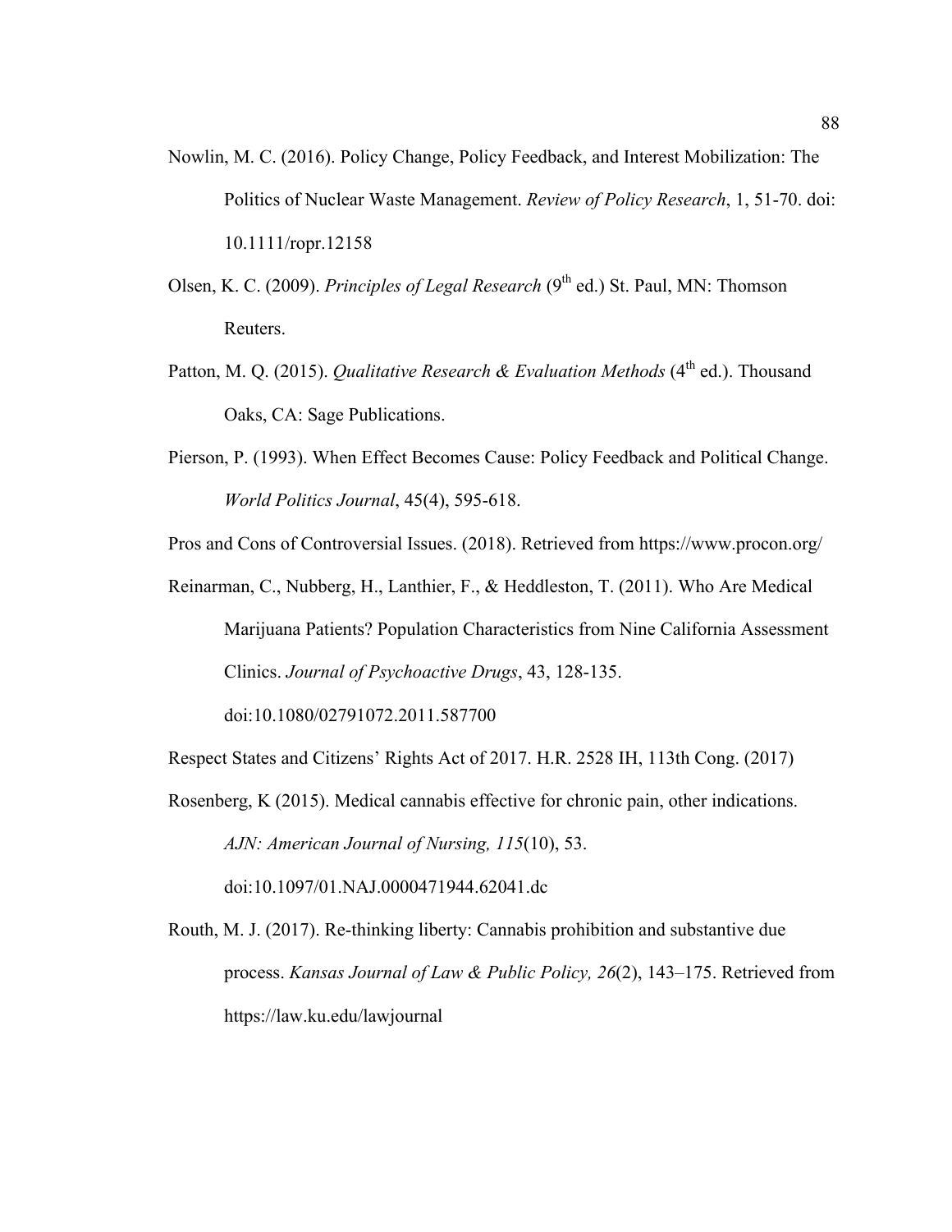Nowlin, M. C. (2016). Policy Change, Policy Feedback, and Interest Mobilization: The Politics of Nuclear Waste Management. *Review of Policy Research*, 1, 51-70. doi: 10.1111/ropr.12158

Olsen, K. C. (2009). *Principles of Legal Research* (9th ed.) St. Paul, MN: Thomson Reuters.

Patton, M. Q. (2015). *Qualitative Research & Evaluation Methods* (4th ed.). Thousand Oaks, CA: Sage Publications.

Pierson, P. (1993). When Effect Becomes Cause: Policy Feedback and Political Change. *World Politics Journal*, 45(4), 595-618.

Pros and Cons of Controversial Issues. (2018). Retrieved from https://www.procon.org/

Reinarman, C., Nubberg, H., Lanthier, F., & Heddleston, T. (2011). Who Are Medical Marijuana Patients? Population Characteristics from Nine California Assessment Clinics. *Journal of Psychoactive Drugs*, 43, 128-135. doi:10.1080/02791072.2011.587700

Respect States and Citizens' Rights Act of 2017. H.R. 2528 IH, 113th Cong. (2017)

Rosenberg, K (2015). Medical cannabis effective for chronic pain, other indications. *AJN: American Journal of Nursing, 115*(10), 53. doi:10.1097/01.NAJ.0000471944.62041.dc

Routh, M. J. (2017). Re-thinking liberty: Cannabis prohibition and substantive due process. *Kansas Journal of Law & Public Policy, 26*(2), 143–175. Retrieved from https://law.ku.edu/lawjournal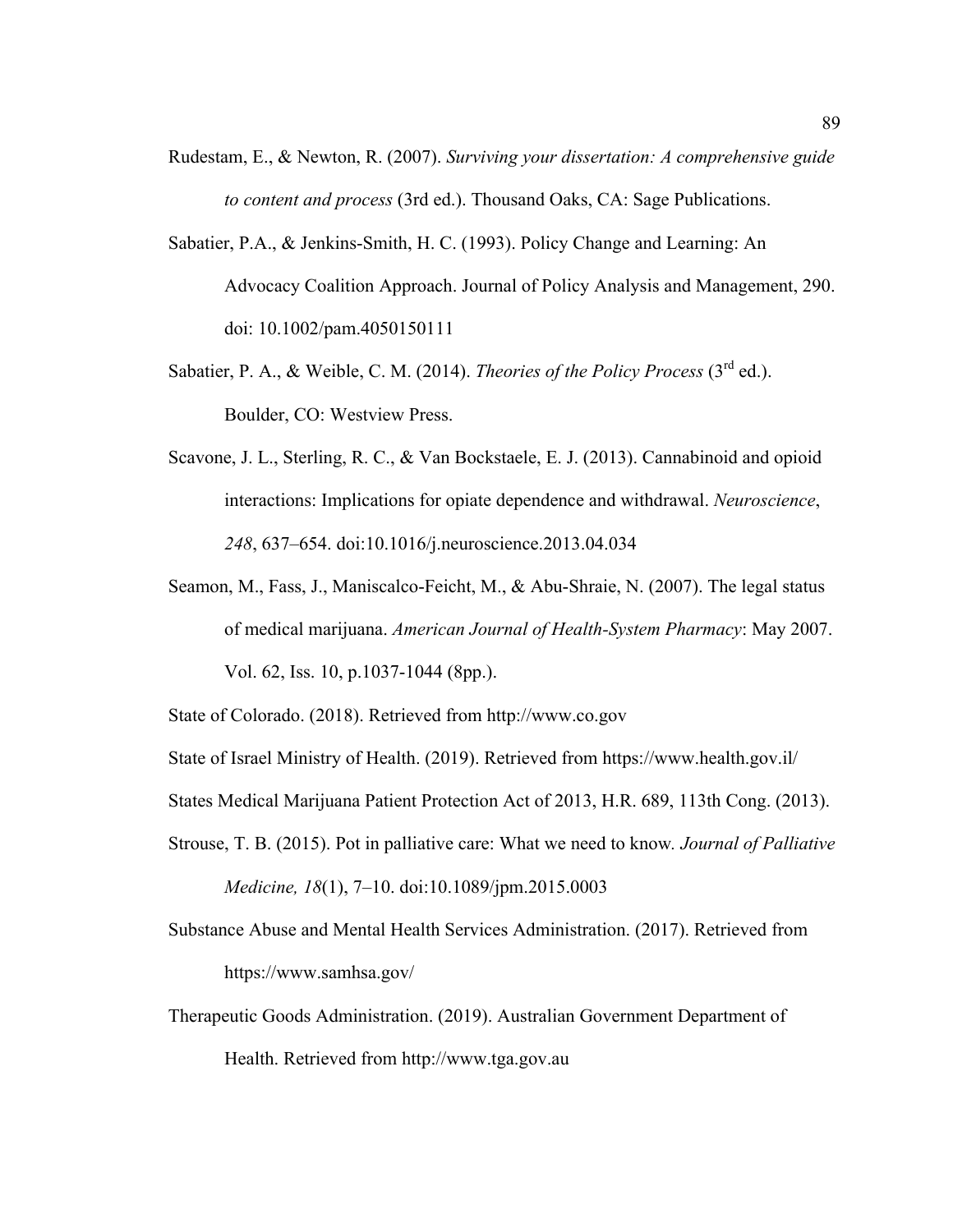Rudestam, E., & Newton, R. (2007). *Surviving your dissertation: A comprehensive guide to content and process* (3rd ed.). Thousand Oaks, CA: Sage Publications.

Sabatier, P.A., & Jenkins-Smith, H. C. (1993). Policy Change and Learning: An Advocacy Coalition Approach. Journal of Policy Analysis and Management, 290. doi: 10.1002/pam.4050150111

Sabatier, P. A., & Weible, C. M. (2014). *Theories of the Policy Process* (3rd ed.). Boulder, CO: Westview Press.

Scavone, J. L., Sterling, R. C., & Van Bockstaele, E. J. (2013). Cannabinoid and opioid interactions: Implications for opiate dependence and withdrawal. *Neuroscience*, *248*, 637–654. doi:10.1016/j.neuroscience.2013.04.034

Seamon, M., Fass, J., Maniscalco-Feicht, M., & Abu-Shraie, N. (2007). The legal status of medical marijuana. *American Journal of Health-System Pharmacy*: May 2007. Vol. 62, Iss. 10, p.1037-1044 (8pp.).

State of Colorado. (2018). Retrieved from http://www.co.gov

State of Israel Ministry of Health. (2019). Retrieved from https://www.health.gov.il/

States Medical Marijuana Patient Protection Act of 2013, H.R. 689, 113th Cong. (2013).

Strouse, T. B. (2015). Pot in palliative care: What we need to know. *Journal of Palliative Medicine, 18*(1), 7–10. doi:10.1089/jpm.2015.0003

Substance Abuse and Mental Health Services Administration. (2017). Retrieved from https://www.samhsa.gov/

Therapeutic Goods Administration. (2019). Australian Government Department of Health. Retrieved from http://www.tga.gov.au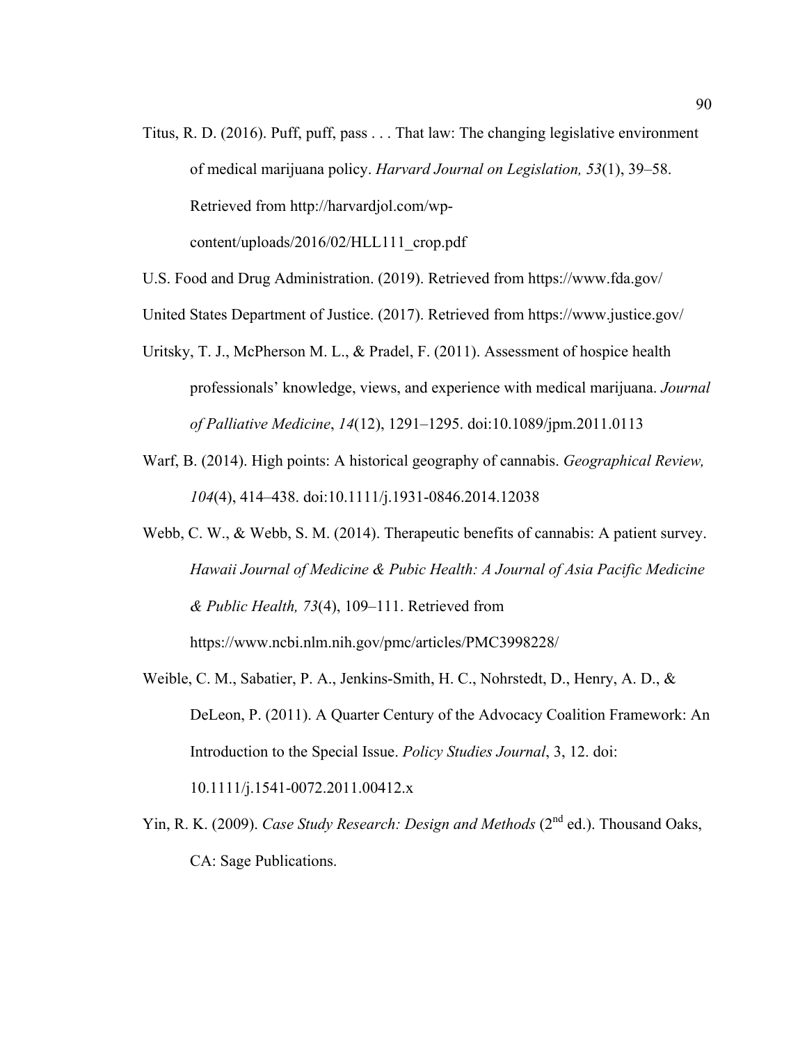Titus, R. D. (2016). Puff, puff, pass . . . That law: The changing legislative environment of medical marijuana policy. *Harvard Journal on Legislation, 53*(1), 39–58. Retrieved from http://harvardjol.com/wp-content/uploads/2016/02/HLL111_crop.pdf

U.S. Food and Drug Administration. (2019). Retrieved from https://www.fda.gov/

United States Department of Justice. (2017). Retrieved from https://www.justice.gov/

Uritsky, T. J., McPherson M. L., & Pradel, F. (2011). Assessment of hospice health professionals' knowledge, views, and experience with medical marijuana. *Journal of Palliative Medicine*, *14*(12), 1291–1295. doi:10.1089/jpm.2011.0113

Warf, B. (2014). High points: A historical geography of cannabis. *Geographical Review, 104*(4), 414–438. doi:10.1111/j.1931-0846.2014.12038

Webb, C. W., & Webb, S. M. (2014). Therapeutic benefits of cannabis: A patient survey. *Hawaii Journal of Medicine & Pubic Health: A Journal of Asia Pacific Medicine & Public Health, 73*(4), 109–111. Retrieved from https://www.ncbi.nlm.nih.gov/pmc/articles/PMC3998228/

Weible, C. M., Sabatier, P. A., Jenkins-Smith, H. C., Nohrstedt, D., Henry, A. D., & DeLeon, P. (2011). A Quarter Century of the Advocacy Coalition Framework: An Introduction to the Special Issue. *Policy Studies Journal*, 3, 12. doi: 10.1111/j.1541-0072.2011.00412.x

Yin, R. K. (2009). *Case Study Research: Design and Methods* (2nd ed.). Thousand Oaks, CA: Sage Publications.